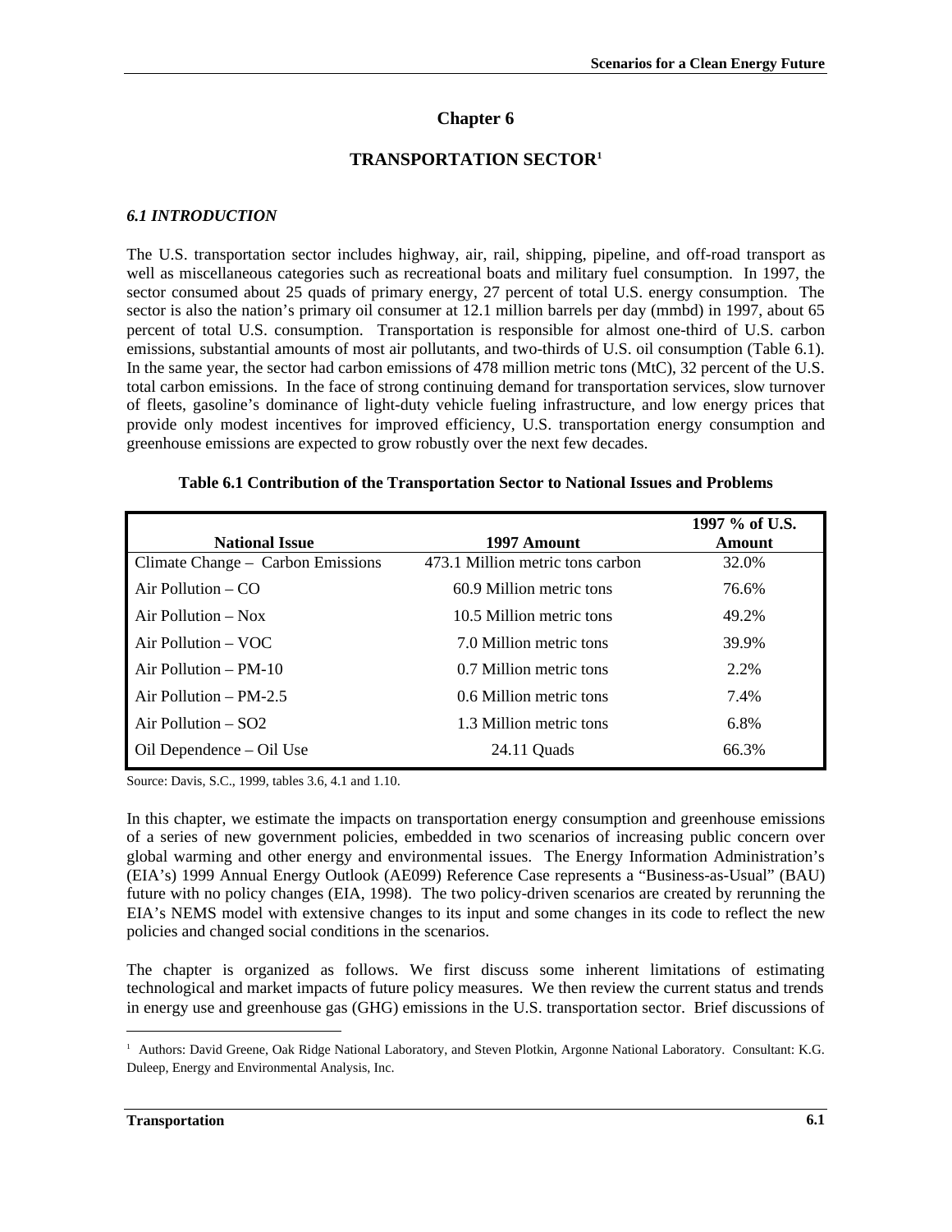# Chapter 6

## TRANSPORTATION SECTOR[1]

### *6.1 INTRODUCTION*

The U.S. transportation sector includes highway, air, rail, shipping, pipeline, and off-road transport as well as miscellaneous categories such as recreational boats and military fuel consumption. In 1997, the sector consumed about 25 quads of primary energy, 27 percent of total U.S. energy consumption. The sector is also the nation's primary oil consumer at 12.1 million barrels per day (mmbd) in 1997, about 65 percent of total U.S. consumption. Transportation is responsible for almost one-third of U.S. carbon emissions, substantial amounts of most air pollutants, and two-thirds of U.S. oil consumption (Table 6.1). In the same year, the sector had carbon emissions of 478 million metric tons (MtC), 32 percent of the U.S. total carbon emissions. In the face of strong continuing demand for transportation services, slow turnover of fleets, gasoline's dominance of light-duty vehicle fueling infrastructure, and low energy prices that provide only modest incentives for improved efficiency, U.S. transportation energy consumption and greenhouse emissions are expected to grow robustly over the next few decades.

**Table 6.1 Contribution of the Transportation Sector to National Issues and Problems**

| National Issue | 1997 Amount | 1997 % of U.S. Amount |
|---|---|---|
| Climate Change – Carbon Emissions | 473.1 Million metric tons carbon | 32.0% |
| Air Pollution – CO | 60.9 Million metric tons | 76.6% |
| Air Pollution – Nox | 10.5 Million metric tons | 49.2% |
| Air Pollution – VOC | 7.0 Million metric tons | 39.9% |
| Air Pollution – PM-10 | 0.7 Million metric tons | 2.2% |
| Air Pollution – PM-2.5 | 0.6 Million metric tons | 7.4% |
| Air Pollution – SO2 | 1.3 Million metric tons | 6.8% |
| Oil Dependence – Oil Use | 24.11 Quads | 66.3% |

Source: Davis, S.C., 1999, tables 3.6, 4.1 and 1.10.

In this chapter, we estimate the impacts on transportation energy consumption and greenhouse emissions of a series of new government policies, embedded in two scenarios of increasing public concern over global warming and other energy and environmental issues. The Energy Information Administration's (EIA's) 1999 Annual Energy Outlook (AE099) Reference Case represents a "Business-as-Usual" (BAU) future with no policy changes (EIA, 1998). The two policy-driven scenarios are created by rerunning the EIA's NEMS model with extensive changes to its input and some changes in its code to reflect the new policies and changed social conditions in the scenarios.

The chapter is organized as follows. We first discuss some inherent limitations of estimating technological and market impacts of future policy measures. We then review the current status and trends in energy use and greenhouse gas (GHG) emissions in the U.S. transportation sector. Brief discussions of

[1] Authors: David Greene, Oak Ridge National Laboratory, and Steven Plotkin, Argonne National Laboratory. Consultant: K.G. Duleep, Energy and Environmental Analysis, Inc.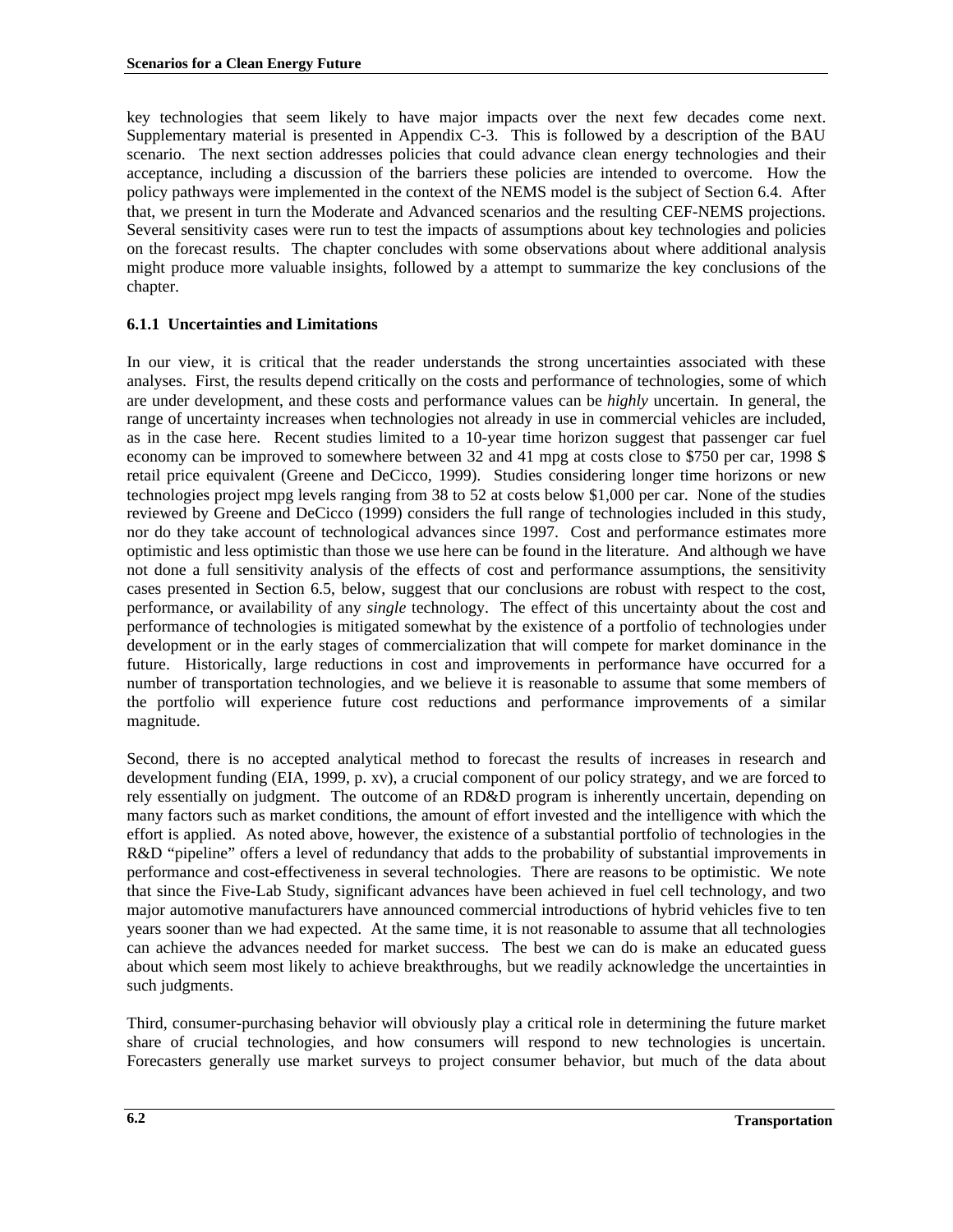key technologies that seem likely to have major impacts over the next few decades come next. Supplementary material is presented in Appendix C-3. This is followed by a description of the BAU scenario. The next section addresses policies that could advance clean energy technologies and their acceptance, including a discussion of the barriers these policies are intended to overcome. How the policy pathways were implemented in the context of the NEMS model is the subject of Section 6.4. After that, we present in turn the Moderate and Advanced scenarios and the resulting CEF-NEMS projections. Several sensitivity cases were run to test the impacts of assumptions about key technologies and policies on the forecast results. The chapter concludes with some observations about where additional analysis might produce more valuable insights, followed by a attempt to summarize the key conclusions of the chapter.

### 6.1.1 Uncertainties and Limitations

In our view, it is critical that the reader understands the strong uncertainties associated with these analyses. First, the results depend critically on the costs and performance of technologies, some of which are under development, and these costs and performance values can be *highly* uncertain. In general, the range of uncertainty increases when technologies not already in use in commercial vehicles are included, as in the case here. Recent studies limited to a 10-year time horizon suggest that passenger car fuel economy can be improved to somewhere between 32 and 41 mpg at costs close to $750 per car, 1998 $ retail price equivalent (Greene and DeCicco, 1999). Studies considering longer time horizons or new technologies project mpg levels ranging from 38 to 52 at costs below $1,000 per car. None of the studies reviewed by Greene and DeCicco (1999) considers the full range of technologies included in this study, nor do they take account of technological advances since 1997. Cost and performance estimates more optimistic and less optimistic than those we use here can be found in the literature. And although we have not done a full sensitivity analysis of the effects of cost and performance assumptions, the sensitivity cases presented in Section 6.5, below, suggest that our conclusions are robust with respect to the cost, performance, or availability of any *single* technology. The effect of this uncertainty about the cost and performance of technologies is mitigated somewhat by the existence of a portfolio of technologies under development or in the early stages of commercialization that will compete for market dominance in the future. Historically, large reductions in cost and improvements in performance have occurred for a number of transportation technologies, and we believe it is reasonable to assume that some members of the portfolio will experience future cost reductions and performance improvements of a similar magnitude.

Second, there is no accepted analytical method to forecast the results of increases in research and development funding (EIA, 1999, p. xv), a crucial component of our policy strategy, and we are forced to rely essentially on judgment. The outcome of an RD&D program is inherently uncertain, depending on many factors such as market conditions, the amount of effort invested and the intelligence with which the effort is applied. As noted above, however, the existence of a substantial portfolio of technologies in the R&D "pipeline" offers a level of redundancy that adds to the probability of substantial improvements in performance and cost-effectiveness in several technologies. There are reasons to be optimistic. We note that since the Five-Lab Study, significant advances have been achieved in fuel cell technology, and two major automotive manufacturers have announced commercial introductions of hybrid vehicles five to ten years sooner than we had expected. At the same time, it is not reasonable to assume that all technologies can achieve the advances needed for market success. The best we can do is make an educated guess about which seem most likely to achieve breakthroughs, but we readily acknowledge the uncertainties in such judgments.

Third, consumer-purchasing behavior will obviously play a critical role in determining the future market share of crucial technologies, and how consumers will respond to new technologies is uncertain. Forecasters generally use market surveys to project consumer behavior, but much of the data about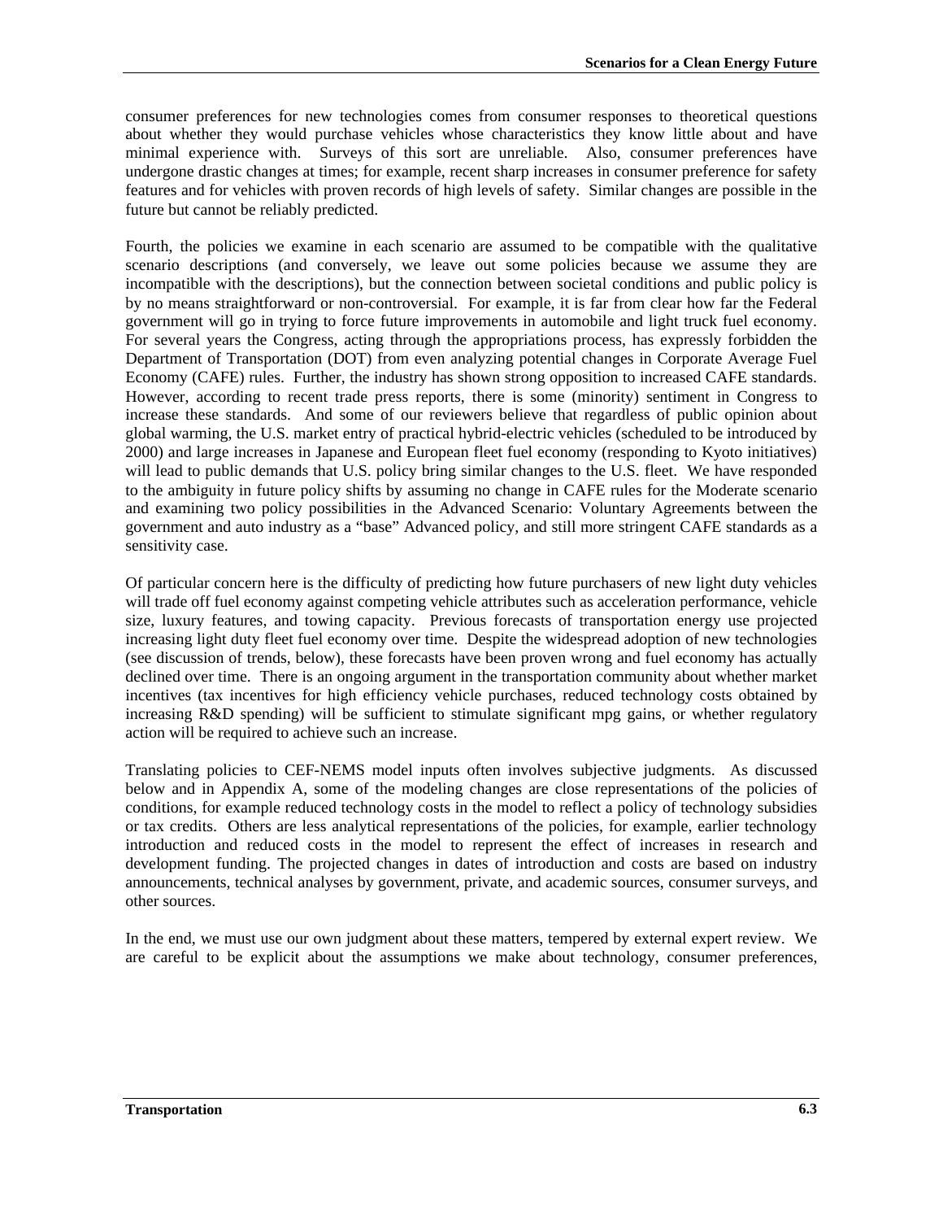consumer preferences for new technologies comes from consumer responses to theoretical questions about whether they would purchase vehicles whose characteristics they know little about and have minimal experience with. Surveys of this sort are unreliable. Also, consumer preferences have undergone drastic changes at times; for example, recent sharp increases in consumer preference for safety features and for vehicles with proven records of high levels of safety. Similar changes are possible in the future but cannot be reliably predicted.

Fourth, the policies we examine in each scenario are assumed to be compatible with the qualitative scenario descriptions (and conversely, we leave out some policies because we assume they are incompatible with the descriptions), but the connection between societal conditions and public policy is by no means straightforward or non-controversial. For example, it is far from clear how far the Federal government will go in trying to force future improvements in automobile and light truck fuel economy. For several years the Congress, acting through the appropriations process, has expressly forbidden the Department of Transportation (DOT) from even analyzing potential changes in Corporate Average Fuel Economy (CAFE) rules. Further, the industry has shown strong opposition to increased CAFE standards. However, according to recent trade press reports, there is some (minority) sentiment in Congress to increase these standards. And some of our reviewers believe that regardless of public opinion about global warming, the U.S. market entry of practical hybrid-electric vehicles (scheduled to be introduced by 2000) and large increases in Japanese and European fleet fuel economy (responding to Kyoto initiatives) will lead to public demands that U.S. policy bring similar changes to the U.S. fleet. We have responded to the ambiguity in future policy shifts by assuming no change in CAFE rules for the Moderate scenario and examining two policy possibilities in the Advanced Scenario: Voluntary Agreements between the government and auto industry as a "base" Advanced policy, and still more stringent CAFE standards as a sensitivity case.

Of particular concern here is the difficulty of predicting how future purchasers of new light duty vehicles will trade off fuel economy against competing vehicle attributes such as acceleration performance, vehicle size, luxury features, and towing capacity. Previous forecasts of transportation energy use projected increasing light duty fleet fuel economy over time. Despite the widespread adoption of new technologies (see discussion of trends, below), these forecasts have been proven wrong and fuel economy has actually declined over time. There is an ongoing argument in the transportation community about whether market incentives (tax incentives for high efficiency vehicle purchases, reduced technology costs obtained by increasing R&D spending) will be sufficient to stimulate significant mpg gains, or whether regulatory action will be required to achieve such an increase.

Translating policies to CEF-NEMS model inputs often involves subjective judgments. As discussed below and in Appendix A, some of the modeling changes are close representations of the policies of conditions, for example reduced technology costs in the model to reflect a policy of technology subsidies or tax credits. Others are less analytical representations of the policies, for example, earlier technology introduction and reduced costs in the model to represent the effect of increases in research and development funding. The projected changes in dates of introduction and costs are based on industry announcements, technical analyses by government, private, and academic sources, consumer surveys, and other sources.

In the end, we must use our own judgment about these matters, tempered by external expert review. We are careful to be explicit about the assumptions we make about technology, consumer preferences,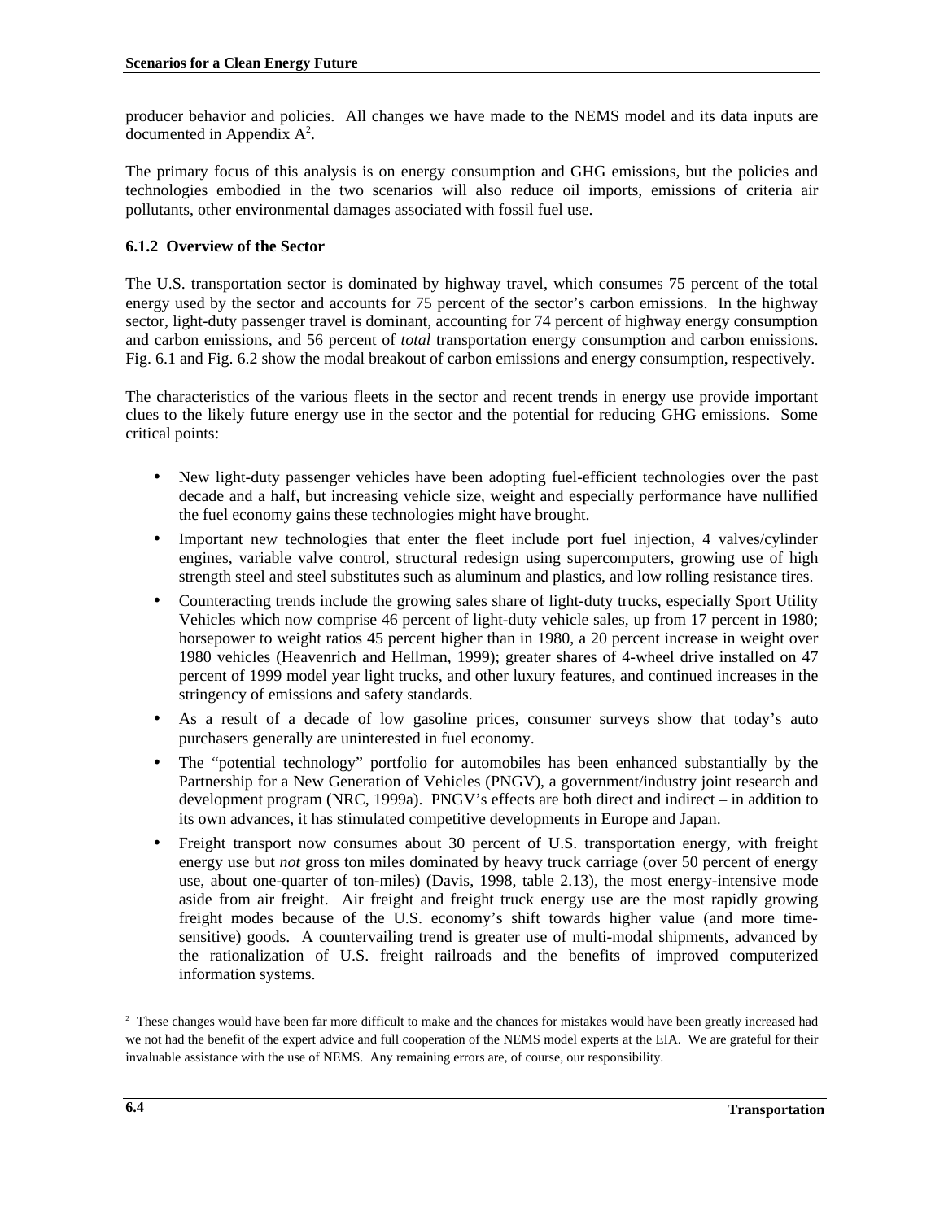producer behavior and policies. All changes we have made to the NEMS model and its data inputs are documented in Appendix A[2].

The primary focus of this analysis is on energy consumption and GHG emissions, but the policies and technologies embodied in the two scenarios will also reduce oil imports, emissions of criteria air pollutants, other environmental damages associated with fossil fuel use.

### 6.1.2 Overview of the Sector

The U.S. transportation sector is dominated by highway travel, which consumes 75 percent of the total energy used by the sector and accounts for 75 percent of the sector's carbon emissions. In the highway sector, light-duty passenger travel is dominant, accounting for 74 percent of highway energy consumption and carbon emissions, and 56 percent of *total* transportation energy consumption and carbon emissions. Fig. 6.1 and Fig. 6.2 show the modal breakout of carbon emissions and energy consumption, respectively.

The characteristics of the various fleets in the sector and recent trends in energy use provide important clues to the likely future energy use in the sector and the potential for reducing GHG emissions. Some critical points:

- New light-duty passenger vehicles have been adopting fuel-efficient technologies over the past decade and a half, but increasing vehicle size, weight and especially performance have nullified the fuel economy gains these technologies might have brought.
- Important new technologies that enter the fleet include port fuel injection, 4 valves/cylinder engines, variable valve control, structural redesign using supercomputers, growing use of high strength steel and steel substitutes such as aluminum and plastics, and low rolling resistance tires.
- Counteracting trends include the growing sales share of light-duty trucks, especially Sport Utility Vehicles which now comprise 46 percent of light-duty vehicle sales, up from 17 percent in 1980; horsepower to weight ratios 45 percent higher than in 1980, a 20 percent increase in weight over 1980 vehicles (Heavenrich and Hellman, 1999); greater shares of 4-wheel drive installed on 47 percent of 1999 model year light trucks, and other luxury features, and continued increases in the stringency of emissions and safety standards.
- As a result of a decade of low gasoline prices, consumer surveys show that today's auto purchasers generally are uninterested in fuel economy.
- The "potential technology" portfolio for automobiles has been enhanced substantially by the Partnership for a New Generation of Vehicles (PNGV), a government/industry joint research and development program (NRC, 1999a). PNGV's effects are both direct and indirect – in addition to its own advances, it has stimulated competitive developments in Europe and Japan.
- Freight transport now consumes about 30 percent of U.S. transportation energy, with freight energy use but *not* gross ton miles dominated by heavy truck carriage (over 50 percent of energy use, about one-quarter of ton-miles) (Davis, 1998, table 2.13), the most energy-intensive mode aside from air freight. Air freight and freight truck energy use are the most rapidly growing freight modes because of the U.S. economy's shift towards higher value (and more time-sensitive) goods. A countervailing trend is greater use of multi-modal shipments, advanced by the rationalization of U.S. freight railroads and the benefits of improved computerized information systems.

---

[2] These changes would have been far more difficult to make and the chances for mistakes would have been greatly increased had we not had the benefit of the expert advice and full cooperation of the NEMS model experts at the EIA. We are grateful for their invaluable assistance with the use of NEMS. Any remaining errors are, of course, our responsibility.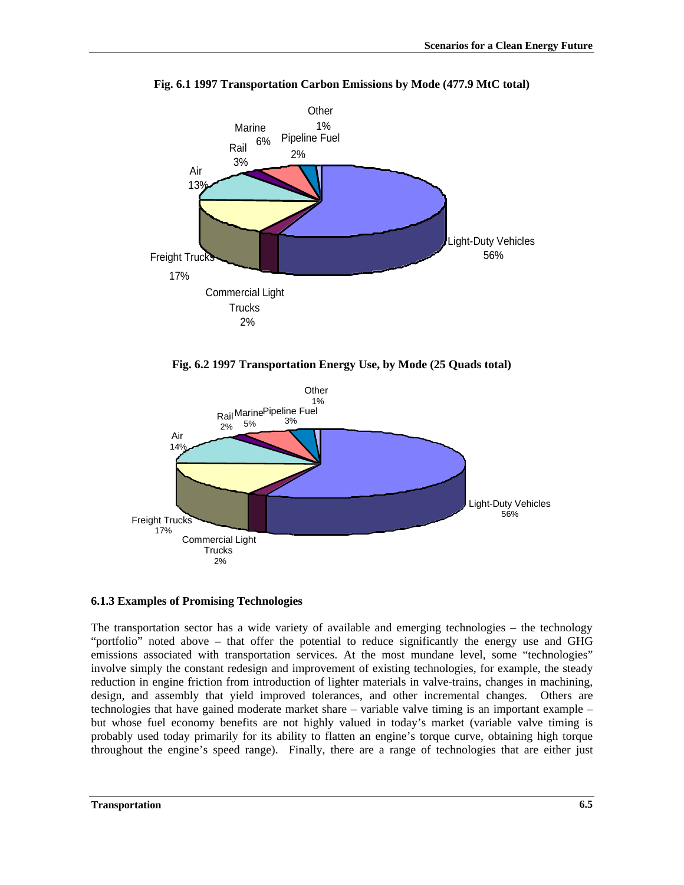**Fig. 6.1 1997 Transportation Carbon Emissions by Mode (477.9 MtC total)**

Light-Duty Vehicles 56%
Freight Trucks 17%
Commercial Light Trucks 2%
Air 13%
Rail 3%
Marine 6%
Pipeline Fuel 2%
Other 1%

**Fig. 6.2 1997 Transportation Energy Use, by Mode (25 Quads total)**

Light-Duty Vehicles 56%
Freight Trucks 17%
Commercial Light Trucks 2%
Air 14%
Rail 2%
Marine 5%
Pipeline Fuel 3%
Other 1%

### 6.1.3 Examples of Promising Technologies

The transportation sector has a wide variety of available and emerging technologies – the technology "portfolio" noted above – that offer the potential to reduce significantly the energy use and GHG emissions associated with transportation services. At the most mundane level, some "technologies" involve simply the constant redesign and improvement of existing technologies, for example, the steady reduction in engine friction from introduction of lighter materials in valve-trains, changes in machining, design, and assembly that yield improved tolerances, and other incremental changes. Others are technologies that have gained moderate market share – variable valve timing is an important example – but whose fuel economy benefits are not highly valued in today's market (variable valve timing is probably used today primarily for its ability to flatten an engine's torque curve, obtaining high torque throughout the engine's speed range). Finally, there are a range of technologies that are either just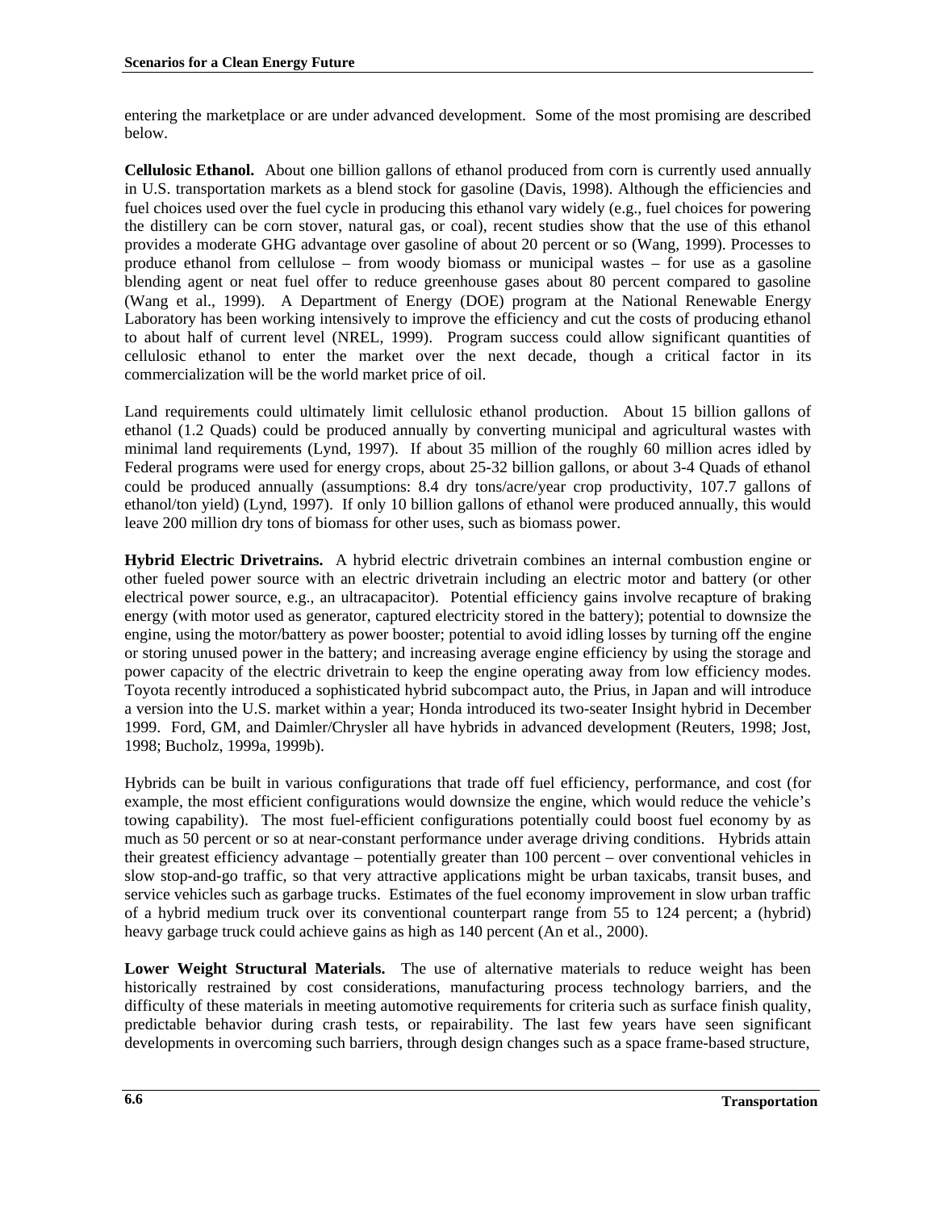entering the marketplace or are under advanced development. Some of the most promising are described below.

**Cellulosic Ethanol.** About one billion gallons of ethanol produced from corn is currently used annually in U.S. transportation markets as a blend stock for gasoline (Davis, 1998). Although the efficiencies and fuel choices used over the fuel cycle in producing this ethanol vary widely (e.g., fuel choices for powering the distillery can be corn stover, natural gas, or coal), recent studies show that the use of this ethanol provides a moderate GHG advantage over gasoline of about 20 percent or so (Wang, 1999). Processes to produce ethanol from cellulose – from woody biomass or municipal wastes – for use as a gasoline blending agent or neat fuel offer to reduce greenhouse gases about 80 percent compared to gasoline (Wang et al., 1999). A Department of Energy (DOE) program at the National Renewable Energy Laboratory has been working intensively to improve the efficiency and cut the costs of producing ethanol to about half of current level (NREL, 1999). Program success could allow significant quantities of cellulosic ethanol to enter the market over the next decade, though a critical factor in its commercialization will be the world market price of oil.

Land requirements could ultimately limit cellulosic ethanol production. About 15 billion gallons of ethanol (1.2 Quads) could be produced annually by converting municipal and agricultural wastes with minimal land requirements (Lynd, 1997). If about 35 million of the roughly 60 million acres idled by Federal programs were used for energy crops, about 25-32 billion gallons, or about 3-4 Quads of ethanol could be produced annually (assumptions: 8.4 dry tons/acre/year crop productivity, 107.7 gallons of ethanol/ton yield) (Lynd, 1997). If only 10 billion gallons of ethanol were produced annually, this would leave 200 million dry tons of biomass for other uses, such as biomass power.

**Hybrid Electric Drivetrains.** A hybrid electric drivetrain combines an internal combustion engine or other fueled power source with an electric drivetrain including an electric motor and battery (or other electrical power source, e.g., an ultracapacitor). Potential efficiency gains involve recapture of braking energy (with motor used as generator, captured electricity stored in the battery); potential to downsize the engine, using the motor/battery as power booster; potential to avoid idling losses by turning off the engine or storing unused power in the battery; and increasing average engine efficiency by using the storage and power capacity of the electric drivetrain to keep the engine operating away from low efficiency modes. Toyota recently introduced a sophisticated hybrid subcompact auto, the Prius, in Japan and will introduce a version into the U.S. market within a year; Honda introduced its two-seater Insight hybrid in December 1999. Ford, GM, and Daimler/Chrysler all have hybrids in advanced development (Reuters, 1998; Jost, 1998; Bucholz, 1999a, 1999b).

Hybrids can be built in various configurations that trade off fuel efficiency, performance, and cost (for example, the most efficient configurations would downsize the engine, which would reduce the vehicle's towing capability). The most fuel-efficient configurations potentially could boost fuel economy by as much as 50 percent or so at near-constant performance under average driving conditions. Hybrids attain their greatest efficiency advantage – potentially greater than 100 percent – over conventional vehicles in slow stop-and-go traffic, so that very attractive applications might be urban taxicabs, transit buses, and service vehicles such as garbage trucks. Estimates of the fuel economy improvement in slow urban traffic of a hybrid medium truck over its conventional counterpart range from 55 to 124 percent; a (hybrid) heavy garbage truck could achieve gains as high as 140 percent (An et al., 2000).

**Lower Weight Structural Materials.** The use of alternative materials to reduce weight has been historically restrained by cost considerations, manufacturing process technology barriers, and the difficulty of these materials in meeting automotive requirements for criteria such as surface finish quality, predictable behavior during crash tests, or repairability. The last few years have seen significant developments in overcoming such barriers, through design changes such as a space frame-based structure,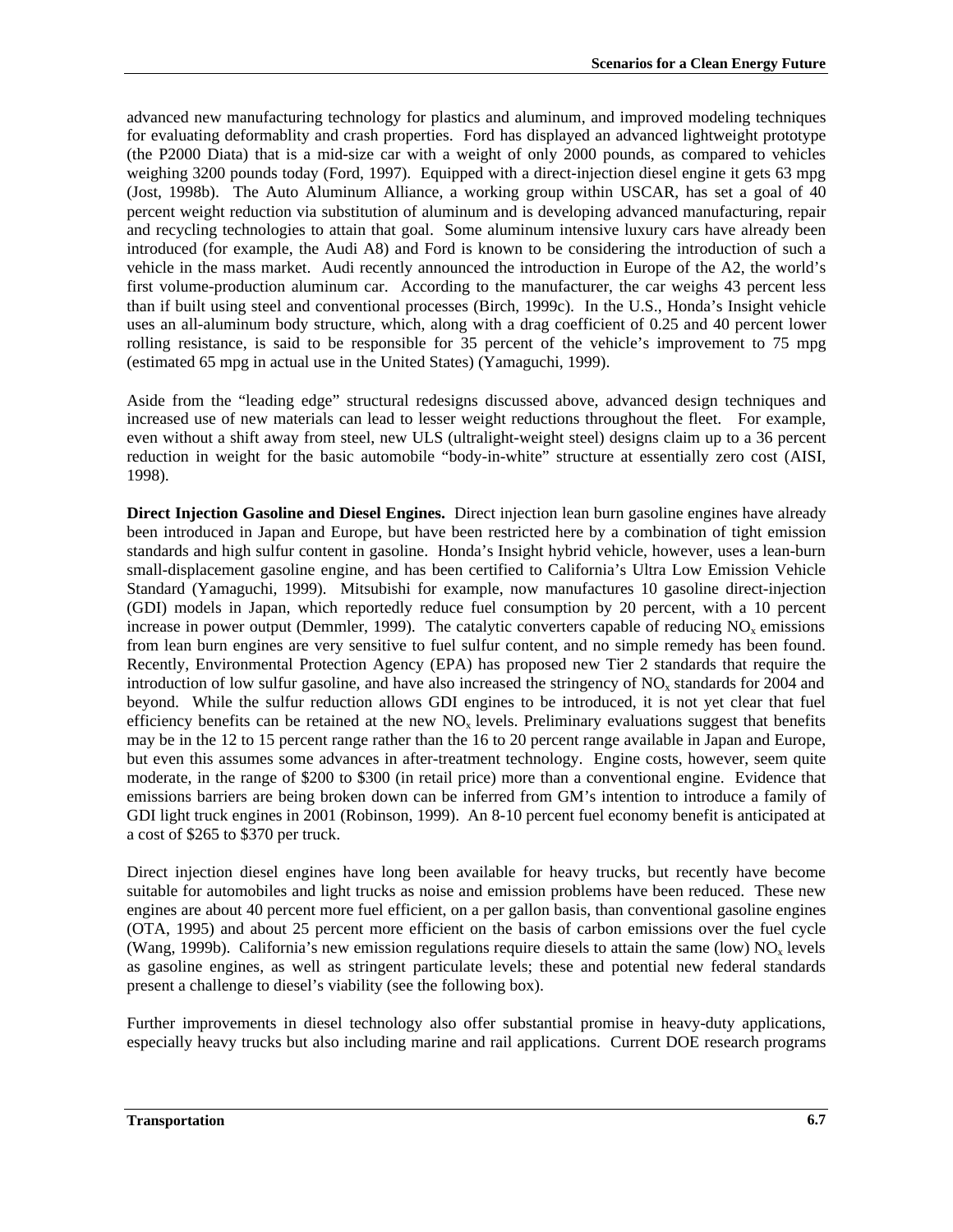advanced new manufacturing technology for plastics and aluminum, and improved modeling techniques for evaluating deformablity and crash properties. Ford has displayed an advanced lightweight prototype (the P2000 Diata) that is a mid-size car with a weight of only 2000 pounds, as compared to vehicles weighing 3200 pounds today (Ford, 1997). Equipped with a direct-injection diesel engine it gets 63 mpg (Jost, 1998b). The Auto Aluminum Alliance, a working group within USCAR, has set a goal of 40 percent weight reduction via substitution of aluminum and is developing advanced manufacturing, repair and recycling technologies to attain that goal. Some aluminum intensive luxury cars have already been introduced (for example, the Audi A8) and Ford is known to be considering the introduction of such a vehicle in the mass market. Audi recently announced the introduction in Europe of the A2, the world's first volume-production aluminum car. According to the manufacturer, the car weighs 43 percent less than if built using steel and conventional processes (Birch, 1999c). In the U.S., Honda's Insight vehicle uses an all-aluminum body structure, which, along with a drag coefficient of 0.25 and 40 percent lower rolling resistance, is said to be responsible for 35 percent of the vehicle's improvement to 75 mpg (estimated 65 mpg in actual use in the United States) (Yamaguchi, 1999).

Aside from the "leading edge" structural redesigns discussed above, advanced design techniques and increased use of new materials can lead to lesser weight reductions throughout the fleet. For example, even without a shift away from steel, new ULS (ultralight-weight steel) designs claim up to a 36 percent reduction in weight for the basic automobile "body-in-white" structure at essentially zero cost (AISI, 1998).

**Direct Injection Gasoline and Diesel Engines.** Direct injection lean burn gasoline engines have already been introduced in Japan and Europe, but have been restricted here by a combination of tight emission standards and high sulfur content in gasoline. Honda's Insight hybrid vehicle, however, uses a lean-burn small-displacement gasoline engine, and has been certified to California's Ultra Low Emission Vehicle Standard (Yamaguchi, 1999). Mitsubishi for example, now manufactures 10 gasoline direct-injection (GDI) models in Japan, which reportedly reduce fuel consumption by 20 percent, with a 10 percent increase in power output (Demmler, 1999). The catalytic converters capable of reducing $NO_x$ emissions from lean burn engines are very sensitive to fuel sulfur content, and no simple remedy has been found. Recently, Environmental Protection Agency (EPA) has proposed new Tier 2 standards that require the introduction of low sulfur gasoline, and have also increased the stringency of $NO_x$ standards for 2004 and beyond. While the sulfur reduction allows GDI engines to be introduced, it is not yet clear that fuel efficiency benefits can be retained at the new $NO_x$ levels. Preliminary evaluations suggest that benefits may be in the 12 to 15 percent range rather than the 16 to 20 percent range available in Japan and Europe, but even this assumes some advances in after-treatment technology. Engine costs, however, seem quite moderate, in the range of \$200 to \$300 (in retail price) more than a conventional engine. Evidence that emissions barriers are being broken down can be inferred from GM's intention to introduce a family of GDI light truck engines in 2001 (Robinson, 1999). An 8-10 percent fuel economy benefit is anticipated at a cost of \$265 to \$370 per truck.

Direct injection diesel engines have long been available for heavy trucks, but recently have become suitable for automobiles and light trucks as noise and emission problems have been reduced. These new engines are about 40 percent more fuel efficient, on a per gallon basis, than conventional gasoline engines (OTA, 1995) and about 25 percent more efficient on the basis of carbon emissions over the fuel cycle (Wang, 1999b). California's new emission regulations require diesels to attain the same (low) $NO_x$ levels as gasoline engines, as well as stringent particulate levels; these and potential new federal standards present a challenge to diesel's viability (see the following box).

Further improvements in diesel technology also offer substantial promise in heavy-duty applications, especially heavy trucks but also including marine and rail applications. Current DOE research programs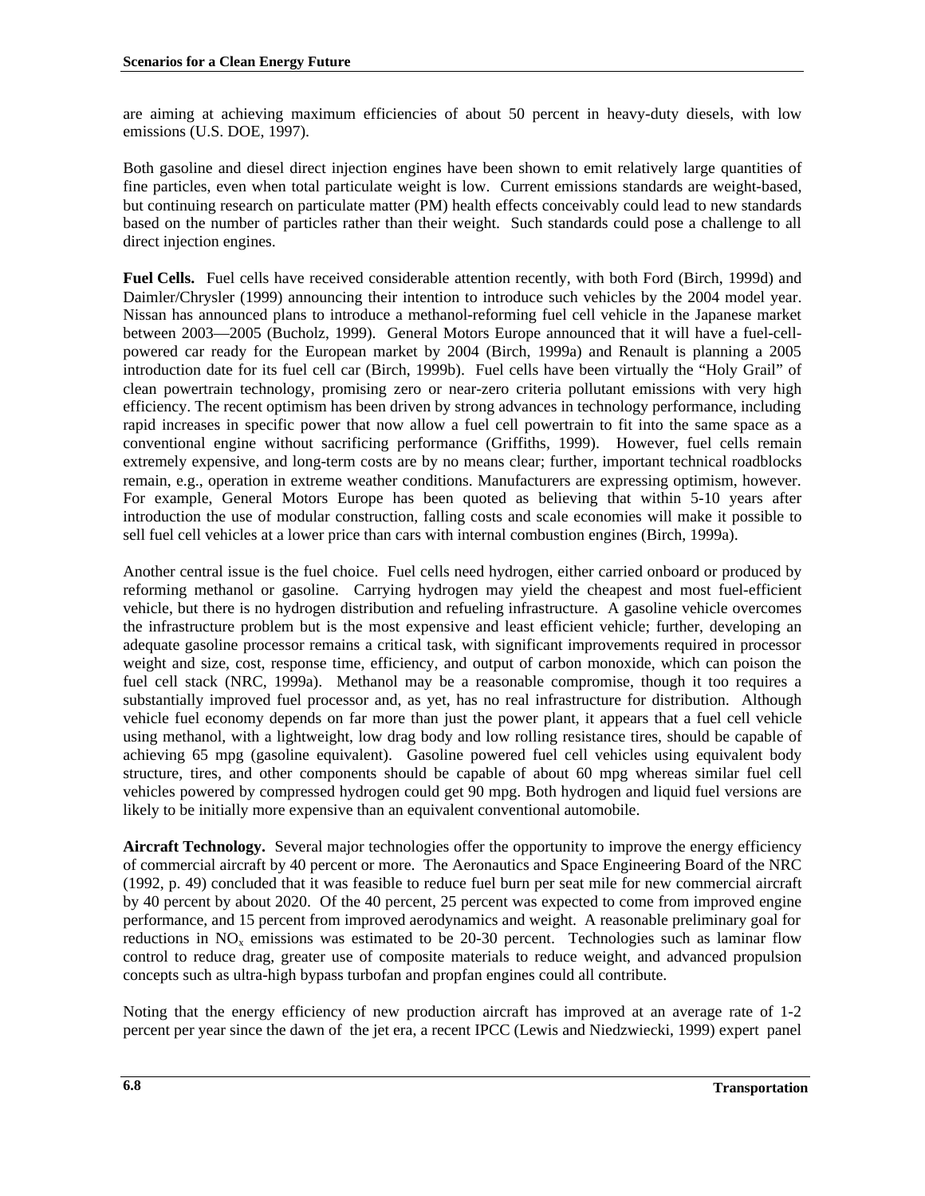are aiming at achieving maximum efficiencies of about 50 percent in heavy-duty diesels, with low emissions (U.S. DOE, 1997).

Both gasoline and diesel direct injection engines have been shown to emit relatively large quantities of fine particles, even when total particulate weight is low. Current emissions standards are weight-based, but continuing research on particulate matter (PM) health effects conceivably could lead to new standards based on the number of particles rather than their weight. Such standards could pose a challenge to all direct injection engines.

**Fuel Cells.** Fuel cells have received considerable attention recently, with both Ford (Birch, 1999d) and Daimler/Chrysler (1999) announcing their intention to introduce such vehicles by the 2004 model year. Nissan has announced plans to introduce a methanol-reforming fuel cell vehicle in the Japanese market between 2003—2005 (Bucholz, 1999). General Motors Europe announced that it will have a fuel-cell-powered car ready for the European market by 2004 (Birch, 1999a) and Renault is planning a 2005 introduction date for its fuel cell car (Birch, 1999b). Fuel cells have been virtually the "Holy Grail" of clean powertrain technology, promising zero or near-zero criteria pollutant emissions with very high efficiency. The recent optimism has been driven by strong advances in technology performance, including rapid increases in specific power that now allow a fuel cell powertrain to fit into the same space as a conventional engine without sacrificing performance (Griffiths, 1999). However, fuel cells remain extremely expensive, and long-term costs are by no means clear; further, important technical roadblocks remain, e.g., operation in extreme weather conditions. Manufacturers are expressing optimism, however. For example, General Motors Europe has been quoted as believing that within 5-10 years after introduction the use of modular construction, falling costs and scale economies will make it possible to sell fuel cell vehicles at a lower price than cars with internal combustion engines (Birch, 1999a).

Another central issue is the fuel choice. Fuel cells need hydrogen, either carried onboard or produced by reforming methanol or gasoline. Carrying hydrogen may yield the cheapest and most fuel-efficient vehicle, but there is no hydrogen distribution and refueling infrastructure. A gasoline vehicle overcomes the infrastructure problem but is the most expensive and least efficient vehicle; further, developing an adequate gasoline processor remains a critical task, with significant improvements required in processor weight and size, cost, response time, efficiency, and output of carbon monoxide, which can poison the fuel cell stack (NRC, 1999a). Methanol may be a reasonable compromise, though it too requires a substantially improved fuel processor and, as yet, has no real infrastructure for distribution. Although vehicle fuel economy depends on far more than just the power plant, it appears that a fuel cell vehicle using methanol, with a lightweight, low drag body and low rolling resistance tires, should be capable of achieving 65 mpg (gasoline equivalent). Gasoline powered fuel cell vehicles using equivalent body structure, tires, and other components should be capable of about 60 mpg whereas similar fuel cell vehicles powered by compressed hydrogen could get 90 mpg. Both hydrogen and liquid fuel versions are likely to be initially more expensive than an equivalent conventional automobile.

**Aircraft Technology.** Several major technologies offer the opportunity to improve the energy efficiency of commercial aircraft by 40 percent or more. The Aeronautics and Space Engineering Board of the NRC (1992, p. 49) concluded that it was feasible to reduce fuel burn per seat mile for new commercial aircraft by 40 percent by about 2020. Of the 40 percent, 25 percent was expected to come from improved engine performance, and 15 percent from improved aerodynamics and weight. A reasonable preliminary goal for reductions in $NO_x$ emissions was estimated to be 20-30 percent. Technologies such as laminar flow control to reduce drag, greater use of composite materials to reduce weight, and advanced propulsion concepts such as ultra-high bypass turbofan and propfan engines could all contribute.

Noting that the energy efficiency of new production aircraft has improved at an average rate of 1-2 percent per year since the dawn of the jet era, a recent IPCC (Lewis and Niedzwiecki, 1999) expert panel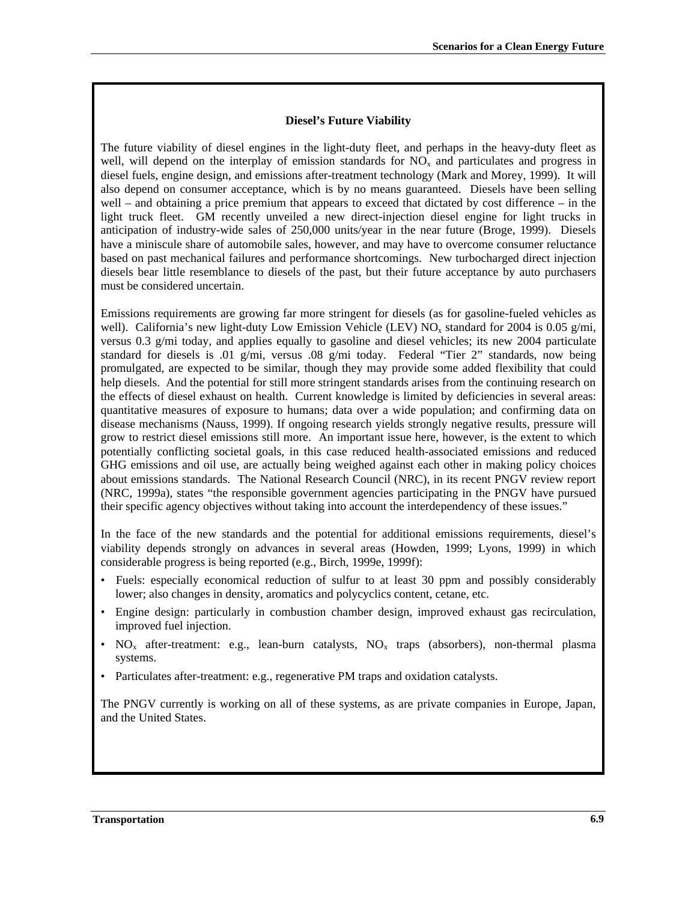### Diesel's Future Viability

The future viability of diesel engines in the light-duty fleet, and perhaps in the heavy-duty fleet as well, will depend on the interplay of emission standards for $NO_x$ and particulates and progress in diesel fuels, engine design, and emissions after-treatment technology (Mark and Morey, 1999). It will also depend on consumer acceptance, which is by no means guaranteed. Diesels have been selling well – and obtaining a price premium that appears to exceed that dictated by cost difference – in the light truck fleet. GM recently unveiled a new direct-injection diesel engine for light trucks in anticipation of industry-wide sales of 250,000 units/year in the near future (Broge, 1999). Diesels have a miniscule share of automobile sales, however, and may have to overcome consumer reluctance based on past mechanical failures and performance shortcomings. New turbocharged direct injection diesels bear little resemblance to diesels of the past, but their future acceptance by auto purchasers must be considered uncertain.

Emissions requirements are growing far more stringent for diesels (as for gasoline-fueled vehicles as well). California's new light-duty Low Emission Vehicle (LEV) $NO_x$ standard for 2004 is 0.05 g/mi, versus 0.3 g/mi today, and applies equally to gasoline and diesel vehicles; its new 2004 particulate standard for diesels is .01 g/mi, versus .08 g/mi today. Federal "Tier 2" standards, now being promulgated, are expected to be similar, though they may provide some added flexibility that could help diesels. And the potential for still more stringent standards arises from the continuing research on the effects of diesel exhaust on health. Current knowledge is limited by deficiencies in several areas: quantitative measures of exposure to humans; data over a wide population; and confirming data on disease mechanisms (Nauss, 1999). If ongoing research yields strongly negative results, pressure will grow to restrict diesel emissions still more. An important issue here, however, is the extent to which potentially conflicting societal goals, in this case reduced health-associated emissions and reduced GHG emissions and oil use, are actually being weighed against each other in making policy choices about emissions standards. The National Research Council (NRC), in its recent PNGV review report (NRC, 1999a), states "the responsible government agencies participating in the PNGV have pursued their specific agency objectives without taking into account the interdependency of these issues."

In the face of the new standards and the potential for additional emissions requirements, diesel's viability depends strongly on advances in several areas (Howden, 1999; Lyons, 1999) in which considerable progress is being reported (e.g., Birch, 1999e, 1999f):

- Fuels: especially economical reduction of sulfur to at least 30 ppm and possibly considerably lower; also changes in density, aromatics and polycyclics content, cetane, etc.
- Engine design: particularly in combustion chamber design, improved exhaust gas recirculation, improved fuel injection.
- $NO_x$ after-treatment: e.g., lean-burn catalysts, $NO_x$ traps (absorbers), non-thermal plasma systems.
- Particulates after-treatment: e.g., regenerative PM traps and oxidation catalysts.

The PNGV currently is working on all of these systems, as are private companies in Europe, Japan, and the United States.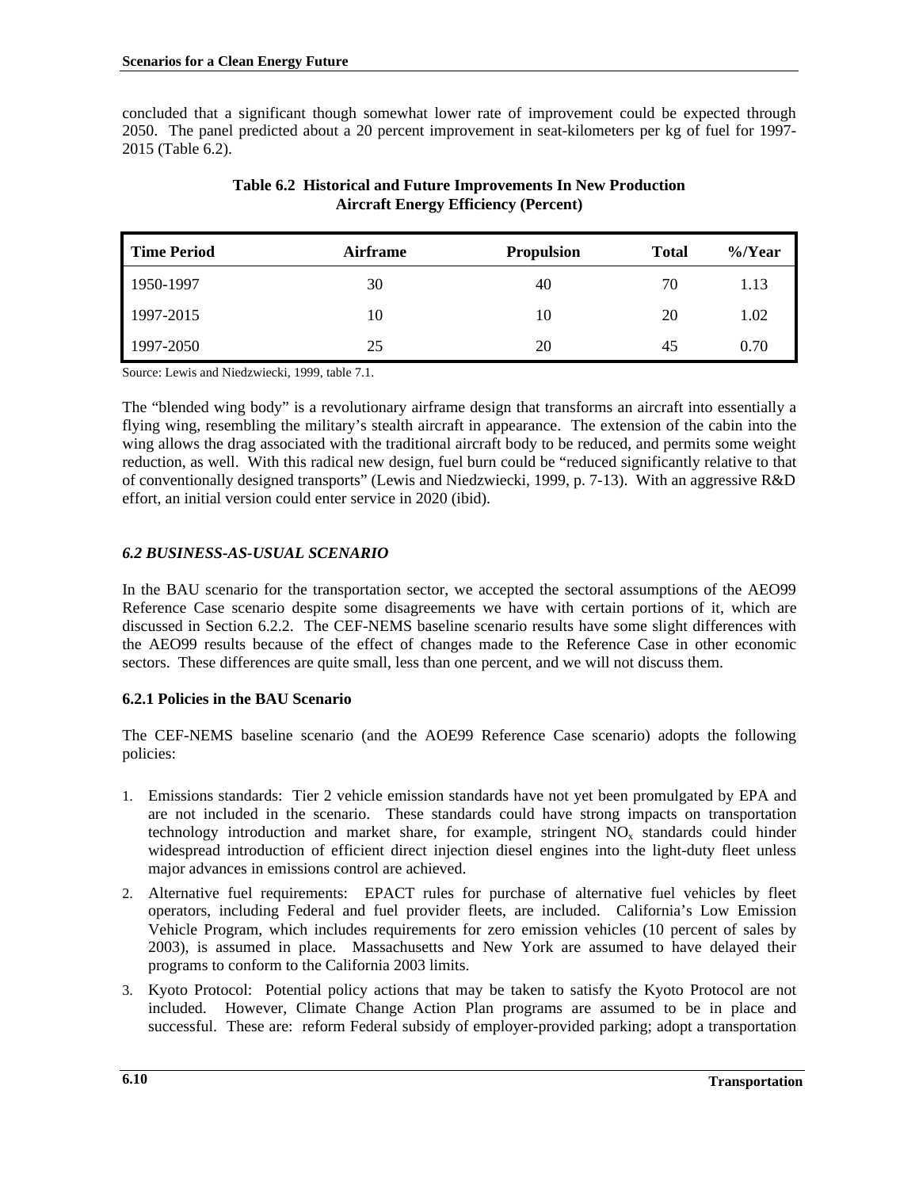concluded that a significant though somewhat lower rate of improvement could be expected through 2050. The panel predicted about a 20 percent improvement in seat-kilometers per kg of fuel for 1997-2015 (Table 6.2).

**Table 6.2 Historical and Future Improvements In New Production Aircraft Energy Efficiency (Percent)**

| Time Period | Airframe | Propulsion | Total | %/Year |
|---|---|---|---|---|
| 1950-1997 | 30 | 40 | 70 | 1.13 |
| 1997-2015 | 10 | 10 | 20 | 1.02 |
| 1997-2050 | 25 | 20 | 45 | 0.70 |

Source: Lewis and Niedzwiecki, 1999, table 7.1.

The "blended wing body" is a revolutionary airframe design that transforms an aircraft into essentially a flying wing, resembling the military's stealth aircraft in appearance. The extension of the cabin into the wing allows the drag associated with the traditional aircraft body to be reduced, and permits some weight reduction, as well. With this radical new design, fuel burn could be "reduced significantly relative to that of conventionally designed transports" (Lewis and Niedzwiecki, 1999, p. 7-13). With an aggressive R&D effort, an initial version could enter service in 2020 (ibid).

## *6.2 BUSINESS-AS-USUAL SCENARIO*

In the BAU scenario for the transportation sector, we accepted the sectoral assumptions of the AEO99 Reference Case scenario despite some disagreements we have with certain portions of it, which are discussed in Section 6.2.2. The CEF-NEMS baseline scenario results have some slight differences with the AEO99 results because of the effect of changes made to the Reference Case in other economic sectors. These differences are quite small, less than one percent, and we will not discuss them.

### 6.2.1 Policies in the BAU Scenario

The CEF-NEMS baseline scenario (and the AOE99 Reference Case scenario) adopts the following policies:

1. Emissions standards: Tier 2 vehicle emission standards have not yet been promulgated by EPA and are not included in the scenario. These standards could have strong impacts on transportation technology introduction and market share, for example, stringent $NO_x$ standards could hinder widespread introduction of efficient direct injection diesel engines into the light-duty fleet unless major advances in emissions control are achieved.
2. Alternative fuel requirements: EPACT rules for purchase of alternative fuel vehicles by fleet operators, including Federal and fuel provider fleets, are included. California's Low Emission Vehicle Program, which includes requirements for zero emission vehicles (10 percent of sales by 2003), is assumed in place. Massachusetts and New York are assumed to have delayed their programs to conform to the California 2003 limits.
3. Kyoto Protocol: Potential policy actions that may be taken to satisfy the Kyoto Protocol are not included. However, Climate Change Action Plan programs are assumed to be in place and successful. These are: reform Federal subsidy of employer-provided parking; adopt a transportation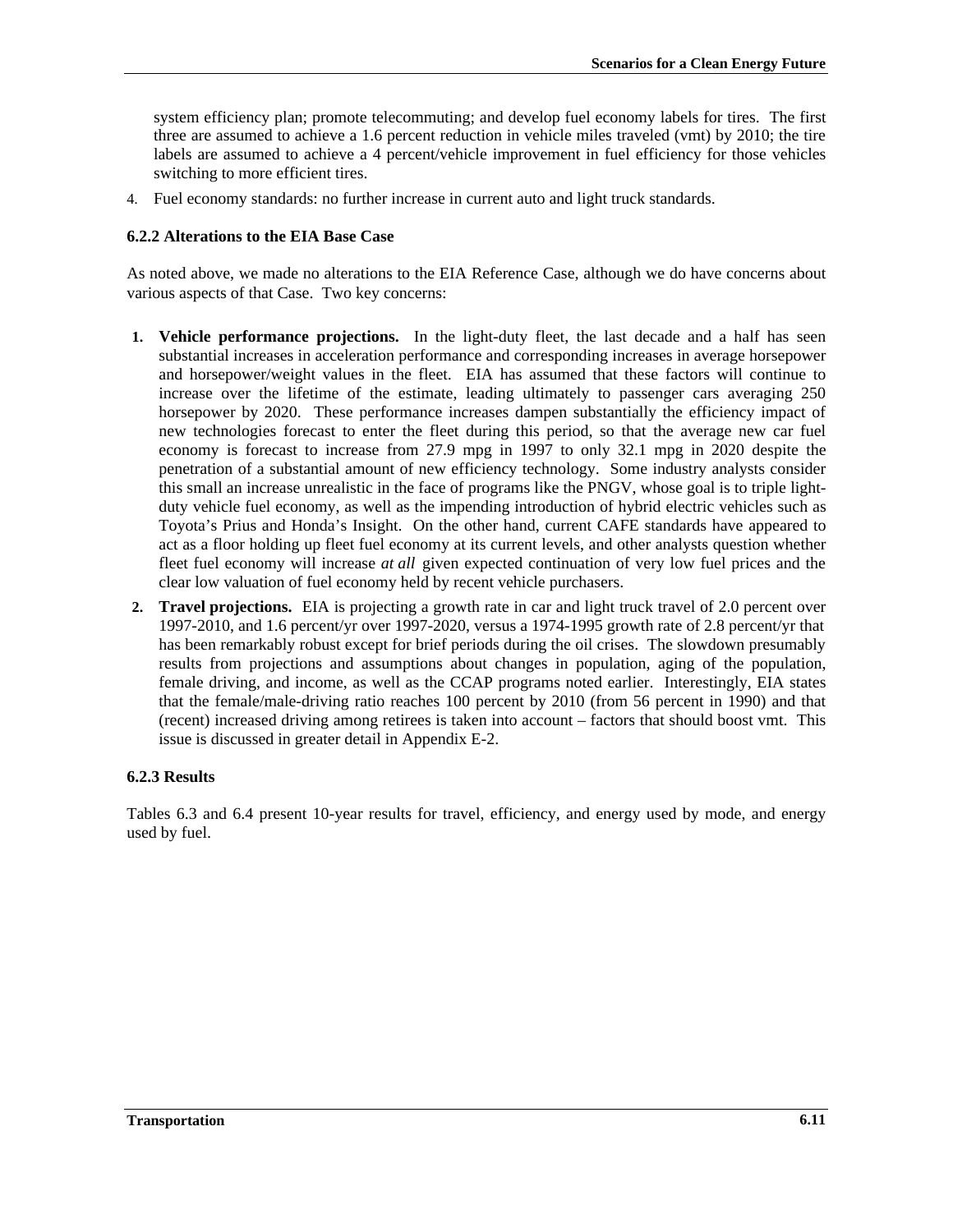system efficiency plan; promote telecommuting; and develop fuel economy labels for tires. The first three are assumed to achieve a 1.6 percent reduction in vehicle miles traveled (vmt) by 2010; the tire labels are assumed to achieve a 4 percent/vehicle improvement in fuel efficiency for those vehicles switching to more efficient tires.

4. Fuel economy standards: no further increase in current auto and light truck standards.

### 6.2.2 Alterations to the EIA Base Case

As noted above, we made no alterations to the EIA Reference Case, although we do have concerns about various aspects of that Case. Two key concerns:

1. **Vehicle performance projections.** In the light-duty fleet, the last decade and a half has seen substantial increases in acceleration performance and corresponding increases in average horsepower and horsepower/weight values in the fleet. EIA has assumed that these factors will continue to increase over the lifetime of the estimate, leading ultimately to passenger cars averaging 250 horsepower by 2020. These performance increases dampen substantially the efficiency impact of new technologies forecast to enter the fleet during this period, so that the average new car fuel economy is forecast to increase from 27.9 mpg in 1997 to only 32.1 mpg in 2020 despite the penetration of a substantial amount of new efficiency technology. Some industry analysts consider this small an increase unrealistic in the face of programs like the PNGV, whose goal is to triple light-duty vehicle fuel economy, as well as the impending introduction of hybrid electric vehicles such as Toyota's Prius and Honda's Insight. On the other hand, current CAFE standards have appeared to act as a floor holding up fleet fuel economy at its current levels, and other analysts question whether fleet fuel economy will increase *at all* given expected continuation of very low fuel prices and the clear low valuation of fuel economy held by recent vehicle purchasers.
2. **Travel projections.** EIA is projecting a growth rate in car and light truck travel of 2.0 percent over 1997-2010, and 1.6 percent/yr over 1997-2020, versus a 1974-1995 growth rate of 2.8 percent/yr that has been remarkably robust except for brief periods during the oil crises. The slowdown presumably results from projections and assumptions about changes in population, aging of the population, female driving, and income, as well as the CCAP programs noted earlier. Interestingly, EIA states that the female/male-driving ratio reaches 100 percent by 2010 (from 56 percent in 1990) and that (recent) increased driving among retirees is taken into account – factors that should boost vmt. This issue is discussed in greater detail in Appendix E-2.

### 6.2.3 Results

Tables 6.3 and 6.4 present 10-year results for travel, efficiency, and energy used by mode, and energy used by fuel.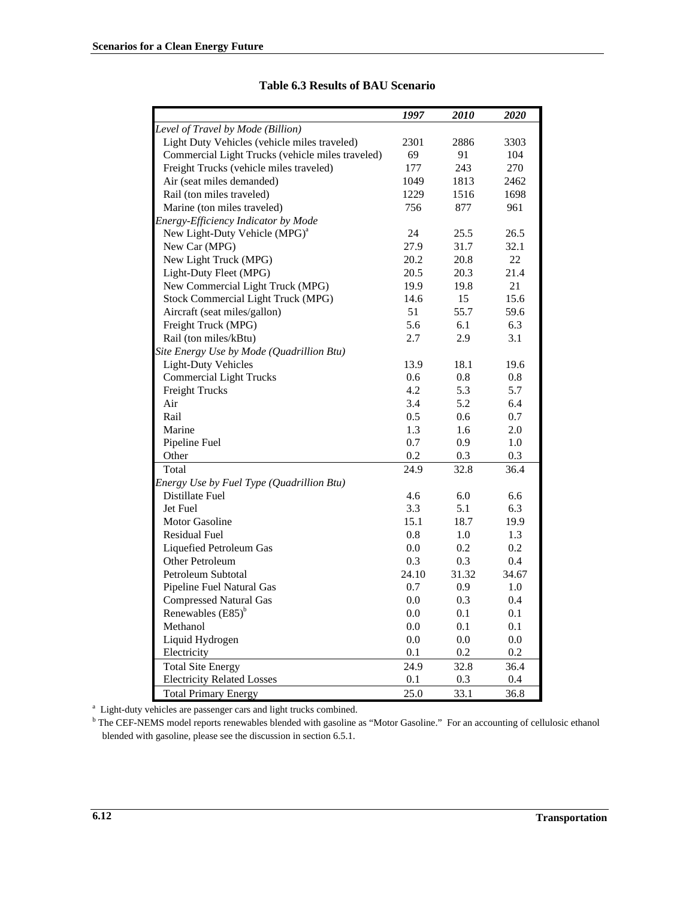**Table 6.3 Results of BAU Scenario**

| | 1997 | 2010 | 2020 |
|---|---|---|---|
| *Level of Travel by Mode (Billion)* | | | |
| Light Duty Vehicles (vehicle miles traveled) | 2301 | 2886 | 3303 |
| Commercial Light Trucks (vehicle miles traveled) | 69 | 91 | 104 |
| Freight Trucks (vehicle miles traveled) | 177 | 243 | 270 |
| Air (seat miles demanded) | 1049 | 1813 | 2462 |
| Rail (ton miles traveled) | 1229 | 1516 | 1698 |
| Marine (ton miles traveled) | 756 | 877 | 961 |
| *Energy-Efficiency Indicator by Mode* | | | |
| New Light-Duty Vehicle (MPG)[a] | 24 | 25.5 | 26.5 |
| New Car (MPG) | 27.9 | 31.7 | 32.1 |
| New Light Truck (MPG) | 20.2 | 20.8 | 22 |
| Light-Duty Fleet (MPG) | 20.5 | 20.3 | 21.4 |
| New Commercial Light Truck (MPG) | 19.9 | 19.8 | 21 |
| Stock Commercial Light Truck (MPG) | 14.6 | 15 | 15.6 |
| Aircraft (seat miles/gallon) | 51 | 55.7 | 59.6 |
| Freight Truck (MPG) | 5.6 | 6.1 | 6.3 |
| Rail (ton miles/kBtu) | 2.7 | 2.9 | 3.1 |
| *Site Energy Use by Mode (Quadrillion Btu)* | | | |
| Light-Duty Vehicles | 13.9 | 18.1 | 19.6 |
| Commercial Light Trucks | 0.6 | 0.8 | 0.8 |
| Freight Trucks | 4.2 | 5.3 | 5.7 |
| Air | 3.4 | 5.2 | 6.4 |
| Rail | 0.5 | 0.6 | 0.7 |
| Marine | 1.3 | 1.6 | 2.0 |
| Pipeline Fuel | 0.7 | 0.9 | 1.0 |
| Other | 0.2 | 0.3 | 0.3 |
| Total | 24.9 | 32.8 | 36.4 |
| *Energy Use by Fuel Type (Quadrillion Btu)* | | | |
| Distillate Fuel | 4.6 | 6.0 | 6.6 |
| Jet Fuel | 3.3 | 5.1 | 6.3 |
| Motor Gasoline | 15.1 | 18.7 | 19.9 |
| Residual Fuel | 0.8 | 1.0 | 1.3 |
| Liquefied Petroleum Gas | 0.0 | 0.2 | 0.2 |
| Other Petroleum | 0.3 | 0.3 | 0.4 |
| Petroleum Subtotal | 24.10 | 31.32 | 34.67 |
| Pipeline Fuel Natural Gas | 0.7 | 0.9 | 1.0 |
| Compressed Natural Gas | 0.0 | 0.3 | 0.4 |
| Renewables (E85)[b] | 0.0 | 0.1 | 0.1 |
| Methanol | 0.0 | 0.1 | 0.1 |
| Liquid Hydrogen | 0.0 | 0.0 | 0.0 |
| Electricity | 0.1 | 0.2 | 0.2 |
| Total Site Energy | 24.9 | 32.8 | 36.4 |
| Electricity Related Losses | 0.1 | 0.3 | 0.4 |
| Total Primary Energy | 25.0 | 33.1 | 36.8 |

[a] Light-duty vehicles are passenger cars and light trucks combined.

[b] The CEF-NEMS model reports renewables blended with gasoline as "Motor Gasoline." For an accounting of cellulosic ethanol blended with gasoline, please see the discussion in section 6.5.1.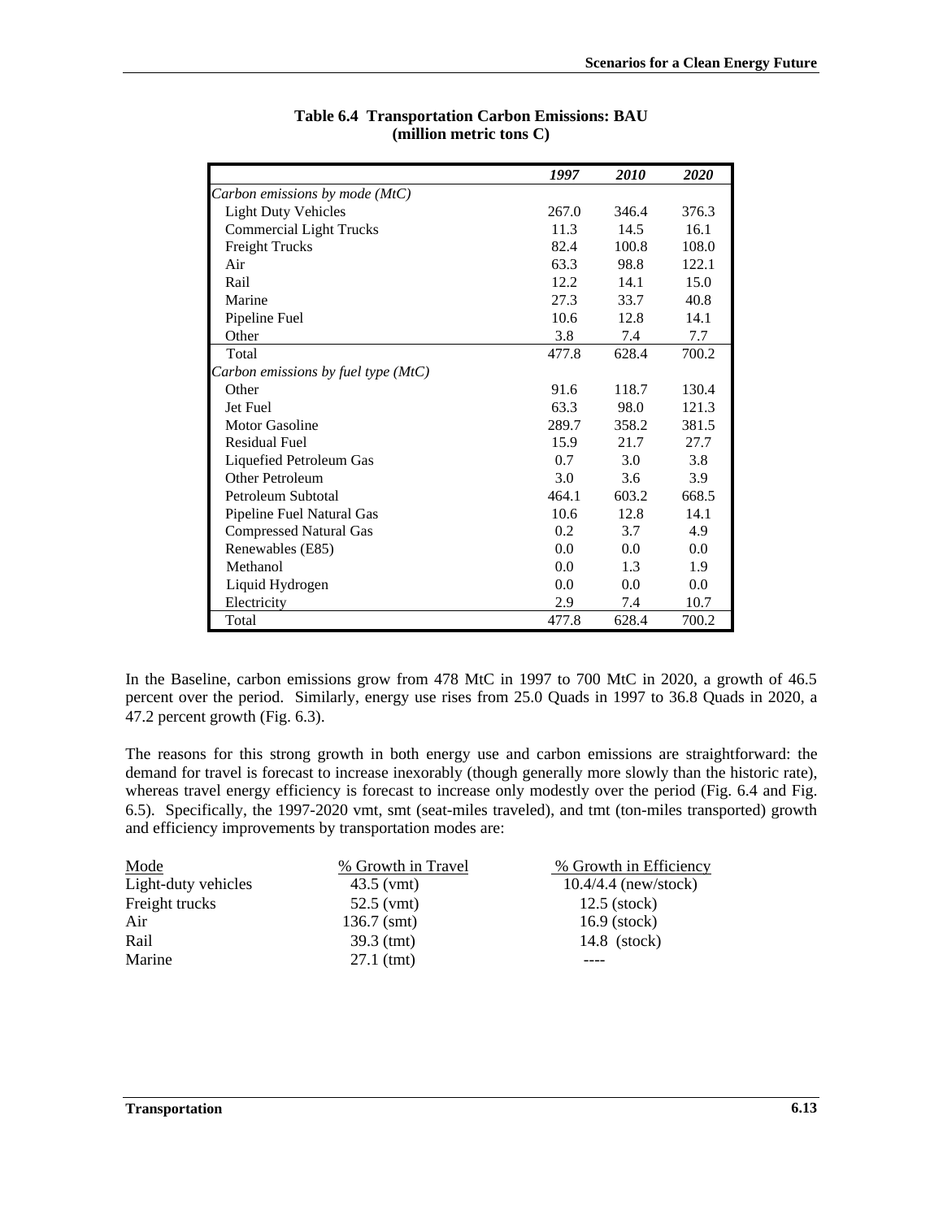**Table 6.4 Transportation Carbon Emissions: BAU (million metric tons C)**

| | *1997* | *2010* | *2020* |
|---|---|---|---|
| *Carbon emissions by mode (MtC)* | | | |
| Light Duty Vehicles | 267.0 | 346.4 | 376.3 |
| Commercial Light Trucks | 11.3 | 14.5 | 16.1 |
| Freight Trucks | 82.4 | 100.8 | 108.0 |
| Air | 63.3 | 98.8 | 122.1 |
| Rail | 12.2 | 14.1 | 15.0 |
| Marine | 27.3 | 33.7 | 40.8 |
| Pipeline Fuel | 10.6 | 12.8 | 14.1 |
| Other | 3.8 | 7.4 | 7.7 |
| Total | 477.8 | 628.4 | 700.2 |
| *Carbon emissions by fuel type (MtC)* | | | |
| Other | 91.6 | 118.7 | 130.4 |
| Jet Fuel | 63.3 | 98.0 | 121.3 |
| Motor Gasoline | 289.7 | 358.2 | 381.5 |
| Residual Fuel | 15.9 | 21.7 | 27.7 |
| Liquefied Petroleum Gas | 0.7 | 3.0 | 3.8 |
| Other Petroleum | 3.0 | 3.6 | 3.9 |
| Petroleum Subtotal | 464.1 | 603.2 | 668.5 |
| Pipeline Fuel Natural Gas | 10.6 | 12.8 | 14.1 |
| Compressed Natural Gas | 0.2 | 3.7 | 4.9 |
| Renewables (E85) | 0.0 | 0.0 | 0.0 |
| Methanol | 0.0 | 1.3 | 1.9 |
| Liquid Hydrogen | 0.0 | 0.0 | 0.0 |
| Electricity | 2.9 | 7.4 | 10.7 |
| Total | 477.8 | 628.4 | 700.2 |

In the Baseline, carbon emissions grow from 478 MtC in 1997 to 700 MtC in 2020, a growth of 46.5 percent over the period. Similarly, energy use rises from 25.0 Quads in 1997 to 36.8 Quads in 2020, a 47.2 percent growth (Fig. 6.3).

The reasons for this strong growth in both energy use and carbon emissions are straightforward: the demand for travel is forecast to increase inexorably (though generally more slowly than the historic rate), whereas travel energy efficiency is forecast to increase only modestly over the period (Fig. 6.4 and Fig. 6.5). Specifically, the 1997-2020 vmt, smt (seat-miles traveled), and tmt (ton-miles transported) growth and efficiency improvements by transportation modes are:

| Mode | % Growth in Travel | % Growth in Efficiency |
|---|---|---|
| Light-duty vehicles | 43.5 (vmt) | 10.4/4.4 (new/stock) |
| Freight trucks | 52.5 (vmt) | 12.5 (stock) |
| Air | 136.7 (smt) | 16.9 (stock) |
| Rail | 39.3 (tmt) | 14.8 (stock) |
| Marine | 27.1 (tmt) | ---- |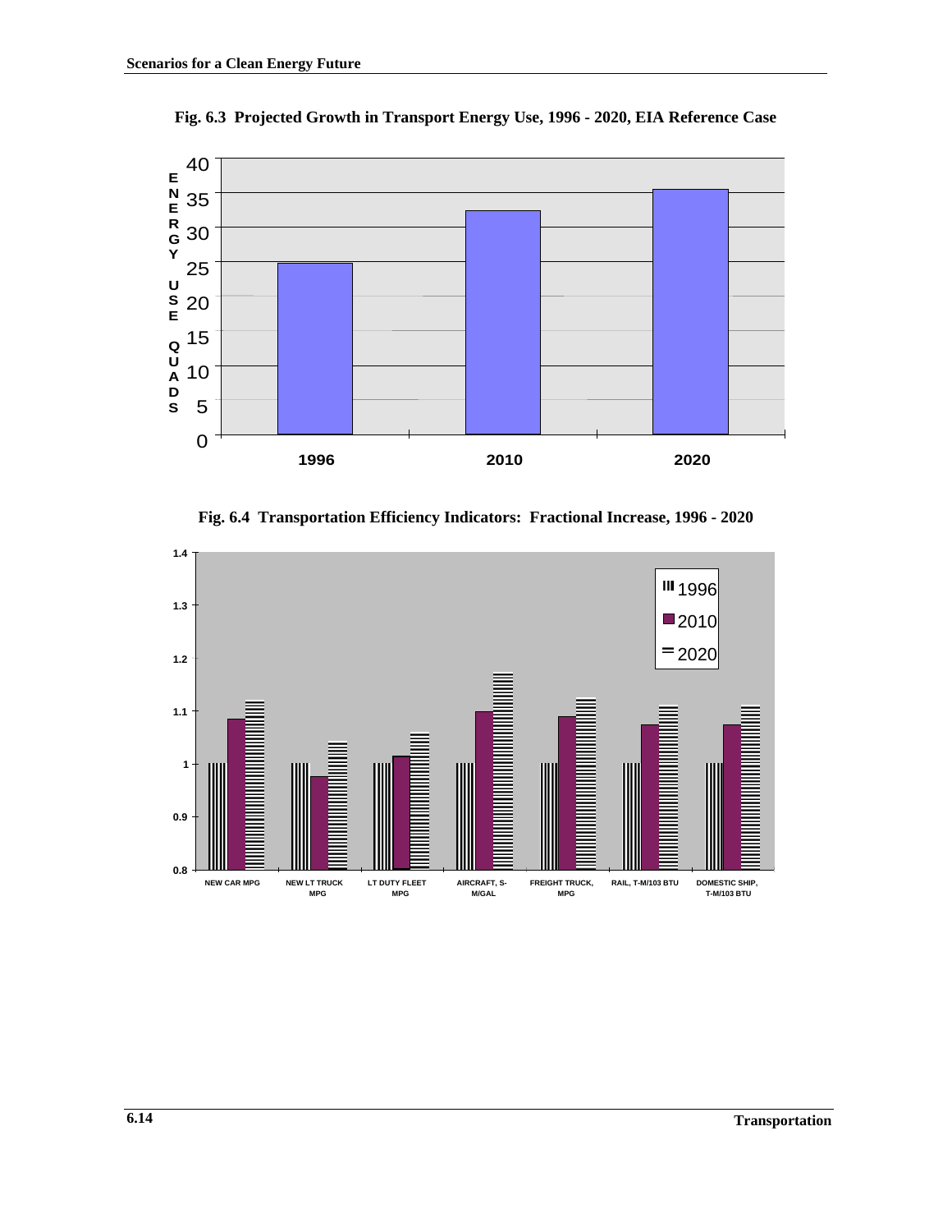**Fig. 6.3 Projected Growth in Transport Energy Use, 1996 - 2020, EIA Reference Case**

**Fig. 6.4 Transportation Efficiency Indicators: Fractional Increase, 1996 - 2020**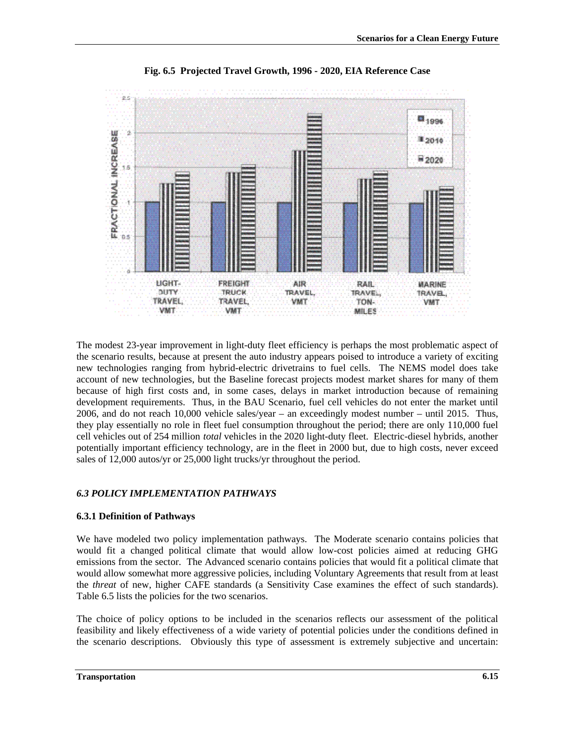**Fig. 6.5 Projected Travel Growth, 1996 - 2020, EIA Reference Case**

The modest 23-year improvement in light-duty fleet efficiency is perhaps the most problematic aspect of the scenario results, because at present the auto industry appears poised to introduce a variety of exciting new technologies ranging from hybrid-electric drivetrains to fuel cells. The NEMS model does take account of new technologies, but the Baseline forecast projects modest market shares for many of them because of high first costs and, in some cases, delays in market introduction because of remaining development requirements. Thus, in the BAU Scenario, fuel cell vehicles do not enter the market until 2006, and do not reach 10,000 vehicle sales/year – an exceedingly modest number – until 2015. Thus, they play essentially no role in fleet fuel consumption throughout the period; there are only 110,000 fuel cell vehicles out of 254 million *total* vehicles in the 2020 light-duty fleet. Electric-diesel hybrids, another potentially important efficiency technology, are in the fleet in 2000 but, due to high costs, never exceed sales of 12,000 autos/yr or 25,000 light trucks/yr throughout the period.

## *6.3 POLICY IMPLEMENTATION PATHWAYS*

### 6.3.1 Definition of Pathways

We have modeled two policy implementation pathways. The Moderate scenario contains policies that would fit a changed political climate that would allow low-cost policies aimed at reducing GHG emissions from the sector. The Advanced scenario contains policies that would fit a political climate that would allow somewhat more aggressive policies, including Voluntary Agreements that result from at least the *threat* of new, higher CAFE standards (a Sensitivity Case examines the effect of such standards). Table 6.5 lists the policies for the two scenarios.

The choice of policy options to be included in the scenarios reflects our assessment of the political feasibility and likely effectiveness of a wide variety of potential policies under the conditions defined in the scenario descriptions. Obviously this type of assessment is extremely subjective and uncertain: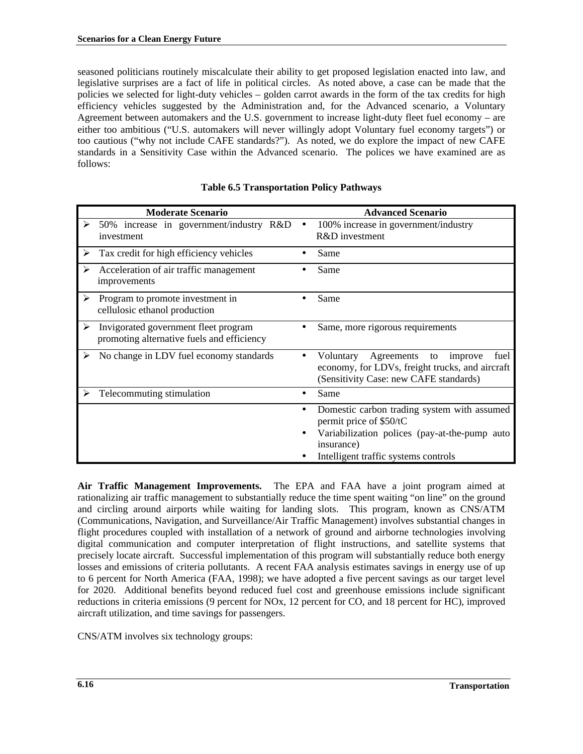seasoned politicians routinely miscalculate their ability to get proposed legislation enacted into law, and legislative surprises are a fact of life in political circles. As noted above, a case can be made that the policies we selected for light-duty vehicles – golden carrot awards in the form of the tax credits for high efficiency vehicles suggested by the Administration and, for the Advanced scenario, a Voluntary Agreement between automakers and the U.S. government to increase light-duty fleet fuel economy – are either too ambitious ("U.S. automakers will never willingly adopt Voluntary fuel economy targets") or too cautious ("why not include CAFE standards?"). As noted, we do explore the impact of new CAFE standards in a Sensitivity Case within the Advanced scenario. The polices we have examined are as follows:

**Table 6.5 Transportation Policy Pathways**

| Moderate Scenario | Advanced Scenario |
|---|---|
| ➢ 50% increase in government/industry R&D investment | • 100% increase in government/industry R&D investment |
| ➢ Tax credit for high efficiency vehicles | • Same |
| ➢ Acceleration of air traffic management improvements | • Same |
| ➢ Program to promote investment in cellulosic ethanol production | • Same |
| ➢ Invigorated government fleet program promoting alternative fuels and efficiency | • Same, more rigorous requirements |
| ➢ No change in LDV fuel economy standards | • Voluntary Agreements to improve fuel economy, for LDVs, freight trucks, and aircraft (Sensitivity Case: new CAFE standards) |
| ➢ Telecommuting stimulation | • Same |
| | • Domestic carbon trading system with assumed permit price of \$50/tC<br>• Variabilization polices (pay-at-the-pump auto insurance)<br>• Intelligent traffic systems controls |

**Air Traffic Management Improvements.** The EPA and FAA have a joint program aimed at rationalizing air traffic management to substantially reduce the time spent waiting "on line" on the ground and circling around airports while waiting for landing slots. This program, known as CNS/ATM (Communications, Navigation, and Surveillance/Air Traffic Management) involves substantial changes in flight procedures coupled with installation of a network of ground and airborne technologies involving digital communication and computer interpretation of flight instructions, and satellite systems that precisely locate aircraft. Successful implementation of this program will substantially reduce both energy losses and emissions of criteria pollutants. A recent FAA analysis estimates savings in energy use of up to 6 percent for North America (FAA, 1998); we have adopted a five percent savings as our target level for 2020. Additional benefits beyond reduced fuel cost and greenhouse emissions include significant reductions in criteria emissions (9 percent for NOx, 12 percent for CO, and 18 percent for HC), improved aircraft utilization, and time savings for passengers.

CNS/ATM involves six technology groups: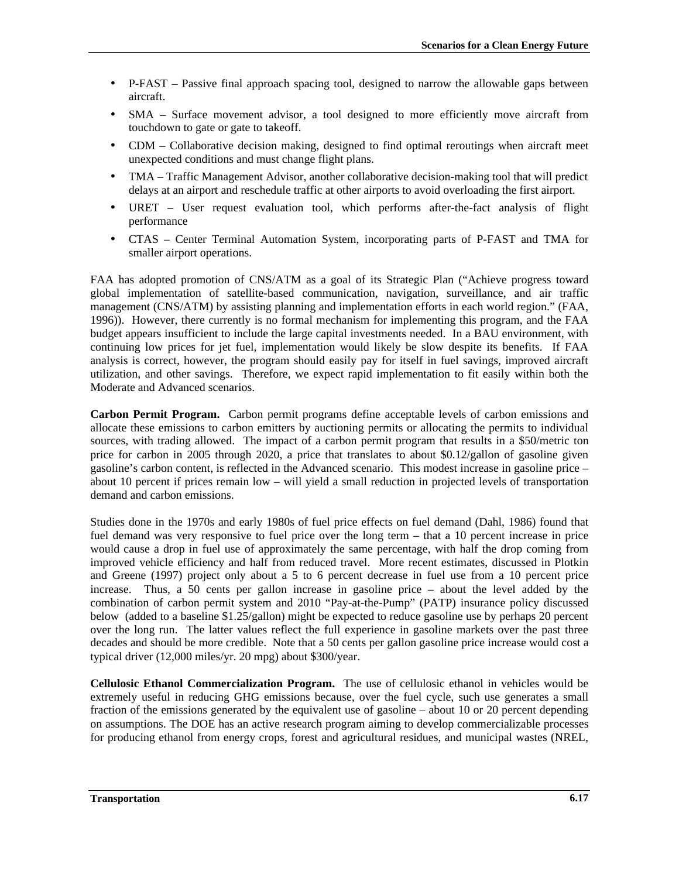- P-FAST – Passive final approach spacing tool, designed to narrow the allowable gaps between aircraft.
- SMA – Surface movement advisor, a tool designed to more efficiently move aircraft from touchdown to gate or gate to takeoff.
- CDM – Collaborative decision making, designed to find optimal reroutings when aircraft meet unexpected conditions and must change flight plans.
- TMA – Traffic Management Advisor, another collaborative decision-making tool that will predict delays at an airport and reschedule traffic at other airports to avoid overloading the first airport.
- URET – User request evaluation tool, which performs after-the-fact analysis of flight performance
- CTAS – Center Terminal Automation System, incorporating parts of P-FAST and TMA for smaller airport operations.

FAA has adopted promotion of CNS/ATM as a goal of its Strategic Plan ("Achieve progress toward global implementation of satellite-based communication, navigation, surveillance, and air traffic management (CNS/ATM) by assisting planning and implementation efforts in each world region." (FAA, 1996)). However, there currently is no formal mechanism for implementing this program, and the FAA budget appears insufficient to include the large capital investments needed. In a BAU environment, with continuing low prices for jet fuel, implementation would likely be slow despite its benefits. If FAA analysis is correct, however, the program should easily pay for itself in fuel savings, improved aircraft utilization, and other savings. Therefore, we expect rapid implementation to fit easily within both the Moderate and Advanced scenarios.

**Carbon Permit Program.** Carbon permit programs define acceptable levels of carbon emissions and allocate these emissions to carbon emitters by auctioning permits or allocating the permits to individual sources, with trading allowed. The impact of a carbon permit program that results in a $50/metric ton price for carbon in 2005 through 2020, a price that translates to about $0.12/gallon of gasoline given gasoline's carbon content, is reflected in the Advanced scenario. This modest increase in gasoline price – about 10 percent if prices remain low – will yield a small reduction in projected levels of transportation demand and carbon emissions.

Studies done in the 1970s and early 1980s of fuel price effects on fuel demand (Dahl, 1986) found that fuel demand was very responsive to fuel price over the long term – that a 10 percent increase in price would cause a drop in fuel use of approximately the same percentage, with half the drop coming from improved vehicle efficiency and half from reduced travel. More recent estimates, discussed in Plotkin and Greene (1997) project only about a 5 to 6 percent decrease in fuel use from a 10 percent price increase. Thus, a 50 cents per gallon increase in gasoline price – about the level added by the combination of carbon permit system and 2010 "Pay-at-the-Pump" (PATP) insurance policy discussed below (added to a baseline $1.25/gallon) might be expected to reduce gasoline use by perhaps 20 percent over the long run. The latter values reflect the full experience in gasoline markets over the past three decades and should be more credible. Note that a 50 cents per gallon gasoline price increase would cost a typical driver (12,000 miles/yr. 20 mpg) about $300/year.

**Cellulosic Ethanol Commercialization Program.** The use of cellulosic ethanol in vehicles would be extremely useful in reducing GHG emissions because, over the fuel cycle, such use generates a small fraction of the emissions generated by the equivalent use of gasoline – about 10 or 20 percent depending on assumptions. The DOE has an active research program aiming to develop commercializable processes for producing ethanol from energy crops, forest and agricultural residues, and municipal wastes (NREL,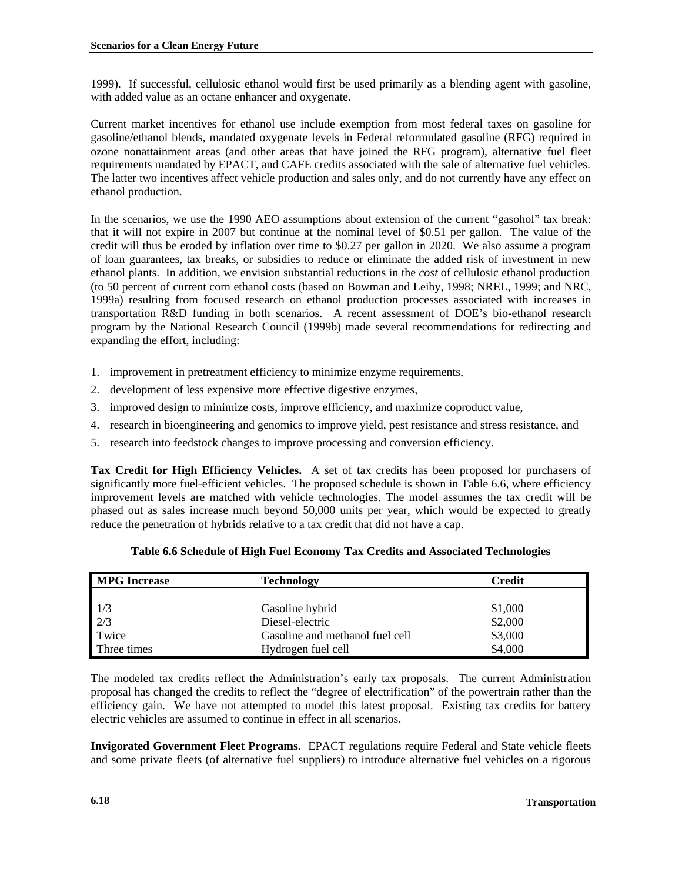1999). If successful, cellulosic ethanol would first be used primarily as a blending agent with gasoline, with added value as an octane enhancer and oxygenate.

Current market incentives for ethanol use include exemption from most federal taxes on gasoline for gasoline/ethanol blends, mandated oxygenate levels in Federal reformulated gasoline (RFG) required in ozone nonattainment areas (and other areas that have joined the RFG program), alternative fuel fleet requirements mandated by EPACT, and CAFE credits associated with the sale of alternative fuel vehicles. The latter two incentives affect vehicle production and sales only, and do not currently have any effect on ethanol production.

In the scenarios, we use the 1990 AEO assumptions about extension of the current "gasohol" tax break: that it will not expire in 2007 but continue at the nominal level of $0.51 per gallon. The value of the credit will thus be eroded by inflation over time to $0.27 per gallon in 2020. We also assume a program of loan guarantees, tax breaks, or subsidies to reduce or eliminate the added risk of investment in new ethanol plants. In addition, we envision substantial reductions in the *cost* of cellulosic ethanol production (to 50 percent of current corn ethanol costs (based on Bowman and Leiby, 1998; NREL, 1999; and NRC, 1999a) resulting from focused research on ethanol production processes associated with increases in transportation R&D funding in both scenarios. A recent assessment of DOE's bio-ethanol research program by the National Research Council (1999b) made several recommendations for redirecting and expanding the effort, including:

1. improvement in pretreatment efficiency to minimize enzyme requirements,
2. development of less expensive more effective digestive enzymes,
3. improved design to minimize costs, improve efficiency, and maximize coproduct value,
4. research in bioengineering and genomics to improve yield, pest resistance and stress resistance, and
5. research into feedstock changes to improve processing and conversion efficiency.

**Tax Credit for High Efficiency Vehicles.** A set of tax credits has been proposed for purchasers of significantly more fuel-efficient vehicles. The proposed schedule is shown in Table 6.6, where efficiency improvement levels are matched with vehicle technologies. The model assumes the tax credit will be phased out as sales increase much beyond 50,000 units per year, which would be expected to greatly reduce the penetration of hybrids relative to a tax credit that did not have a cap.

**Table 6.6 Schedule of High Fuel Economy Tax Credits and Associated Technologies**

| MPG Increase | Technology | Credit |
|---|---|---|
| 1/3 | Gasoline hybrid | $1,000 |
| 2/3 | Diesel-electric | $2,000 |
| Twice | Gasoline and methanol fuel cell | $3,000 |
| Three times | Hydrogen fuel cell | $4,000 |

The modeled tax credits reflect the Administration's early tax proposals. The current Administration proposal has changed the credits to reflect the "degree of electrification" of the powertrain rather than the efficiency gain. We have not attempted to model this latest proposal. Existing tax credits for battery electric vehicles are assumed to continue in effect in all scenarios.

**Invigorated Government Fleet Programs.** EPACT regulations require Federal and State vehicle fleets and some private fleets (of alternative fuel suppliers) to introduce alternative fuel vehicles on a rigorous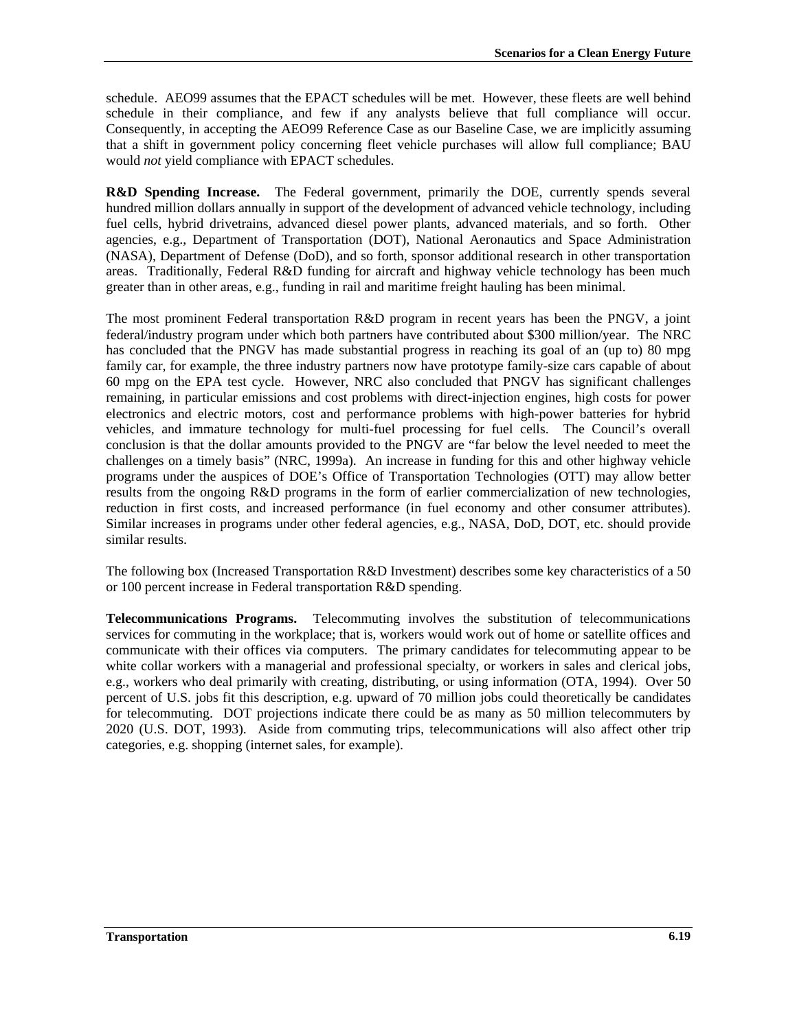schedule. AEO99 assumes that the EPACT schedules will be met. However, these fleets are well behind schedule in their compliance, and few if any analysts believe that full compliance will occur. Consequently, in accepting the AEO99 Reference Case as our Baseline Case, we are implicitly assuming that a shift in government policy concerning fleet vehicle purchases will allow full compliance; BAU would *not* yield compliance with EPACT schedules.

**R&D Spending Increase.** The Federal government, primarily the DOE, currently spends several hundred million dollars annually in support of the development of advanced vehicle technology, including fuel cells, hybrid drivetrains, advanced diesel power plants, advanced materials, and so forth. Other agencies, e.g., Department of Transportation (DOT), National Aeronautics and Space Administration (NASA), Department of Defense (DoD), and so forth, sponsor additional research in other transportation areas. Traditionally, Federal R&D funding for aircraft and highway vehicle technology has been much greater than in other areas, e.g., funding in rail and maritime freight hauling has been minimal.

The most prominent Federal transportation R&D program in recent years has been the PNGV, a joint federal/industry program under which both partners have contributed about $300 million/year. The NRC has concluded that the PNGV has made substantial progress in reaching its goal of an (up to) 80 mpg family car, for example, the three industry partners now have prototype family-size cars capable of about 60 mpg on the EPA test cycle. However, NRC also concluded that PNGV has significant challenges remaining, in particular emissions and cost problems with direct-injection engines, high costs for power electronics and electric motors, cost and performance problems with high-power batteries for hybrid vehicles, and immature technology for multi-fuel processing for fuel cells. The Council's overall conclusion is that the dollar amounts provided to the PNGV are "far below the level needed to meet the challenges on a timely basis" (NRC, 1999a). An increase in funding for this and other highway vehicle programs under the auspices of DOE's Office of Transportation Technologies (OTT) may allow better results from the ongoing R&D programs in the form of earlier commercialization of new technologies, reduction in first costs, and increased performance (in fuel economy and other consumer attributes). Similar increases in programs under other federal agencies, e.g., NASA, DoD, DOT, etc. should provide similar results.

The following box (Increased Transportation R&D Investment) describes some key characteristics of a 50 or 100 percent increase in Federal transportation R&D spending.

**Telecommunications Programs.** Telecommuting involves the substitution of telecommunications services for commuting in the workplace; that is, workers would work out of home or satellite offices and communicate with their offices via computers. The primary candidates for telecommuting appear to be white collar workers with a managerial and professional specialty, or workers in sales and clerical jobs, e.g., workers who deal primarily with creating, distributing, or using information (OTA, 1994). Over 50 percent of U.S. jobs fit this description, e.g. upward of 70 million jobs could theoretically be candidates for telecommuting. DOT projections indicate there could be as many as 50 million telecommuters by 2020 (U.S. DOT, 1993). Aside from commuting trips, telecommunications will also affect other trip categories, e.g. shopping (internet sales, for example).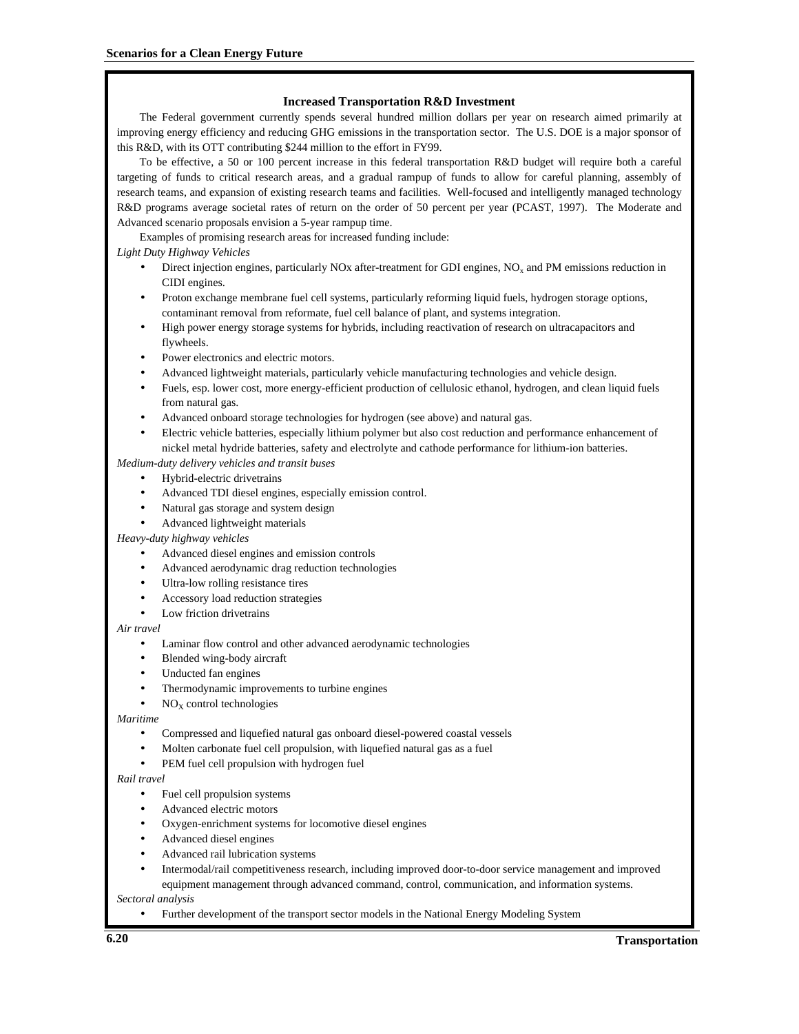### Increased Transportation R&D Investment

The Federal government currently spends several hundred million dollars per year on research aimed primarily at improving energy efficiency and reducing GHG emissions in the transportation sector. The U.S. DOE is a major sponsor of this R&D, with its OTT contributing $244 million to the effort in FY99.

To be effective, a 50 or 100 percent increase in this federal transportation R&D budget will require both a careful targeting of funds to critical research areas, and a gradual rampup of funds to allow for careful planning, assembly of research teams, and expansion of existing research teams and facilities. Well-focused and intelligently managed technology R&D programs average societal rates of return on the order of 50 percent per year (PCAST, 1997). The Moderate and Advanced scenario proposals envision a 5-year rampup time.

Examples of promising research areas for increased funding include:

*Light Duty Highway Vehicles*

- Direct injection engines, particularly NOx after-treatment for GDI engines, $NO_x$ and PM emissions reduction in CIDI engines.
- Proton exchange membrane fuel cell systems, particularly reforming liquid fuels, hydrogen storage options, contaminant removal from reformate, fuel cell balance of plant, and systems integration.
- High power energy storage systems for hybrids, including reactivation of research on ultracapacitors and flywheels.
- Power electronics and electric motors.
- Advanced lightweight materials, particularly vehicle manufacturing technologies and vehicle design.
- Fuels, esp. lower cost, more energy-efficient production of cellulosic ethanol, hydrogen, and clean liquid fuels from natural gas.
- Advanced onboard storage technologies for hydrogen (see above) and natural gas.
- Electric vehicle batteries, especially lithium polymer but also cost reduction and performance enhancement of nickel metal hydride batteries, safety and electrolyte and cathode performance for lithium-ion batteries.

*Medium-duty delivery vehicles and transit buses*

- Hybrid-electric drivetrains
- Advanced TDI diesel engines, especially emission control.
- Natural gas storage and system design
- Advanced lightweight materials

*Heavy-duty highway vehicles*

- Advanced diesel engines and emission controls
- Advanced aerodynamic drag reduction technologies
- Ultra-low rolling resistance tires
- Accessory load reduction strategies
- Low friction drivetrains

*Air travel*

- Laminar flow control and other advanced aerodynamic technologies
- Blended wing-body aircraft
- Unducted fan engines
- Thermodynamic improvements to turbine engines
- $NO_X$ control technologies

*Maritime*

- Compressed and liquefied natural gas onboard diesel-powered coastal vessels
- Molten carbonate fuel cell propulsion, with liquefied natural gas as a fuel
- PEM fuel cell propulsion with hydrogen fuel

*Rail travel*

- Fuel cell propulsion systems
- Advanced electric motors
- Oxygen-enrichment systems for locomotive diesel engines
- Advanced diesel engines
- Advanced rail lubrication systems
- Intermodal/rail competitiveness research, including improved door-to-door service management and improved equipment management through advanced command, control, communication, and information systems.

*Sectoral analysis*

- Further development of the transport sector models in the National Energy Modeling System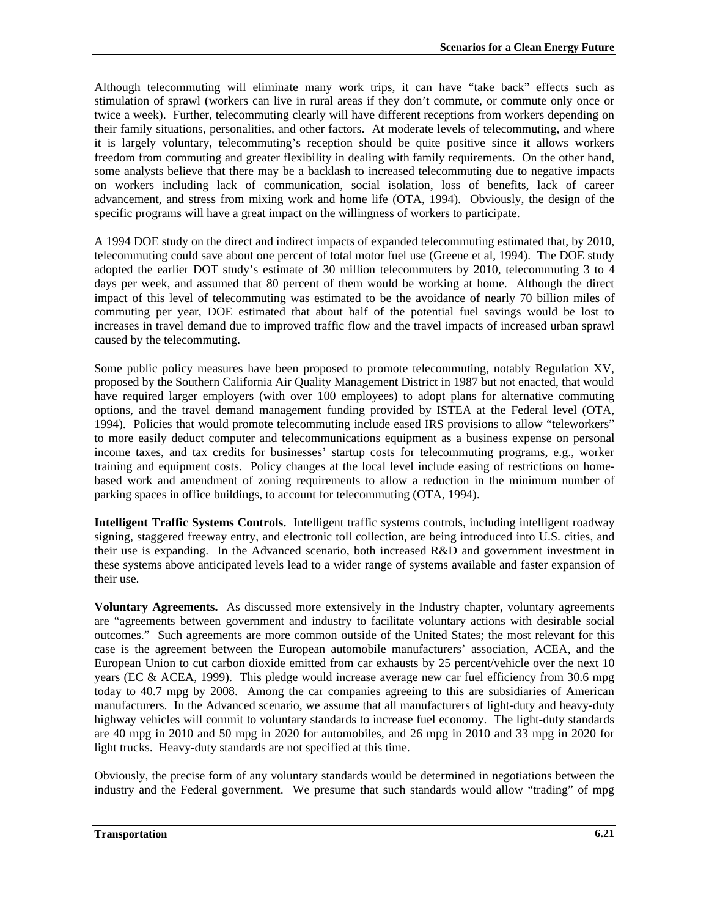Although telecommuting will eliminate many work trips, it can have "take back" effects such as stimulation of sprawl (workers can live in rural areas if they don't commute, or commute only once or twice a week). Further, telecommuting clearly will have different receptions from workers depending on their family situations, personalities, and other factors. At moderate levels of telecommuting, and where it is largely voluntary, telecommuting's reception should be quite positive since it allows workers freedom from commuting and greater flexibility in dealing with family requirements. On the other hand, some analysts believe that there may be a backlash to increased telecommuting due to negative impacts on workers including lack of communication, social isolation, loss of benefits, lack of career advancement, and stress from mixing work and home life (OTA, 1994). Obviously, the design of the specific programs will have a great impact on the willingness of workers to participate.

A 1994 DOE study on the direct and indirect impacts of expanded telecommuting estimated that, by 2010, telecommuting could save about one percent of total motor fuel use (Greene et al, 1994). The DOE study adopted the earlier DOT study's estimate of 30 million telecommuters by 2010, telecommuting 3 to 4 days per week, and assumed that 80 percent of them would be working at home. Although the direct impact of this level of telecommuting was estimated to be the avoidance of nearly 70 billion miles of commuting per year, DOE estimated that about half of the potential fuel savings would be lost to increases in travel demand due to improved traffic flow and the travel impacts of increased urban sprawl caused by the telecommuting.

Some public policy measures have been proposed to promote telecommuting, notably Regulation XV, proposed by the Southern California Air Quality Management District in 1987 but not enacted, that would have required larger employers (with over 100 employees) to adopt plans for alternative commuting options, and the travel demand management funding provided by ISTEA at the Federal level (OTA, 1994). Policies that would promote telecommuting include eased IRS provisions to allow "teleworkers" to more easily deduct computer and telecommunications equipment as a business expense on personal income taxes, and tax credits for businesses' startup costs for telecommuting programs, e.g., worker training and equipment costs. Policy changes at the local level include easing of restrictions on home-based work and amendment of zoning requirements to allow a reduction in the minimum number of parking spaces in office buildings, to account for telecommuting (OTA, 1994).

**Intelligent Traffic Systems Controls.** Intelligent traffic systems controls, including intelligent roadway signing, staggered freeway entry, and electronic toll collection, are being introduced into U.S. cities, and their use is expanding. In the Advanced scenario, both increased R&D and government investment in these systems above anticipated levels lead to a wider range of systems available and faster expansion of their use.

**Voluntary Agreements.** As discussed more extensively in the Industry chapter, voluntary agreements are "agreements between government and industry to facilitate voluntary actions with desirable social outcomes." Such agreements are more common outside of the United States; the most relevant for this case is the agreement between the European automobile manufacturers' association, ACEA, and the European Union to cut carbon dioxide emitted from car exhausts by 25 percent/vehicle over the next 10 years (EC & ACEA, 1999). This pledge would increase average new car fuel efficiency from 30.6 mpg today to 40.7 mpg by 2008. Among the car companies agreeing to this are subsidiaries of American manufacturers. In the Advanced scenario, we assume that all manufacturers of light-duty and heavy-duty highway vehicles will commit to voluntary standards to increase fuel economy. The light-duty standards are 40 mpg in 2010 and 50 mpg in 2020 for automobiles, and 26 mpg in 2010 and 33 mpg in 2020 for light trucks. Heavy-duty standards are not specified at this time.

Obviously, the precise form of any voluntary standards would be determined in negotiations between the industry and the Federal government. We presume that such standards would allow "trading" of mpg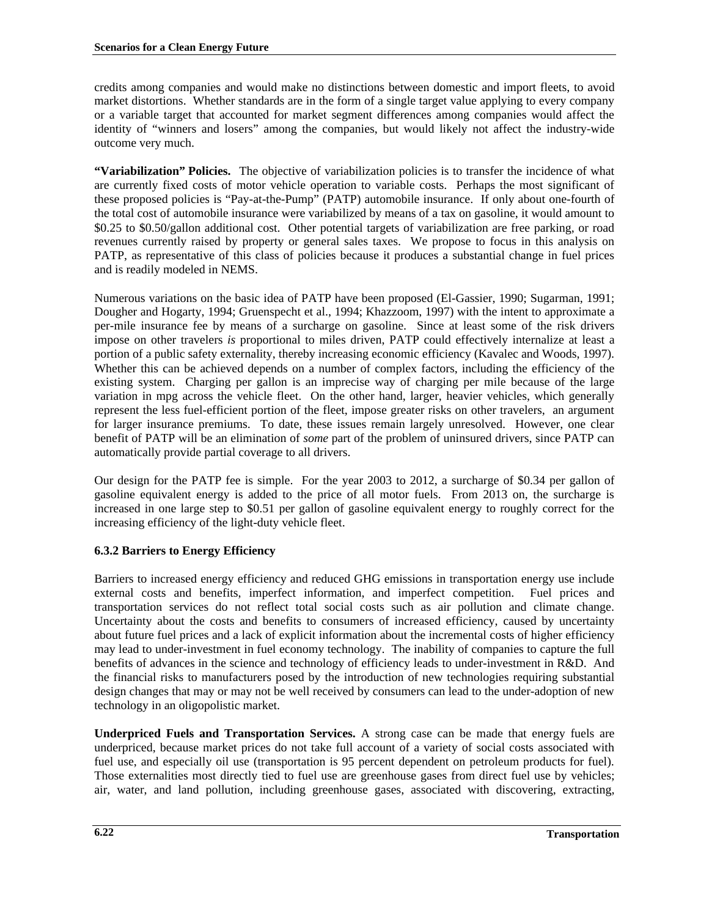credits among companies and would make no distinctions between domestic and import fleets, to avoid market distortions. Whether standards are in the form of a single target value applying to every company or a variable target that accounted for market segment differences among companies would affect the identity of "winners and losers" among the companies, but would likely not affect the industry-wide outcome very much.

**"Variabilization" Policies.** The objective of variabilization policies is to transfer the incidence of what are currently fixed costs of motor vehicle operation to variable costs. Perhaps the most significant of these proposed policies is "Pay-at-the-Pump" (PATP) automobile insurance. If only about one-fourth of the total cost of automobile insurance were variabilized by means of a tax on gasoline, it would amount to \$0.25 to \$0.50/gallon additional cost. Other potential targets of variabilization are free parking, or road revenues currently raised by property or general sales taxes. We propose to focus in this analysis on PATP, as representative of this class of policies because it produces a substantial change in fuel prices and is readily modeled in NEMS.

Numerous variations on the basic idea of PATP have been proposed (El-Gassier, 1990; Sugarman, 1991; Dougher and Hogarty, 1994; Gruenspecht et al., 1994; Khazzoom, 1997) with the intent to approximate a per-mile insurance fee by means of a surcharge on gasoline. Since at least some of the risk drivers impose on other travelers *is* proportional to miles driven, PATP could effectively internalize at least a portion of a public safety externality, thereby increasing economic efficiency (Kavalec and Woods, 1997). Whether this can be achieved depends on a number of complex factors, including the efficiency of the existing system. Charging per gallon is an imprecise way of charging per mile because of the large variation in mpg across the vehicle fleet. On the other hand, larger, heavier vehicles, which generally represent the less fuel-efficient portion of the fleet, impose greater risks on other travelers, an argument for larger insurance premiums. To date, these issues remain largely unresolved. However, one clear benefit of PATP will be an elimination of *some* part of the problem of uninsured drivers, since PATP can automatically provide partial coverage to all drivers.

Our design for the PATP fee is simple. For the year 2003 to 2012, a surcharge of \$0.34 per gallon of gasoline equivalent energy is added to the price of all motor fuels. From 2013 on, the surcharge is increased in one large step to \$0.51 per gallon of gasoline equivalent energy to roughly correct for the increasing efficiency of the light-duty vehicle fleet.

### 6.3.2 Barriers to Energy Efficiency

Barriers to increased energy efficiency and reduced GHG emissions in transportation energy use include external costs and benefits, imperfect information, and imperfect competition. Fuel prices and transportation services do not reflect total social costs such as air pollution and climate change. Uncertainty about the costs and benefits to consumers of increased efficiency, caused by uncertainty about future fuel prices and a lack of explicit information about the incremental costs of higher efficiency may lead to under-investment in fuel economy technology. The inability of companies to capture the full benefits of advances in the science and technology of efficiency leads to under-investment in R&D. And the financial risks to manufacturers posed by the introduction of new technologies requiring substantial design changes that may or may not be well received by consumers can lead to the under-adoption of new technology in an oligopolistic market.

**Underpriced Fuels and Transportation Services.** A strong case can be made that energy fuels are underpriced, because market prices do not take full account of a variety of social costs associated with fuel use, and especially oil use (transportation is 95 percent dependent on petroleum products for fuel). Those externalities most directly tied to fuel use are greenhouse gases from direct fuel use by vehicles; air, water, and land pollution, including greenhouse gases, associated with discovering, extracting,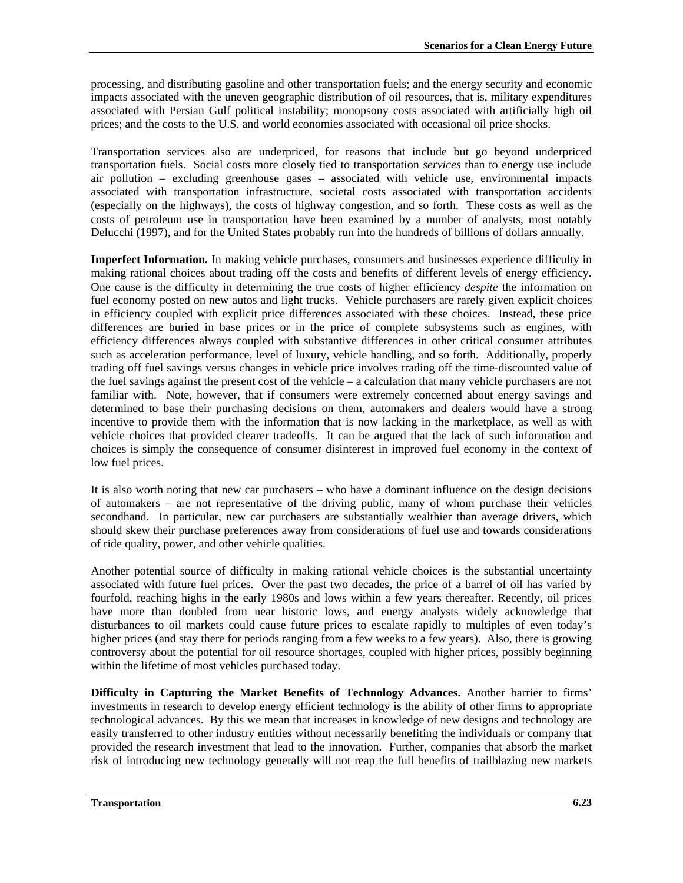processing, and distributing gasoline and other transportation fuels; and the energy security and economic impacts associated with the uneven geographic distribution of oil resources, that is, military expenditures associated with Persian Gulf political instability; monopsony costs associated with artificially high oil prices; and the costs to the U.S. and world economies associated with occasional oil price shocks.

Transportation services also are underpriced, for reasons that include but go beyond underpriced transportation fuels. Social costs more closely tied to transportation *services* than to energy use include air pollution – excluding greenhouse gases – associated with vehicle use, environmental impacts associated with transportation infrastructure, societal costs associated with transportation accidents (especially on the highways), the costs of highway congestion, and so forth. These costs as well as the costs of petroleum use in transportation have been examined by a number of analysts, most notably Delucchi (1997), and for the United States probably run into the hundreds of billions of dollars annually.

**Imperfect Information.** In making vehicle purchases, consumers and businesses experience difficulty in making rational choices about trading off the costs and benefits of different levels of energy efficiency. One cause is the difficulty in determining the true costs of higher efficiency *despite* the information on fuel economy posted on new autos and light trucks. Vehicle purchasers are rarely given explicit choices in efficiency coupled with explicit price differences associated with these choices. Instead, these price differences are buried in base prices or in the price of complete subsystems such as engines, with efficiency differences always coupled with substantive differences in other critical consumer attributes such as acceleration performance, level of luxury, vehicle handling, and so forth. Additionally, properly trading off fuel savings versus changes in vehicle price involves trading off the time-discounted value of the fuel savings against the present cost of the vehicle – a calculation that many vehicle purchasers are not familiar with. Note, however, that if consumers were extremely concerned about energy savings and determined to base their purchasing decisions on them, automakers and dealers would have a strong incentive to provide them with the information that is now lacking in the marketplace, as well as with vehicle choices that provided clearer tradeoffs. It can be argued that the lack of such information and choices is simply the consequence of consumer disinterest in improved fuel economy in the context of low fuel prices.

It is also worth noting that new car purchasers – who have a dominant influence on the design decisions of automakers – are not representative of the driving public, many of whom purchase their vehicles secondhand. In particular, new car purchasers are substantially wealthier than average drivers, which should skew their purchase preferences away from considerations of fuel use and towards considerations of ride quality, power, and other vehicle qualities.

Another potential source of difficulty in making rational vehicle choices is the substantial uncertainty associated with future fuel prices. Over the past two decades, the price of a barrel of oil has varied by fourfold, reaching highs in the early 1980s and lows within a few years thereafter. Recently, oil prices have more than doubled from near historic lows, and energy analysts widely acknowledge that disturbances to oil markets could cause future prices to escalate rapidly to multiples of even today's higher prices (and stay there for periods ranging from a few weeks to a few years). Also, there is growing controversy about the potential for oil resource shortages, coupled with higher prices, possibly beginning within the lifetime of most vehicles purchased today.

**Difficulty in Capturing the Market Benefits of Technology Advances.** Another barrier to firms' investments in research to develop energy efficient technology is the ability of other firms to appropriate technological advances. By this we mean that increases in knowledge of new designs and technology are easily transferred to other industry entities without necessarily benefiting the individuals or company that provided the research investment that lead to the innovation. Further, companies that absorb the market risk of introducing new technology generally will not reap the full benefits of trailblazing new markets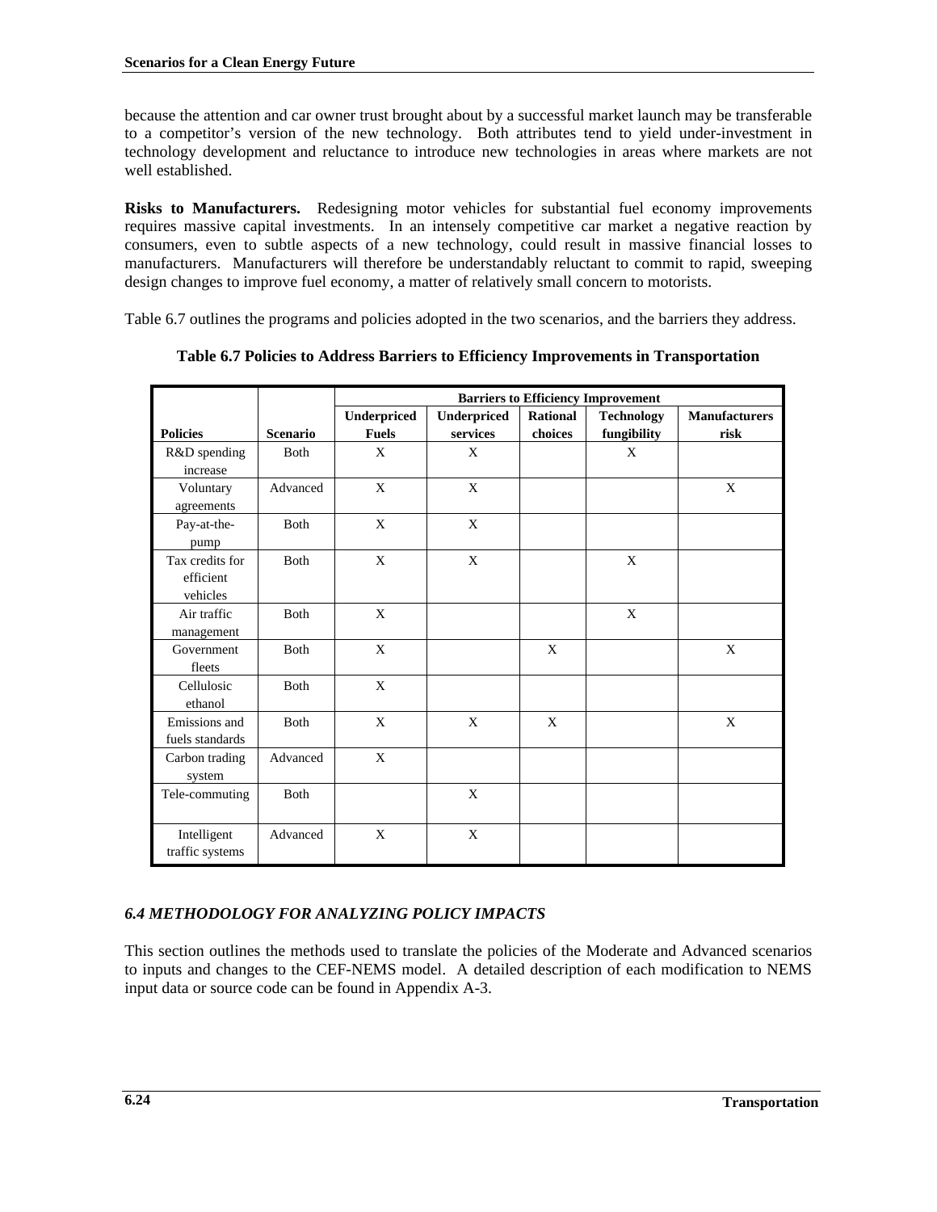because the attention and car owner trust brought about by a successful market launch may be transferable to a competitor's version of the new technology. Both attributes tend to yield under-investment in technology development and reluctance to introduce new technologies in areas where markets are not well established.

**Risks to Manufacturers.** Redesigning motor vehicles for substantial fuel economy improvements requires massive capital investments. In an intensely competitive car market a negative reaction by consumers, even to subtle aspects of a new technology, could result in massive financial losses to manufacturers. Manufacturers will therefore be understandably reluctant to commit to rapid, sweeping design changes to improve fuel economy, a matter of relatively small concern to motorists.

Table 6.7 outlines the programs and policies adopted in the two scenarios, and the barriers they address.

**Table 6.7 Policies to Address Barriers to Efficiency Improvements in Transportation**

| | | Barriers to Efficiency Improvement | | | | |
|---|---|---|---|---|---|---|
| **Policies** | **Scenario** | **Underpriced Fuels** | **Underpriced services** | **Rational choices** | **Technology fungibility** | **Manufacturers risk** |
| R&D spending increase | Both | X | X | | X | |
| Voluntary agreements | Advanced | X | X | | | X |
| Pay-at-the-pump | Both | X | X | | | |
| Tax credits for efficient vehicles | Both | X | X | | X | |
| Air traffic management | Both | X | | | X | |
| Government fleets | Both | X | | X | | X |
| Cellulosic ethanol | Both | X | | | | |
| Emissions and fuels standards | Both | X | X | X | | X |
| Carbon trading system | Advanced | X | | | | |
| Tele-commuting | Both | | X | | | |
| Intelligent traffic systems | Advanced | X | X | | | |

## *6.4 METHODOLOGY FOR ANALYZING POLICY IMPACTS*

This section outlines the methods used to translate the policies of the Moderate and Advanced scenarios to inputs and changes to the CEF-NEMS model. A detailed description of each modification to NEMS input data or source code can be found in Appendix A-3.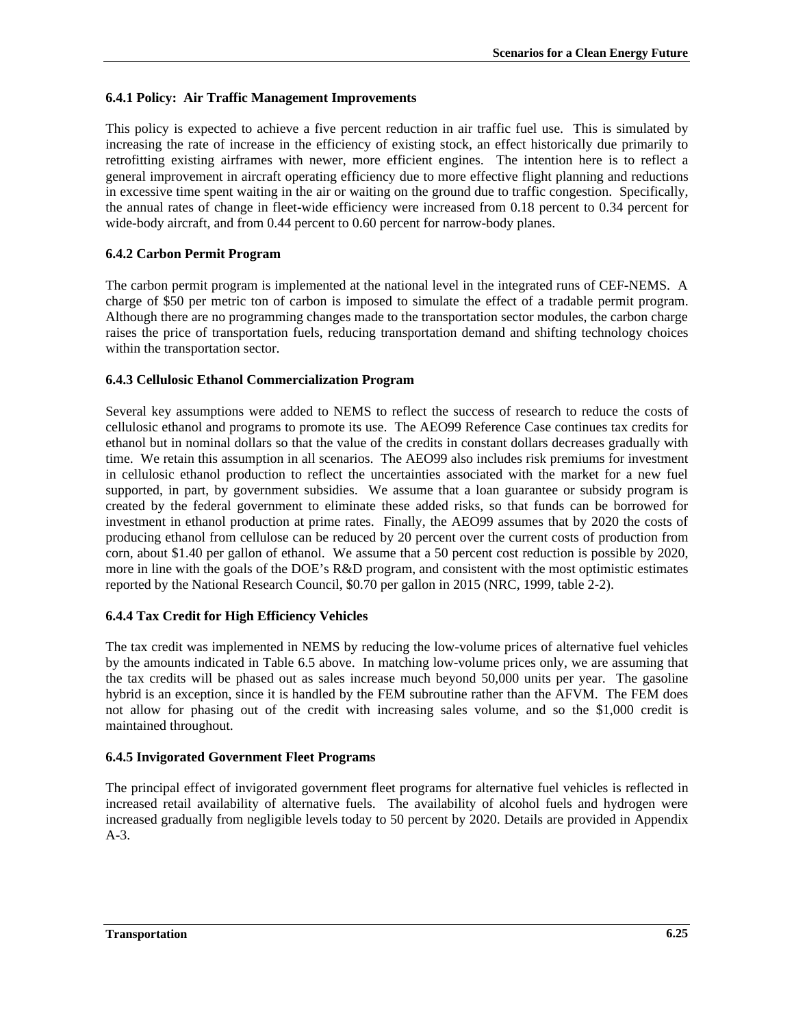### 6.4.1 Policy: Air Traffic Management Improvements

This policy is expected to achieve a five percent reduction in air traffic fuel use. This is simulated by increasing the rate of increase in the efficiency of existing stock, an effect historically due primarily to retrofitting existing airframes with newer, more efficient engines. The intention here is to reflect a general improvement in aircraft operating efficiency due to more effective flight planning and reductions in excessive time spent waiting in the air or waiting on the ground due to traffic congestion. Specifically, the annual rates of change in fleet-wide efficiency were increased from 0.18 percent to 0.34 percent for wide-body aircraft, and from 0.44 percent to 0.60 percent for narrow-body planes.

### 6.4.2 Carbon Permit Program

The carbon permit program is implemented at the national level in the integrated runs of CEF-NEMS. A charge of $50 per metric ton of carbon is imposed to simulate the effect of a tradable permit program. Although there are no programming changes made to the transportation sector modules, the carbon charge raises the price of transportation fuels, reducing transportation demand and shifting technology choices within the transportation sector.

### 6.4.3 Cellulosic Ethanol Commercialization Program

Several key assumptions were added to NEMS to reflect the success of research to reduce the costs of cellulosic ethanol and programs to promote its use. The AEO99 Reference Case continues tax credits for ethanol but in nominal dollars so that the value of the credits in constant dollars decreases gradually with time. We retain this assumption in all scenarios. The AEO99 also includes risk premiums for investment in cellulosic ethanol production to reflect the uncertainties associated with the market for a new fuel supported, in part, by government subsidies. We assume that a loan guarantee or subsidy program is created by the federal government to eliminate these added risks, so that funds can be borrowed for investment in ethanol production at prime rates. Finally, the AEO99 assumes that by 2020 the costs of producing ethanol from cellulose can be reduced by 20 percent over the current costs of production from corn, about $1.40 per gallon of ethanol. We assume that a 50 percent cost reduction is possible by 2020, more in line with the goals of the DOE's R&D program, and consistent with the most optimistic estimates reported by the National Research Council, $0.70 per gallon in 2015 (NRC, 1999, table 2-2).

### 6.4.4 Tax Credit for High Efficiency Vehicles

The tax credit was implemented in NEMS by reducing the low-volume prices of alternative fuel vehicles by the amounts indicated in Table 6.5 above. In matching low-volume prices only, we are assuming that the tax credits will be phased out as sales increase much beyond 50,000 units per year. The gasoline hybrid is an exception, since it is handled by the FEM subroutine rather than the AFVM. The FEM does not allow for phasing out of the credit with increasing sales volume, and so the $1,000 credit is maintained throughout.

### 6.4.5 Invigorated Government Fleet Programs

The principal effect of invigorated government fleet programs for alternative fuel vehicles is reflected in increased retail availability of alternative fuels. The availability of alcohol fuels and hydrogen were increased gradually from negligible levels today to 50 percent by 2020. Details are provided in Appendix A-3.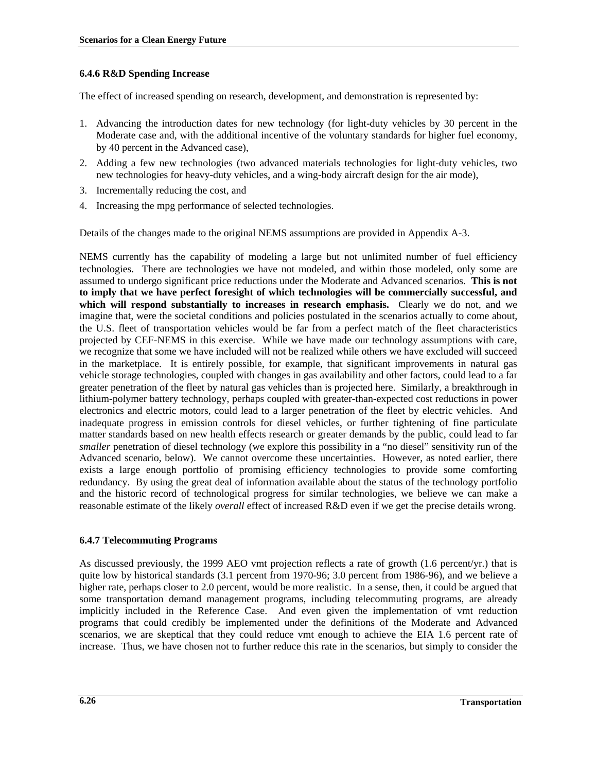### 6.4.6 R&D Spending Increase

The effect of increased spending on research, development, and demonstration is represented by:

1. Advancing the introduction dates for new technology (for light-duty vehicles by 30 percent in the Moderate case and, with the additional incentive of the voluntary standards for higher fuel economy, by 40 percent in the Advanced case),
2. Adding a few new technologies (two advanced materials technologies for light-duty vehicles, two new technologies for heavy-duty vehicles, and a wing-body aircraft design for the air mode),
3. Incrementally reducing the cost, and
4. Increasing the mpg performance of selected technologies.

Details of the changes made to the original NEMS assumptions are provided in Appendix A-3.

NEMS currently has the capability of modeling a large but not unlimited number of fuel efficiency technologies. There are technologies we have not modeled, and within those modeled, only some are assumed to undergo significant price reductions under the Moderate and Advanced scenarios. **This is not to imply that we have perfect foresight of which technologies will be commercially successful, and which will respond substantially to increases in research emphasis.** Clearly we do not, and we imagine that, were the societal conditions and policies postulated in the scenarios actually to come about, the U.S. fleet of transportation vehicles would be far from a perfect match of the fleet characteristics projected by CEF-NEMS in this exercise. While we have made our technology assumptions with care, we recognize that some we have included will not be realized while others we have excluded will succeed in the marketplace. It is entirely possible, for example, that significant improvements in natural gas vehicle storage technologies, coupled with changes in gas availability and other factors, could lead to a far greater penetration of the fleet by natural gas vehicles than is projected here. Similarly, a breakthrough in lithium-polymer battery technology, perhaps coupled with greater-than-expected cost reductions in power electronics and electric motors, could lead to a larger penetration of the fleet by electric vehicles. And inadequate progress in emission controls for diesel vehicles, or further tightening of fine particulate matter standards based on new health effects research or greater demands by the public, could lead to far *smaller* penetration of diesel technology (we explore this possibility in a "no diesel" sensitivity run of the Advanced scenario, below). We cannot overcome these uncertainties. However, as noted earlier, there exists a large enough portfolio of promising efficiency technologies to provide some comforting redundancy. By using the great deal of information available about the status of the technology portfolio and the historic record of technological progress for similar technologies, we believe we can make a reasonable estimate of the likely *overall* effect of increased R&D even if we get the precise details wrong.

### 6.4.7 Telecommuting Programs

As discussed previously, the 1999 AEO vmt projection reflects a rate of growth (1.6 percent/yr.) that is quite low by historical standards (3.1 percent from 1970-96; 3.0 percent from 1986-96), and we believe a higher rate, perhaps closer to 2.0 percent, would be more realistic. In a sense, then, it could be argued that some transportation demand management programs, including telecommuting programs, are already implicitly included in the Reference Case. And even given the implementation of vmt reduction programs that could credibly be implemented under the definitions of the Moderate and Advanced scenarios, we are skeptical that they could reduce vmt enough to achieve the EIA 1.6 percent rate of increase. Thus, we have chosen not to further reduce this rate in the scenarios, but simply to consider the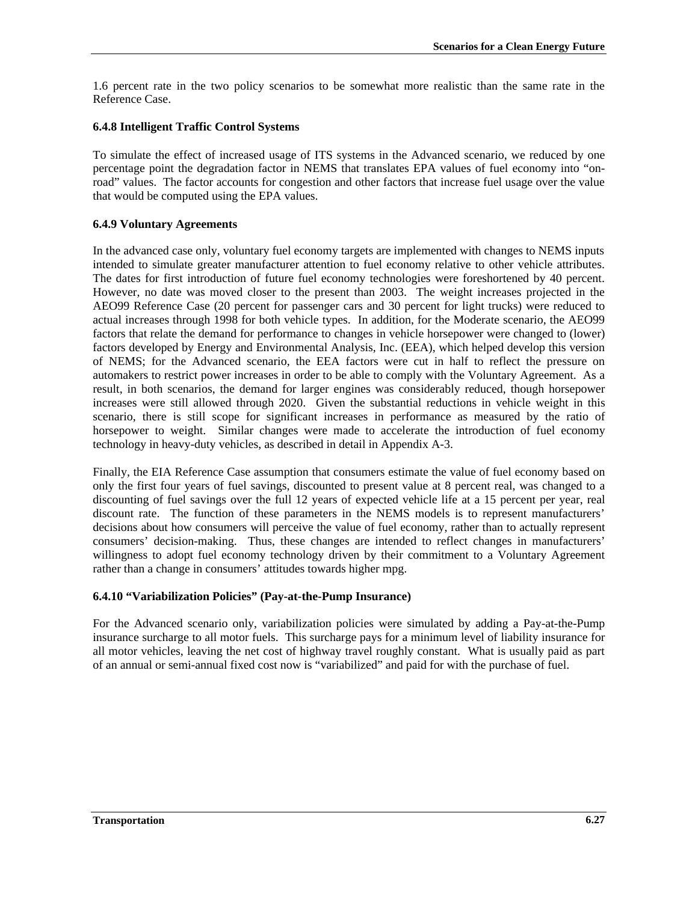1.6 percent rate in the two policy scenarios to be somewhat more realistic than the same rate in the Reference Case.

### 6.4.8 Intelligent Traffic Control Systems

To simulate the effect of increased usage of ITS systems in the Advanced scenario, we reduced by one percentage point the degradation factor in NEMS that translates EPA values of fuel economy into "on-road" values. The factor accounts for congestion and other factors that increase fuel usage over the value that would be computed using the EPA values.

### 6.4.9 Voluntary Agreements

In the advanced case only, voluntary fuel economy targets are implemented with changes to NEMS inputs intended to simulate greater manufacturer attention to fuel economy relative to other vehicle attributes. The dates for first introduction of future fuel economy technologies were foreshortened by 40 percent. However, no date was moved closer to the present than 2003. The weight increases projected in the AEO99 Reference Case (20 percent for passenger cars and 30 percent for light trucks) were reduced to actual increases through 1998 for both vehicle types. In addition, for the Moderate scenario, the AEO99 factors that relate the demand for performance to changes in vehicle horsepower were changed to (lower) factors developed by Energy and Environmental Analysis, Inc. (EEA), which helped develop this version of NEMS; for the Advanced scenario, the EEA factors were cut in half to reflect the pressure on automakers to restrict power increases in order to be able to comply with the Voluntary Agreement. As a result, in both scenarios, the demand for larger engines was considerably reduced, though horsepower increases were still allowed through 2020. Given the substantial reductions in vehicle weight in this scenario, there is still scope for significant increases in performance as measured by the ratio of horsepower to weight. Similar changes were made to accelerate the introduction of fuel economy technology in heavy-duty vehicles, as described in detail in Appendix A-3.

Finally, the EIA Reference Case assumption that consumers estimate the value of fuel economy based on only the first four years of fuel savings, discounted to present value at 8 percent real, was changed to a discounting of fuel savings over the full 12 years of expected vehicle life at a 15 percent per year, real discount rate. The function of these parameters in the NEMS models is to represent manufacturers' decisions about how consumers will perceive the value of fuel economy, rather than to actually represent consumers' decision-making. Thus, these changes are intended to reflect changes in manufacturers' willingness to adopt fuel economy technology driven by their commitment to a Voluntary Agreement rather than a change in consumers' attitudes towards higher mpg.

### 6.4.10 "Variabilization Policies" (Pay-at-the-Pump Insurance)

For the Advanced scenario only, variabilization policies were simulated by adding a Pay-at-the-Pump insurance surcharge to all motor fuels. This surcharge pays for a minimum level of liability insurance for all motor vehicles, leaving the net cost of highway travel roughly constant. What is usually paid as part of an annual or semi-annual fixed cost now is "variabilized" and paid for with the purchase of fuel.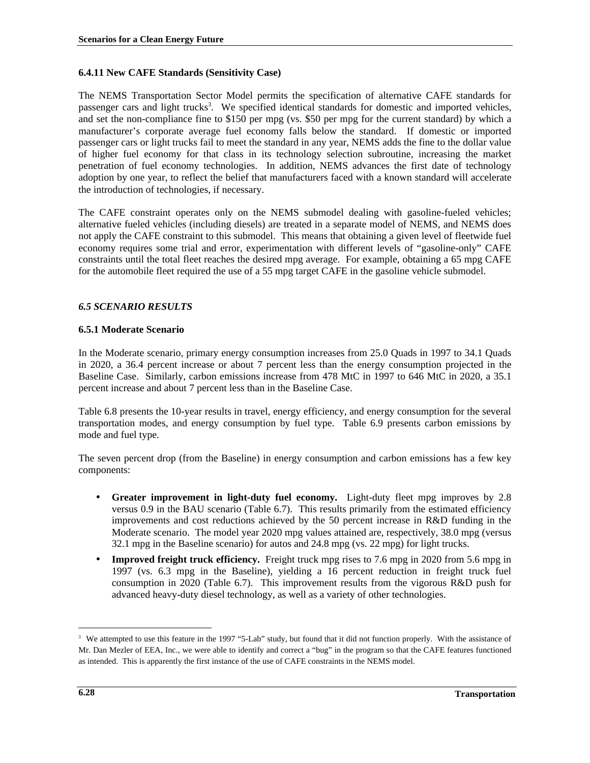### 6.4.11 New CAFE Standards (Sensitivity Case)

The NEMS Transportation Sector Model permits the specification of alternative CAFE standards for passenger cars and light trucks[3]. We specified identical standards for domestic and imported vehicles, and set the non-compliance fine to $150 per mpg (vs. $50 per mpg for the current standard) by which a manufacturer's corporate average fuel economy falls below the standard. If domestic or imported passenger cars or light trucks fail to meet the standard in any year, NEMS adds the fine to the dollar value of higher fuel economy for that class in its technology selection subroutine, increasing the market penetration of fuel economy technologies. In addition, NEMS advances the first date of technology adoption by one year, to reflect the belief that manufacturers faced with a known standard will accelerate the introduction of technologies, if necessary.

The CAFE constraint operates only on the NEMS submodel dealing with gasoline-fueled vehicles; alternative fueled vehicles (including diesels) are treated in a separate model of NEMS, and NEMS does not apply the CAFE constraint to this submodel. This means that obtaining a given level of fleetwide fuel economy requires some trial and error, experimentation with different levels of "gasoline-only" CAFE constraints until the total fleet reaches the desired mpg average. For example, obtaining a 65 mpg CAFE for the automobile fleet required the use of a 55 mpg target CAFE in the gasoline vehicle submodel.

## *6.5 SCENARIO RESULTS*

### 6.5.1 Moderate Scenario

In the Moderate scenario, primary energy consumption increases from 25.0 Quads in 1997 to 34.1 Quads in 2020, a 36.4 percent increase or about 7 percent less than the energy consumption projected in the Baseline Case. Similarly, carbon emissions increase from 478 MtC in 1997 to 646 MtC in 2020, a 35.1 percent increase and about 7 percent less than in the Baseline Case.

Table 6.8 presents the 10-year results in travel, energy efficiency, and energy consumption for the several transportation modes, and energy consumption by fuel type. Table 6.9 presents carbon emissions by mode and fuel type.

The seven percent drop (from the Baseline) in energy consumption and carbon emissions has a few key components:

- **Greater improvement in light-duty fuel economy.** Light-duty fleet mpg improves by 2.8 versus 0.9 in the BAU scenario (Table 6.7). This results primarily from the estimated efficiency improvements and cost reductions achieved by the 50 percent increase in R&D funding in the Moderate scenario. The model year 2020 mpg values attained are, respectively, 38.0 mpg (versus 32.1 mpg in the Baseline scenario) for autos and 24.8 mpg (vs. 22 mpg) for light trucks.
- **Improved freight truck efficiency.** Freight truck mpg rises to 7.6 mpg in 2020 from 5.6 mpg in 1997 (vs. 6.3 mpg in the Baseline), yielding a 16 percent reduction in freight truck fuel consumption in 2020 (Table 6.7). This improvement results from the vigorous R&D push for advanced heavy-duty diesel technology, as well as a variety of other technologies.

---

[3] We attempted to use this feature in the 1997 "5-Lab" study, but found that it did not function properly. With the assistance of Mr. Dan Mezler of EEA, Inc., we were able to identify and correct a "bug" in the program so that the CAFE features functioned as intended. This is apparently the first instance of the use of CAFE constraints in the NEMS model.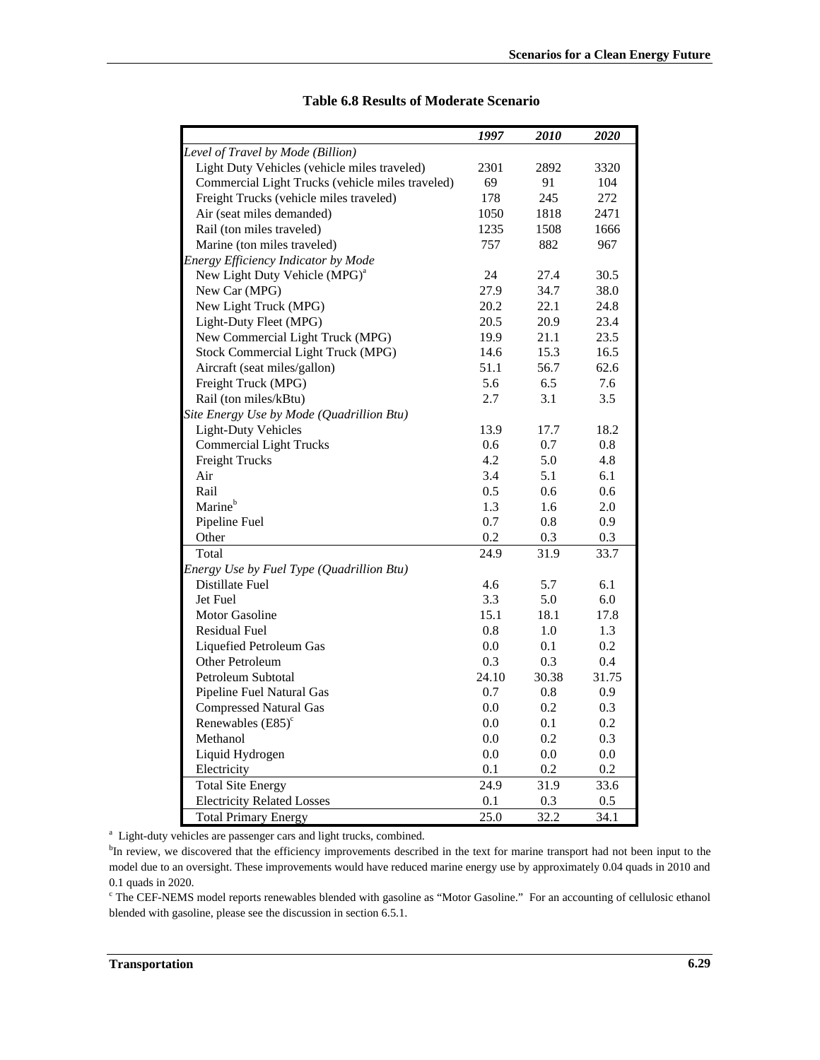**Table 6.8 Results of Moderate Scenario**

| | ***1997*** | ***2010*** | ***2020*** |
|---|---|---|---|
| *Level of Travel by Mode (Billion)* | | | |
| Light Duty Vehicles (vehicle miles traveled) | 2301 | 2892 | 3320 |
| Commercial Light Trucks (vehicle miles traveled) | 69 | 91 | 104 |
| Freight Trucks (vehicle miles traveled) | 178 | 245 | 272 |
| Air (seat miles demanded) | 1050 | 1818 | 2471 |
| Rail (ton miles traveled) | 1235 | 1508 | 1666 |
| Marine (ton miles traveled) | 757 | 882 | 967 |
| *Energy Efficiency Indicator by Mode* | | | |
| New Light Duty Vehicle (MPG)[a] | 24 | 27.4 | 30.5 |
| New Car (MPG) | 27.9 | 34.7 | 38.0 |
| New Light Truck (MPG) | 20.2 | 22.1 | 24.8 |
| Light-Duty Fleet (MPG) | 20.5 | 20.9 | 23.4 |
| New Commercial Light Truck (MPG) | 19.9 | 21.1 | 23.5 |
| Stock Commercial Light Truck (MPG) | 14.6 | 15.3 | 16.5 |
| Aircraft (seat miles/gallon) | 51.1 | 56.7 | 62.6 |
| Freight Truck (MPG) | 5.6 | 6.5 | 7.6 |
| Rail (ton miles/kBtu) | 2.7 | 3.1 | 3.5 |
| *Site Energy Use by Mode (Quadrillion Btu)* | | | |
| Light-Duty Vehicles | 13.9 | 17.7 | 18.2 |
| Commercial Light Trucks | 0.6 | 0.7 | 0.8 |
| Freight Trucks | 4.2 | 5.0 | 4.8 |
| Air | 3.4 | 5.1 | 6.1 |
| Rail | 0.5 | 0.6 | 0.6 |
| Marine[b] | 1.3 | 1.6 | 2.0 |
| Pipeline Fuel | 0.7 | 0.8 | 0.9 |
| Other | 0.2 | 0.3 | 0.3 |
| Total | 24.9 | 31.9 | 33.7 |
| *Energy Use by Fuel Type (Quadrillion Btu)* | | | |
| Distillate Fuel | 4.6 | 5.7 | 6.1 |
| Jet Fuel | 3.3 | 5.0 | 6.0 |
| Motor Gasoline | 15.1 | 18.1 | 17.8 |
| Residual Fuel | 0.8 | 1.0 | 1.3 |
| Liquefied Petroleum Gas | 0.0 | 0.1 | 0.2 |
| Other Petroleum | 0.3 | 0.3 | 0.4 |
| Petroleum Subtotal | 24.10 | 30.38 | 31.75 |
| Pipeline Fuel Natural Gas | 0.7 | 0.8 | 0.9 |
| Compressed Natural Gas | 0.0 | 0.2 | 0.3 |
| Renewables (E85)[c] | 0.0 | 0.1 | 0.2 |
| Methanol | 0.0 | 0.2 | 0.3 |
| Liquid Hydrogen | 0.0 | 0.0 | 0.0 |
| Electricity | 0.1 | 0.2 | 0.2 |
| Total Site Energy | 24.9 | 31.9 | 33.6 |
| Electricity Related Losses | 0.1 | 0.3 | 0.5 |
| Total Primary Energy | 25.0 | 32.2 | 34.1 |

[a] Light-duty vehicles are passenger cars and light trucks, combined.

[b] In review, we discovered that the efficiency improvements described in the text for marine transport had not been input to the model due to an oversight. These improvements would have reduced marine energy use by approximately 0.04 quads in 2010 and 0.1 quads in 2020.

[c] The CEF-NEMS model reports renewables blended with gasoline as "Motor Gasoline." For an accounting of cellulosic ethanol blended with gasoline, please see the discussion in section 6.5.1.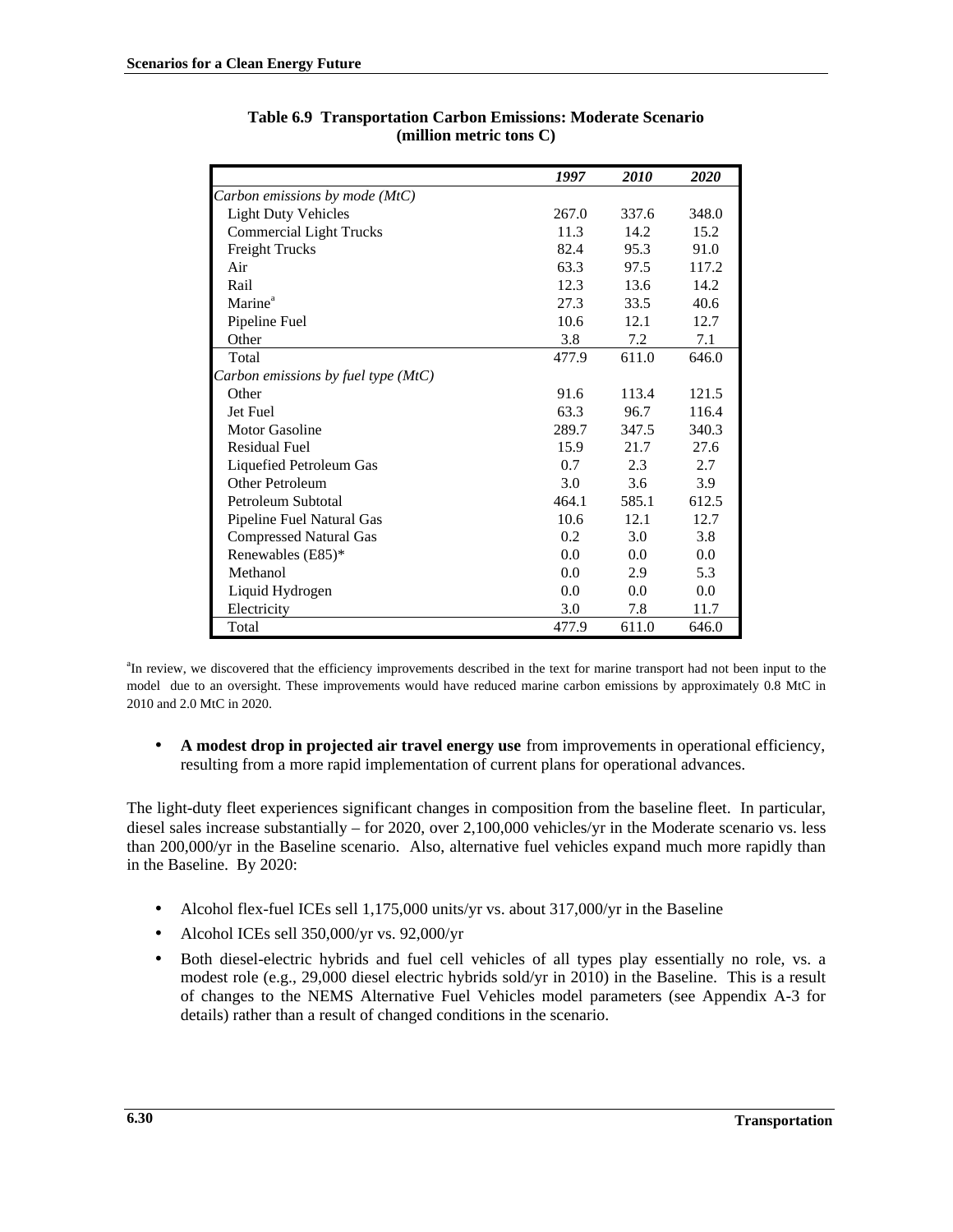**Table 6.9 Transportation Carbon Emissions: Moderate Scenario (million metric tons C)**

| | *1997* | *2010* | *2020* |
|---|---|---|---|
| *Carbon emissions by mode (MtC)* | | | |
| Light Duty Vehicles | 267.0 | 337.6 | 348.0 |
| Commercial Light Trucks | 11.3 | 14.2 | 15.2 |
| Freight Trucks | 82.4 | 95.3 | 91.0 |
| Air | 63.3 | 97.5 | 117.2 |
| Rail | 12.3 | 13.6 | 14.2 |
| Marine[a] | 27.3 | 33.5 | 40.6 |
| Pipeline Fuel | 10.6 | 12.1 | 12.7 |
| Other | 3.8 | 7.2 | 7.1 |
| Total | 477.9 | 611.0 | 646.0 |
| *Carbon emissions by fuel type (MtC)* | | | |
| Other | 91.6 | 113.4 | 121.5 |
| Jet Fuel | 63.3 | 96.7 | 116.4 |
| Motor Gasoline | 289.7 | 347.5 | 340.3 |
| Residual Fuel | 15.9 | 21.7 | 27.6 |
| Liquefied Petroleum Gas | 0.7 | 2.3 | 2.7 |
| Other Petroleum | 3.0 | 3.6 | 3.9 |
| Petroleum Subtotal | 464.1 | 585.1 | 612.5 |
| Pipeline Fuel Natural Gas | 10.6 | 12.1 | 12.7 |
| Compressed Natural Gas | 0.2 | 3.0 | 3.8 |
| Renewables (E85)* | 0.0 | 0.0 | 0.0 |
| Methanol | 0.0 | 2.9 | 5.3 |
| Liquid Hydrogen | 0.0 | 0.0 | 0.0 |
| Electricity | 3.0 | 7.8 | 11.7 |
| Total | 477.9 | 611.0 | 646.0 |

[a]In review, we discovered that the efficiency improvements described in the text for marine transport had not been input to the model due to an oversight. These improvements would have reduced marine carbon emissions by approximately 0.8 MtC in 2010 and 2.0 MtC in 2020.

- **A modest drop in projected air travel energy use** from improvements in operational efficiency, resulting from a more rapid implementation of current plans for operational advances.

The light-duty fleet experiences significant changes in composition from the baseline fleet. In particular, diesel sales increase substantially – for 2020, over 2,100,000 vehicles/yr in the Moderate scenario vs. less than 200,000/yr in the Baseline scenario. Also, alternative fuel vehicles expand much more rapidly than in the Baseline. By 2020:

- Alcohol flex-fuel ICEs sell 1,175,000 units/yr vs. about 317,000/yr in the Baseline
- Alcohol ICEs sell 350,000/yr vs. 92,000/yr
- Both diesel-electric hybrids and fuel cell vehicles of all types play essentially no role, vs. a modest role (e.g., 29,000 diesel electric hybrids sold/yr in 2010) in the Baseline. This is a result of changes to the NEMS Alternative Fuel Vehicles model parameters (see Appendix A-3 for details) rather than a result of changed conditions in the scenario.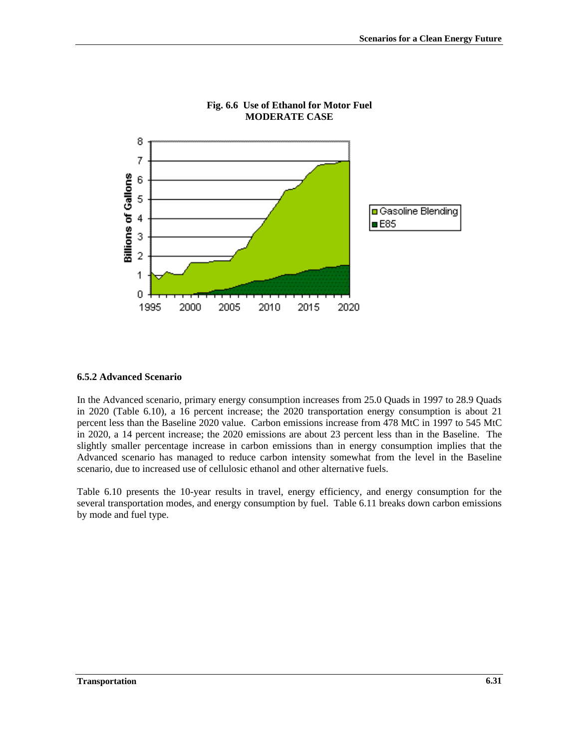**Fig. 6.6 Use of Ethanol for Motor Fuel**
**MODERATE CASE**

### 6.5.2 Advanced Scenario

In the Advanced scenario, primary energy consumption increases from 25.0 Quads in 1997 to 28.9 Quads in 2020 (Table 6.10), a 16 percent increase; the 2020 transportation energy consumption is about 21 percent less than the Baseline 2020 value. Carbon emissions increase from 478 MtC in 1997 to 545 MtC in 2020, a 14 percent increase; the 2020 emissions are about 23 percent less than in the Baseline. The slightly smaller percentage increase in carbon emissions than in energy consumption implies that the Advanced scenario has managed to reduce carbon intensity somewhat from the level in the Baseline scenario, due to increased use of cellulosic ethanol and other alternative fuels.

Table 6.10 presents the 10-year results in travel, energy efficiency, and energy consumption for the several transportation modes, and energy consumption by fuel. Table 6.11 breaks down carbon emissions by mode and fuel type.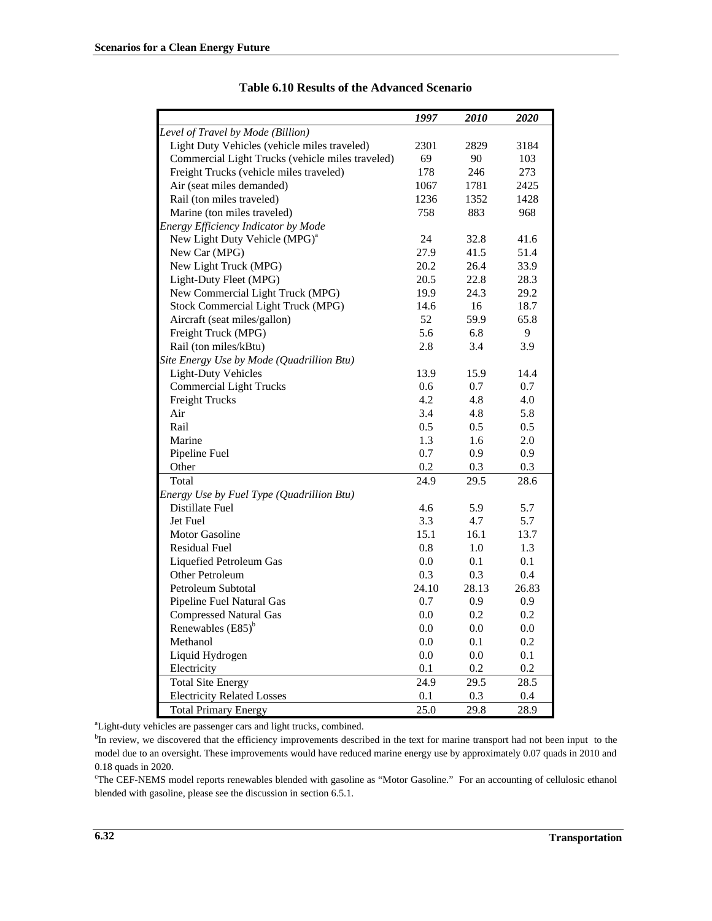**Table 6.10 Results of the Advanced Scenario**

| | 1997 | 2010 | 2020 |
|---|---|---|---|
| *Level of Travel by Mode (Billion)* | | | |
| Light Duty Vehicles (vehicle miles traveled) | 2301 | 2829 | 3184 |
| Commercial Light Trucks (vehicle miles traveled) | 69 | 90 | 103 |
| Freight Trucks (vehicle miles traveled) | 178 | 246 | 273 |
| Air (seat miles demanded) | 1067 | 1781 | 2425 |
| Rail (ton miles traveled) | 1236 | 1352 | 1428 |
| Marine (ton miles traveled) | 758 | 883 | 968 |
| *Energy Efficiency Indicator by Mode* | | | |
| New Light Duty Vehicle (MPG)[a] | 24 | 32.8 | 41.6 |
| New Car (MPG) | 27.9 | 41.5 | 51.4 |
| New Light Truck (MPG) | 20.2 | 26.4 | 33.9 |
| Light-Duty Fleet (MPG) | 20.5 | 22.8 | 28.3 |
| New Commercial Light Truck (MPG) | 19.9 | 24.3 | 29.2 |
| Stock Commercial Light Truck (MPG) | 14.6 | 16 | 18.7 |
| Aircraft (seat miles/gallon) | 52 | 59.9 | 65.8 |
| Freight Truck (MPG) | 5.6 | 6.8 | 9 |
| Rail (ton miles/kBtu) | 2.8 | 3.4 | 3.9 |
| *Site Energy Use by Mode (Quadrillion Btu)* | | | |
| Light-Duty Vehicles | 13.9 | 15.9 | 14.4 |
| Commercial Light Trucks | 0.6 | 0.7 | 0.7 |
| Freight Trucks | 4.2 | 4.8 | 4.0 |
| Air | 3.4 | 4.8 | 5.8 |
| Rail | 0.5 | 0.5 | 0.5 |
| Marine | 1.3 | 1.6 | 2.0 |
| Pipeline Fuel | 0.7 | 0.9 | 0.9 |
| Other | 0.2 | 0.3 | 0.3 |
| Total | 24.9 | 29.5 | 28.6 |
| *Energy Use by Fuel Type (Quadrillion Btu)* | | | |
| Distillate Fuel | 4.6 | 5.9 | 5.7 |
| Jet Fuel | 3.3 | 4.7 | 5.7 |
| Motor Gasoline | 15.1 | 16.1 | 13.7 |
| Residual Fuel | 0.8 | 1.0 | 1.3 |
| Liquefied Petroleum Gas | 0.0 | 0.1 | 0.1 |
| Other Petroleum | 0.3 | 0.3 | 0.4 |
| Petroleum Subtotal | 24.10 | 28.13 | 26.83 |
| Pipeline Fuel Natural Gas | 0.7 | 0.9 | 0.9 |
| Compressed Natural Gas | 0.0 | 0.2 | 0.2 |
| Renewables (E85)[b] | 0.0 | 0.0 | 0.0 |
| Methanol | 0.0 | 0.1 | 0.2 |
| Liquid Hydrogen | 0.0 | 0.0 | 0.1 |
| Electricity | 0.1 | 0.2 | 0.2 |
| Total Site Energy | 24.9 | 29.5 | 28.5 |
| Electricity Related Losses | 0.1 | 0.3 | 0.4 |
| Total Primary Energy | 25.0 | 29.8 | 28.9 |

[a]Light-duty vehicles are passenger cars and light trucks, combined.

[b]In review, we discovered that the efficiency improvements described in the text for marine transport had not been input to the model due to an oversight. These improvements would have reduced marine energy use by approximately 0.07 quads in 2010 and 0.18 quads in 2020.

[c]The CEF-NEMS model reports renewables blended with gasoline as "Motor Gasoline." For an accounting of cellulosic ethanol blended with gasoline, please see the discussion in section 6.5.1.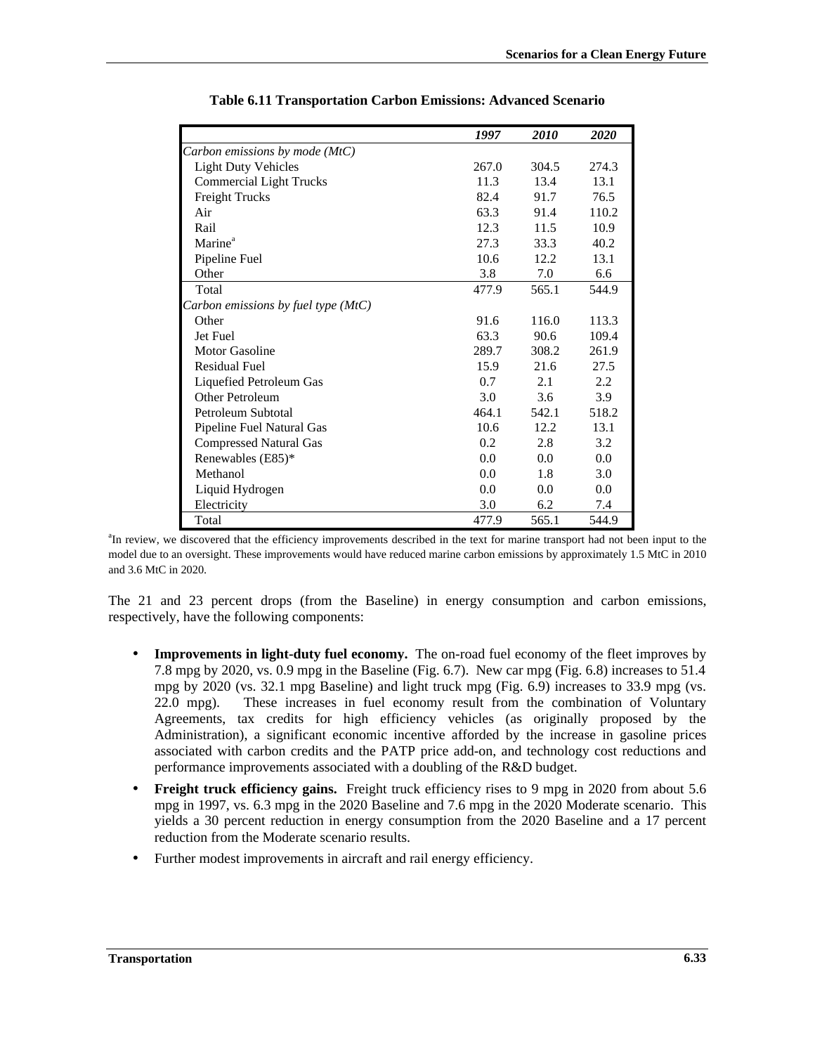**Table 6.11 Transportation Carbon Emissions: Advanced Scenario**

| | *1997* | *2010* | *2020* |
|---|---|---|---|
| *Carbon emissions by mode (MtC)* | | | |
| Light Duty Vehicles | 267.0 | 304.5 | 274.3 |
| Commercial Light Trucks | 11.3 | 13.4 | 13.1 |
| Freight Trucks | 82.4 | 91.7 | 76.5 |
| Air | 63.3 | 91.4 | 110.2 |
| Rail | 12.3 | 11.5 | 10.9 |
| Marine[a] | 27.3 | 33.3 | 40.2 |
| Pipeline Fuel | 10.6 | 12.2 | 13.1 |
| Other | 3.8 | 7.0 | 6.6 |
| Total | 477.9 | 565.1 | 544.9 |
| *Carbon emissions by fuel type (MtC)* | | | |
| Other | 91.6 | 116.0 | 113.3 |
| Jet Fuel | 63.3 | 90.6 | 109.4 |
| Motor Gasoline | 289.7 | 308.2 | 261.9 |
| Residual Fuel | 15.9 | 21.6 | 27.5 |
| Liquefied Petroleum Gas | 0.7 | 2.1 | 2.2 |
| Other Petroleum | 3.0 | 3.6 | 3.9 |
| Petroleum Subtotal | 464.1 | 542.1 | 518.2 |
| Pipeline Fuel Natural Gas | 10.6 | 12.2 | 13.1 |
| Compressed Natural Gas | 0.2 | 2.8 | 3.2 |
| Renewables (E85)* | 0.0 | 0.0 | 0.0 |
| Methanol | 0.0 | 1.8 | 3.0 |
| Liquid Hydrogen | 0.0 | 0.0 | 0.0 |
| Electricity | 3.0 | 6.2 | 7.4 |
| Total | 477.9 | 565.1 | 544.9 |

[a]In review, we discovered that the efficiency improvements described in the text for marine transport had not been input to the model due to an oversight. These improvements would have reduced marine carbon emissions by approximately 1.5 MtC in 2010 and 3.6 MtC in 2020.

The 21 and 23 percent drops (from the Baseline) in energy consumption and carbon emissions, respectively, have the following components:

- **Improvements in light-duty fuel economy.** The on-road fuel economy of the fleet improves by 7.8 mpg by 2020, vs. 0.9 mpg in the Baseline (Fig. 6.7). New car mpg (Fig. 6.8) increases to 51.4 mpg by 2020 (vs. 32.1 mpg Baseline) and light truck mpg (Fig. 6.9) increases to 33.9 mpg (vs. 22.0 mpg). These increases in fuel economy result from the combination of Voluntary Agreements, tax credits for high efficiency vehicles (as originally proposed by the Administration), a significant economic incentive afforded by the increase in gasoline prices associated with carbon credits and the PATP price add-on, and technology cost reductions and performance improvements associated with a doubling of the R&D budget.
- **Freight truck efficiency gains.** Freight truck efficiency rises to 9 mpg in 2020 from about 5.6 mpg in 1997, vs. 6.3 mpg in the 2020 Baseline and 7.6 mpg in the 2020 Moderate scenario. This yields a 30 percent reduction in energy consumption from the 2020 Baseline and a 17 percent reduction from the Moderate scenario results.
- Further modest improvements in aircraft and rail energy efficiency.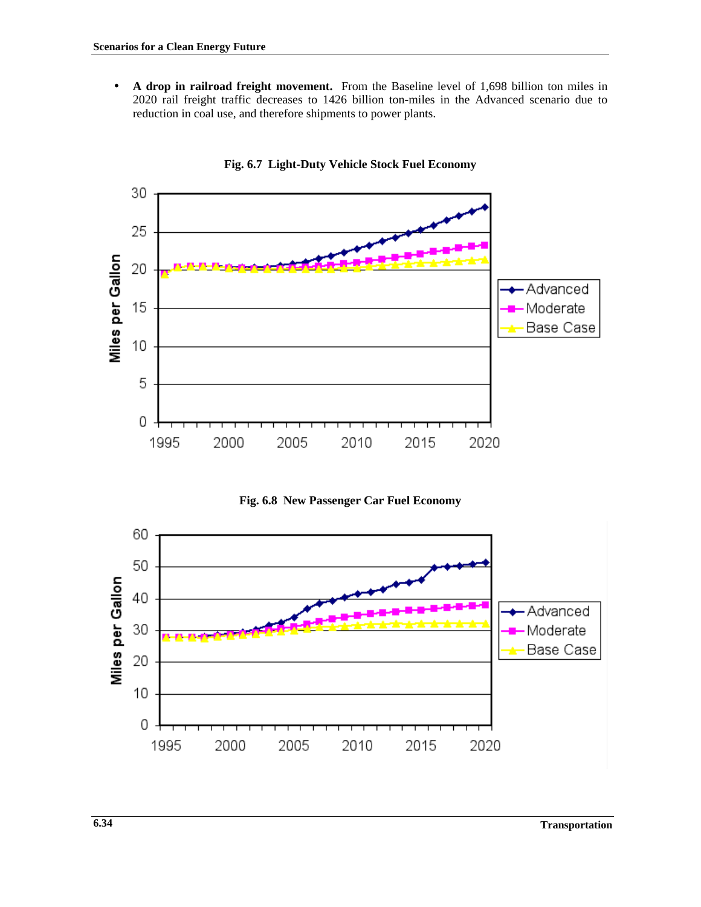- **A drop in railroad freight movement.** From the Baseline level of 1,698 billion ton miles in 2020 rail freight traffic decreases to 1426 billion ton-miles in the Advanced scenario due to reduction in coal use, and therefore shipments to power plants.

**Fig. 6.7 Light-Duty Vehicle Stock Fuel Economy**

**Fig. 6.8 New Passenger Car Fuel Economy**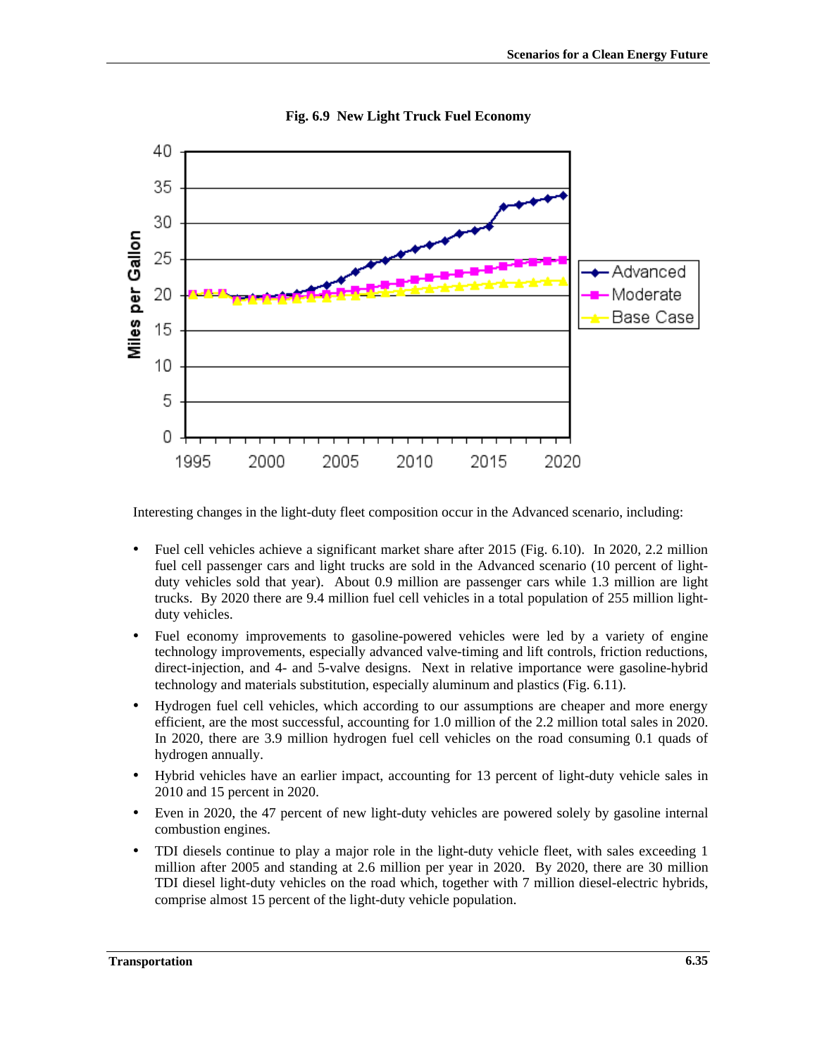**Fig. 6.9 New Light Truck Fuel Economy**

Interesting changes in the light-duty fleet composition occur in the Advanced scenario, including:

- Fuel cell vehicles achieve a significant market share after 2015 (Fig. 6.10). In 2020, 2.2 million fuel cell passenger cars and light trucks are sold in the Advanced scenario (10 percent of light-duty vehicles sold that year). About 0.9 million are passenger cars while 1.3 million are light trucks. By 2020 there are 9.4 million fuel cell vehicles in a total population of 255 million light-duty vehicles.
- Fuel economy improvements to gasoline-powered vehicles were led by a variety of engine technology improvements, especially advanced valve-timing and lift controls, friction reductions, direct-injection, and 4- and 5-valve designs. Next in relative importance were gasoline-hybrid technology and materials substitution, especially aluminum and plastics (Fig. 6.11).
- Hydrogen fuel cell vehicles, which according to our assumptions are cheaper and more energy efficient, are the most successful, accounting for 1.0 million of the 2.2 million total sales in 2020. In 2020, there are 3.9 million hydrogen fuel cell vehicles on the road consuming 0.1 quads of hydrogen annually.
- Hybrid vehicles have an earlier impact, accounting for 13 percent of light-duty vehicle sales in 2010 and 15 percent in 2020.
- Even in 2020, the 47 percent of new light-duty vehicles are powered solely by gasoline internal combustion engines.
- TDI diesels continue to play a major role in the light-duty vehicle fleet, with sales exceeding 1 million after 2005 and standing at 2.6 million per year in 2020. By 2020, there are 30 million TDI diesel light-duty vehicles on the road which, together with 7 million diesel-electric hybrids, comprise almost 15 percent of the light-duty vehicle population.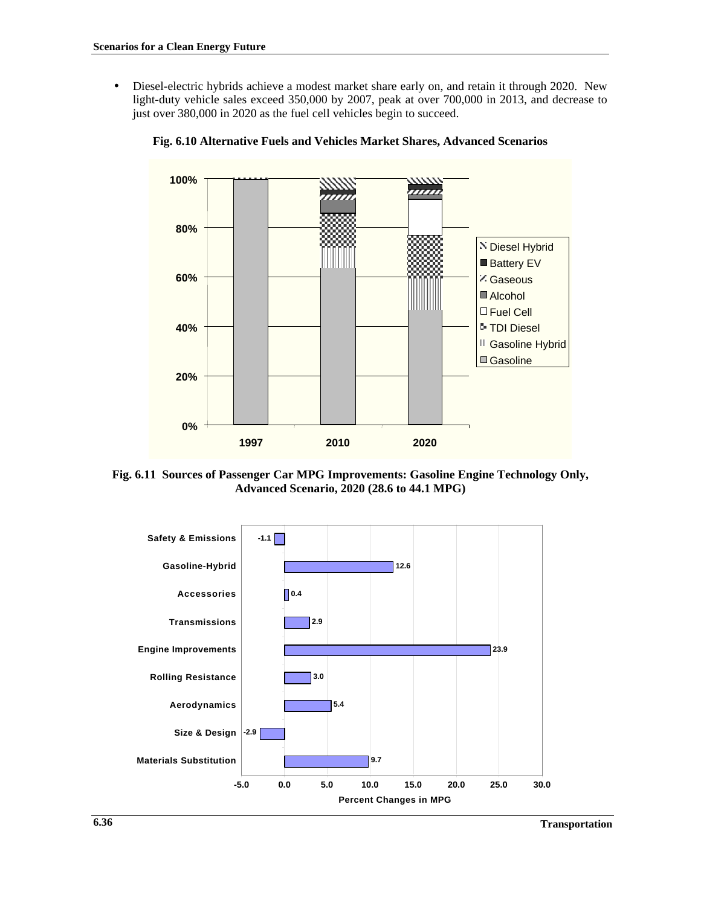- Diesel-electric hybrids achieve a modest market share early on, and retain it through 2020. New light-duty vehicle sales exceed 350,000 by 2007, peak at over 700,000 in 2013, and decrease to just over 380,000 in 2020 as the fuel cell vehicles begin to succeed.

**Fig. 6.10 Alternative Fuels and Vehicles Market Shares, Advanced Scenarios**

**Fig. 6.11 Sources of Passenger Car MPG Improvements: Gasoline Engine Technology Only, Advanced Scenario, 2020 (28.6 to 44.1 MPG)**

| Source | Percent Changes in MPG |
|---|---|
| Safety & Emissions | -1.1 |
| Gasoline-Hybrid | 12.6 |
| Accessories | 0.4 |
| Transmissions | 2.9 |
| Engine Improvements | 23.9 |
| Rolling Resistance | 3.0 |
| Aerodynamics | 5.4 |
| Size & Design | -2.9 |
| Materials Substitution | 9.7 |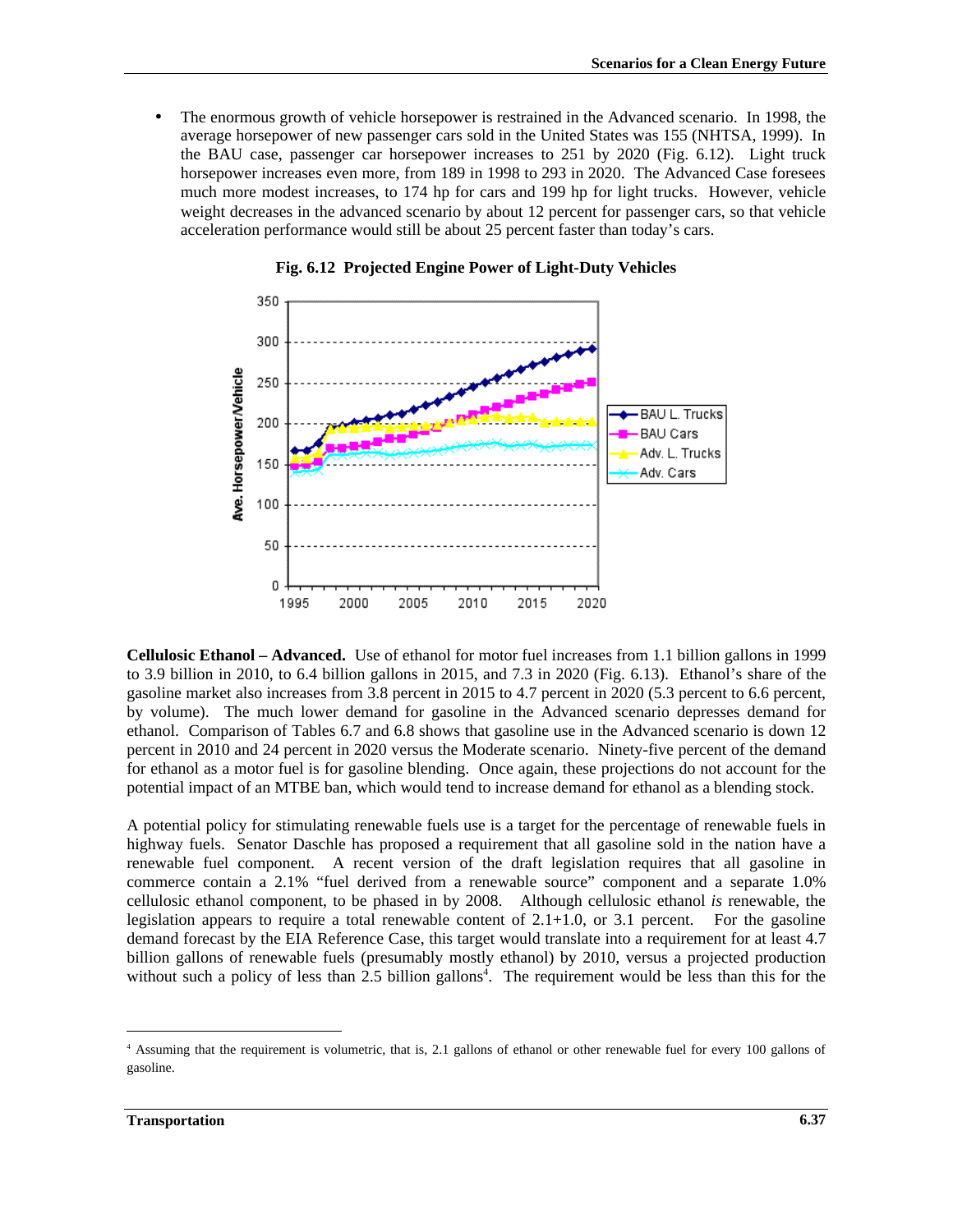- The enormous growth of vehicle horsepower is restrained in the Advanced scenario. In 1998, the average horsepower of new passenger cars sold in the United States was 155 (NHTSA, 1999). In the BAU case, passenger car horsepower increases to 251 by 2020 (Fig. 6.12). Light truck horsepower increases even more, from 189 in 1998 to 293 in 2020. The Advanced Case foresees much more modest increases, to 174 hp for cars and 199 hp for light trucks. However, vehicle weight decreases in the advanced scenario by about 12 percent for passenger cars, so that vehicle acceleration performance would still be about 25 percent faster than today's cars.

**Fig. 6.12 Projected Engine Power of Light-Duty Vehicles**

**Cellulosic Ethanol – Advanced.** Use of ethanol for motor fuel increases from 1.1 billion gallons in 1999 to 3.9 billion in 2010, to 6.4 billion gallons in 2015, and 7.3 in 2020 (Fig. 6.13). Ethanol's share of the gasoline market also increases from 3.8 percent in 2015 to 4.7 percent in 2020 (5.3 percent to 6.6 percent, by volume). The much lower demand for gasoline in the Advanced scenario depresses demand for ethanol. Comparison of Tables 6.7 and 6.8 shows that gasoline use in the Advanced scenario is down 12 percent in 2010 and 24 percent in 2020 versus the Moderate scenario. Ninety-five percent of the demand for ethanol as a motor fuel is for gasoline blending. Once again, these projections do not account for the potential impact of an MTBE ban, which would tend to increase demand for ethanol as a blending stock.

A potential policy for stimulating renewable fuels use is a target for the percentage of renewable fuels in highway fuels. Senator Daschle has proposed a requirement that all gasoline sold in the nation have a renewable fuel component. A recent version of the draft legislation requires that all gasoline in commerce contain a 2.1% "fuel derived from a renewable source" component and a separate 1.0% cellulosic ethanol component, to be phased in by 2008. Although cellulosic ethanol *is* renewable, the legislation appears to require a total renewable content of 2.1+1.0, or 3.1 percent. For the gasoline demand forecast by the EIA Reference Case, this target would translate into a requirement for at least 4.7 billion gallons of renewable fuels (presumably mostly ethanol) by 2010, versus a projected production without such a policy of less than 2.5 billion gallons[4]. The requirement would be less than this for the

[4] Assuming that the requirement is volumetric, that is, 2.1 gallons of ethanol or other renewable fuel for every 100 gallons of gasoline.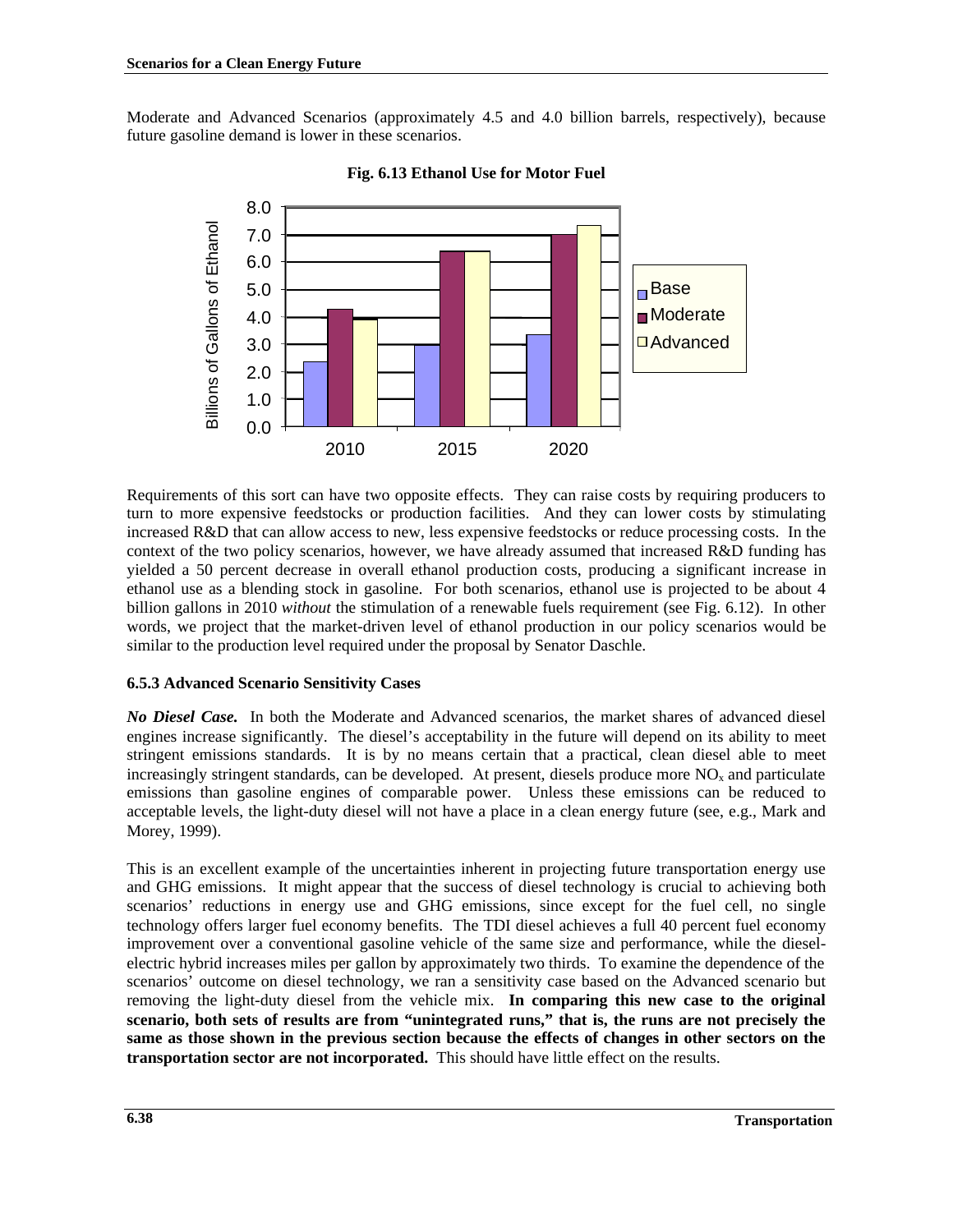Moderate and Advanced Scenarios (approximately 4.5 and 4.0 billion barrels, respectively), because future gasoline demand is lower in these scenarios.

**Fig. 6.13 Ethanol Use for Motor Fuel**

Requirements of this sort can have two opposite effects. They can raise costs by requiring producers to turn to more expensive feedstocks or production facilities. And they can lower costs by stimulating increased R&D that can allow access to new, less expensive feedstocks or reduce processing costs. In the context of the two policy scenarios, however, we have already assumed that increased R&D funding has yielded a 50 percent decrease in overall ethanol production costs, producing a significant increase in ethanol use as a blending stock in gasoline. For both scenarios, ethanol use is projected to be about 4 billion gallons in 2010 *without* the stimulation of a renewable fuels requirement (see Fig. 6.12). In other words, we project that the market-driven level of ethanol production in our policy scenarios would be similar to the production level required under the proposal by Senator Daschle.

### 6.5.3 Advanced Scenario Sensitivity Cases

***No Diesel Case.*** In both the Moderate and Advanced scenarios, the market shares of advanced diesel engines increase significantly. The diesel's acceptability in the future will depend on its ability to meet stringent emissions standards. It is by no means certain that a practical, clean diesel able to meet increasingly stringent standards, can be developed. At present, diesels produce more $NO_x$ and particulate emissions than gasoline engines of comparable power. Unless these emissions can be reduced to acceptable levels, the light-duty diesel will not have a place in a clean energy future (see, e.g., Mark and Morey, 1999).

This is an excellent example of the uncertainties inherent in projecting future transportation energy use and GHG emissions. It might appear that the success of diesel technology is crucial to achieving both scenarios' reductions in energy use and GHG emissions, since except for the fuel cell, no single technology offers larger fuel economy benefits. The TDI diesel achieves a full 40 percent fuel economy improvement over a conventional gasoline vehicle of the same size and performance, while the diesel-electric hybrid increases miles per gallon by approximately two thirds. To examine the dependence of the scenarios' outcome on diesel technology, we ran a sensitivity case based on the Advanced scenario but removing the light-duty diesel from the vehicle mix. **In comparing this new case to the original scenario, both sets of results are from "unintegrated runs," that is, the runs are not precisely the same as those shown in the previous section because the effects of changes in other sectors on the transportation sector are not incorporated.** This should have little effect on the results.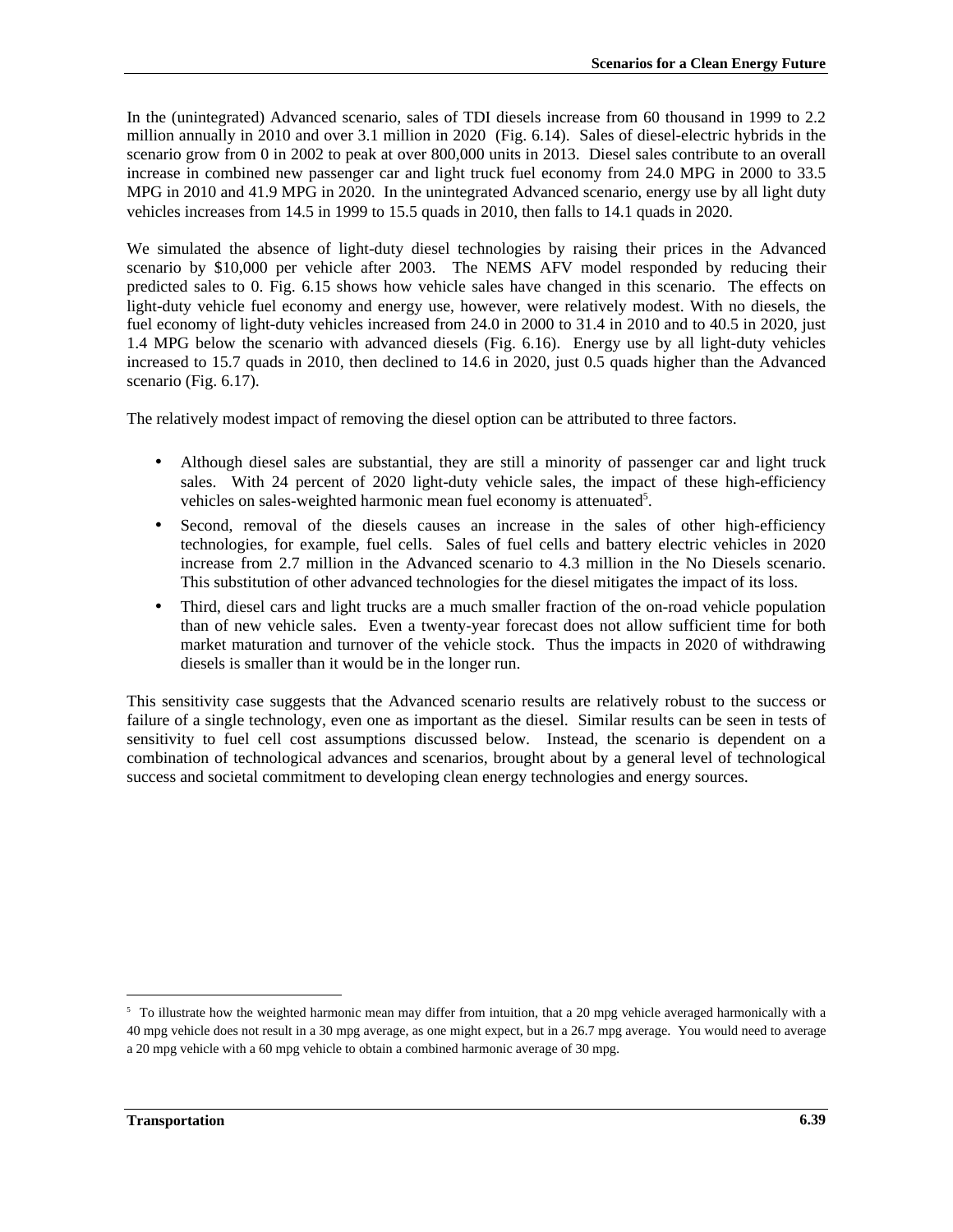In the (unintegrated) Advanced scenario, sales of TDI diesels increase from 60 thousand in 1999 to 2.2 million annually in 2010 and over 3.1 million in 2020 (Fig. 6.14). Sales of diesel-electric hybrids in the scenario grow from 0 in 2002 to peak at over 800,000 units in 2013. Diesel sales contribute to an overall increase in combined new passenger car and light truck fuel economy from 24.0 MPG in 2000 to 33.5 MPG in 2010 and 41.9 MPG in 2020. In the unintegrated Advanced scenario, energy use by all light duty vehicles increases from 14.5 in 1999 to 15.5 quads in 2010, then falls to 14.1 quads in 2020.

We simulated the absence of light-duty diesel technologies by raising their prices in the Advanced scenario by $10,000 per vehicle after 2003. The NEMS AFV model responded by reducing their predicted sales to 0. Fig. 6.15 shows how vehicle sales have changed in this scenario. The effects on light-duty vehicle fuel economy and energy use, however, were relatively modest. With no diesels, the fuel economy of light-duty vehicles increased from 24.0 in 2000 to 31.4 in 2010 and to 40.5 in 2020, just 1.4 MPG below the scenario with advanced diesels (Fig. 6.16). Energy use by all light-duty vehicles increased to 15.7 quads in 2010, then declined to 14.6 in 2020, just 0.5 quads higher than the Advanced scenario (Fig. 6.17).

The relatively modest impact of removing the diesel option can be attributed to three factors.

- Although diesel sales are substantial, they are still a minority of passenger car and light truck sales. With 24 percent of 2020 light-duty vehicle sales, the impact of these high-efficiency vehicles on sales-weighted harmonic mean fuel economy is attenuated[5].
- Second, removal of the diesels causes an increase in the sales of other high-efficiency technologies, for example, fuel cells. Sales of fuel cells and battery electric vehicles in 2020 increase from 2.7 million in the Advanced scenario to 4.3 million in the No Diesels scenario. This substitution of other advanced technologies for the diesel mitigates the impact of its loss.
- Third, diesel cars and light trucks are a much smaller fraction of the on-road vehicle population than of new vehicle sales. Even a twenty-year forecast does not allow sufficient time for both market maturation and turnover of the vehicle stock. Thus the impacts in 2020 of withdrawing diesels is smaller than it would be in the longer run.

This sensitivity case suggests that the Advanced scenario results are relatively robust to the success or failure of a single technology, even one as important as the diesel. Similar results can be seen in tests of sensitivity to fuel cell cost assumptions discussed below. Instead, the scenario is dependent on a combination of technological advances and scenarios, brought about by a general level of technological success and societal commitment to developing clean energy technologies and energy sources.

---

[5] To illustrate how the weighted harmonic mean may differ from intuition, that a 20 mpg vehicle averaged harmonically with a 40 mpg vehicle does not result in a 30 mpg average, as one might expect, but in a 26.7 mpg average. You would need to average a 20 mpg vehicle with a 60 mpg vehicle to obtain a combined harmonic average of 30 mpg.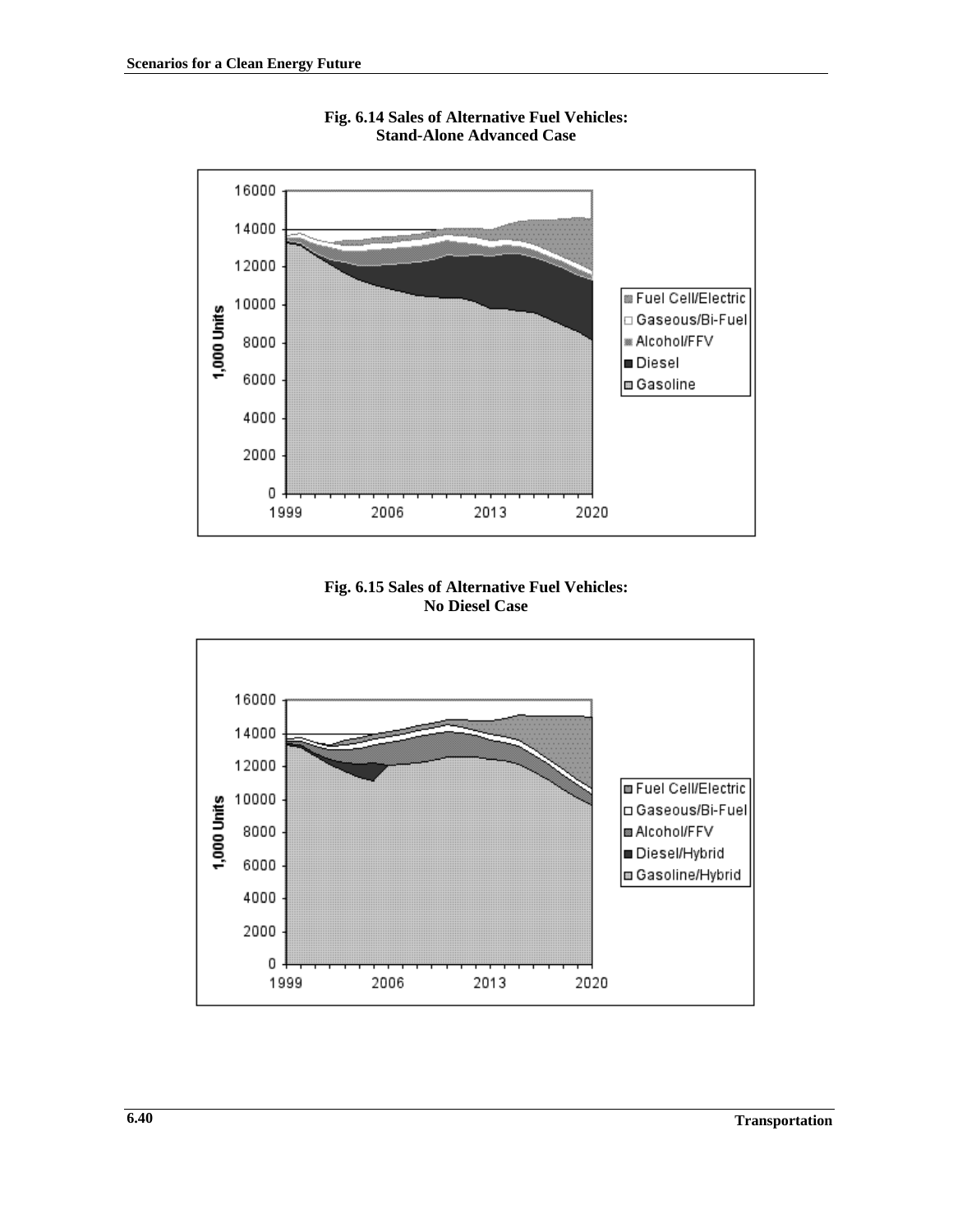**Fig. 6.14 Sales of Alternative Fuel Vehicles: Stand-Alone Advanced Case**

**Fig. 6.15 Sales of Alternative Fuel Vehicles: No Diesel Case**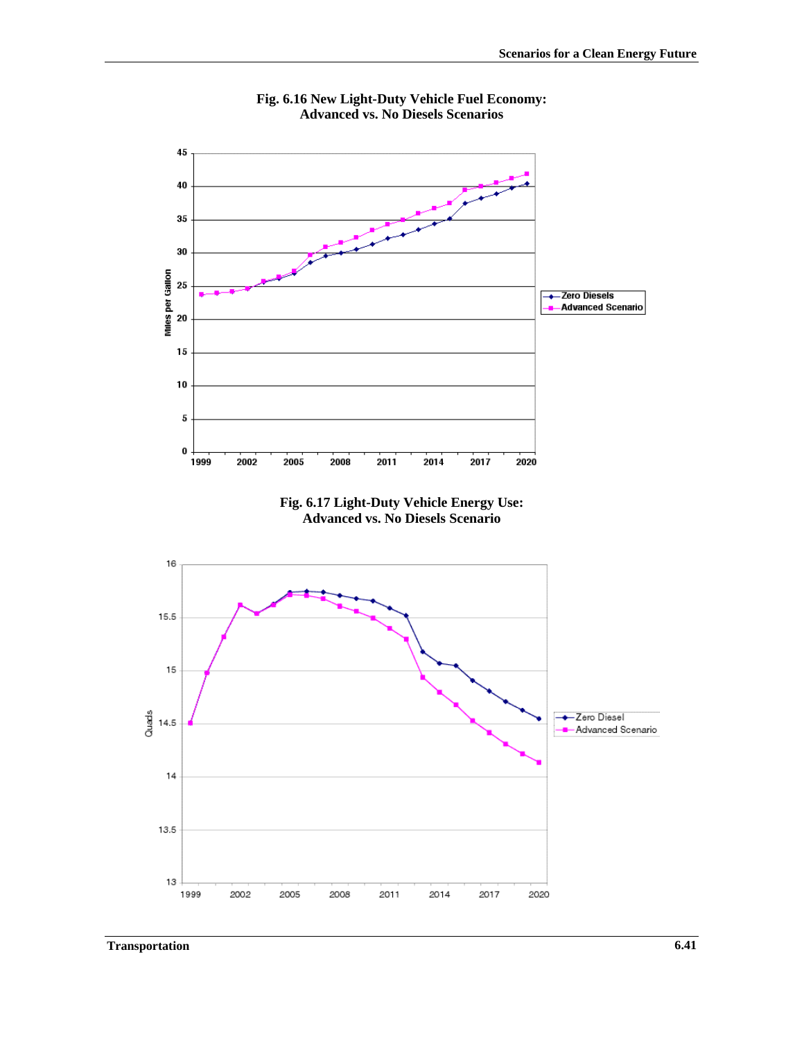**Fig. 6.16 New Light-Duty Vehicle Fuel Economy: Advanced vs. No Diesels Scenarios**

**Fig. 6.17 Light-Duty Vehicle Energy Use: Advanced vs. No Diesels Scenario**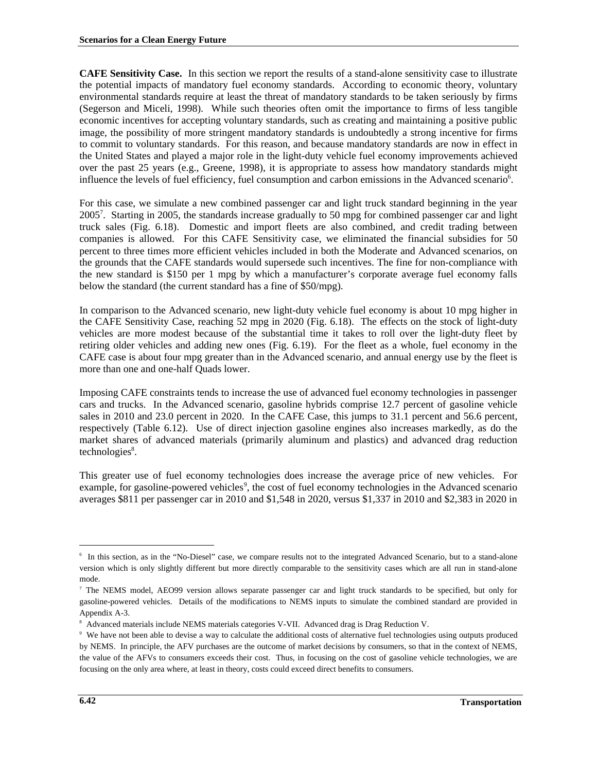**CAFE Sensitivity Case.** In this section we report the results of a stand-alone sensitivity case to illustrate the potential impacts of mandatory fuel economy standards. According to economic theory, voluntary environmental standards require at least the threat of mandatory standards to be taken seriously by firms (Segerson and Miceli, 1998). While such theories often omit the importance to firms of less tangible economic incentives for accepting voluntary standards, such as creating and maintaining a positive public image, the possibility of more stringent mandatory standards is undoubtedly a strong incentive for firms to commit to voluntary standards. For this reason, and because mandatory standards are now in effect in the United States and played a major role in the light-duty vehicle fuel economy improvements achieved over the past 25 years (e.g., Greene, 1998), it is appropriate to assess how mandatory standards might influence the levels of fuel efficiency, fuel consumption and carbon emissions in the Advanced scenario[6].

For this case, we simulate a new combined passenger car and light truck standard beginning in the year 2005[7]. Starting in 2005, the standards increase gradually to 50 mpg for combined passenger car and light truck sales (Fig. 6.18). Domestic and import fleets are also combined, and credit trading between companies is allowed. For this CAFE Sensitivity case, we eliminated the financial subsidies for 50 percent to three times more efficient vehicles included in both the Moderate and Advanced scenarios, on the grounds that the CAFE standards would supersede such incentives. The fine for non-compliance with the new standard is $150 per 1 mpg by which a manufacturer's corporate average fuel economy falls below the standard (the current standard has a fine of $50/mpg).

In comparison to the Advanced scenario, new light-duty vehicle fuel economy is about 10 mpg higher in the CAFE Sensitivity Case, reaching 52 mpg in 2020 (Fig. 6.18). The effects on the stock of light-duty vehicles are more modest because of the substantial time it takes to roll over the light-duty fleet by retiring older vehicles and adding new ones (Fig. 6.19). For the fleet as a whole, fuel economy in the CAFE case is about four mpg greater than in the Advanced scenario, and annual energy use by the fleet is more than one and one-half Quads lower.

Imposing CAFE constraints tends to increase the use of advanced fuel economy technologies in passenger cars and trucks. In the Advanced scenario, gasoline hybrids comprise 12.7 percent of gasoline vehicle sales in 2010 and 23.0 percent in 2020. In the CAFE Case, this jumps to 31.1 percent and 56.6 percent, respectively (Table 6.12). Use of direct injection gasoline engines also increases markedly, as do the market shares of advanced materials (primarily aluminum and plastics) and advanced drag reduction technologies[8].

This greater use of fuel economy technologies does increase the average price of new vehicles. For example, for gasoline-powered vehicles[9], the cost of fuel economy technologies in the Advanced scenario averages $811 per passenger car in 2010 and $1,548 in 2020, versus $1,337 in 2010 and $2,383 in 2020 in

---

[6] In this section, as in the "No-Diesel" case, we compare results not to the integrated Advanced Scenario, but to a stand-alone version which is only slightly different but more directly comparable to the sensitivity cases which are all run in stand-alone mode.

[7] The NEMS model, AEO99 version allows separate passenger car and light truck standards to be specified, but only for gasoline-powered vehicles. Details of the modifications to NEMS inputs to simulate the combined standard are provided in Appendix A-3.

[8] Advanced materials include NEMS materials categories V-VII. Advanced drag is Drag Reduction V.

[9] We have not been able to devise a way to calculate the additional costs of alternative fuel technologies using outputs produced by NEMS. In principle, the AFV purchases are the outcome of market decisions by consumers, so that in the context of NEMS, the value of the AFVs to consumers exceeds their cost. Thus, in focusing on the cost of gasoline vehicle technologies, we are focusing on the only area where, at least in theory, costs could exceed direct benefits to consumers.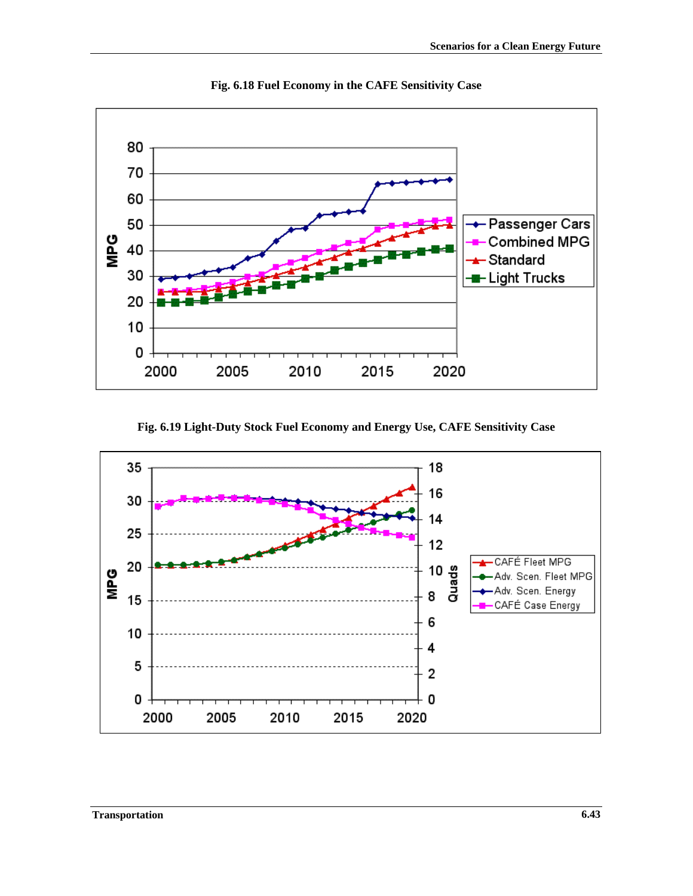**Fig. 6.18 Fuel Economy in the CAFE Sensitivity Case**

**Fig. 6.19 Light-Duty Stock Fuel Economy and Energy Use, CAFE Sensitivity Case**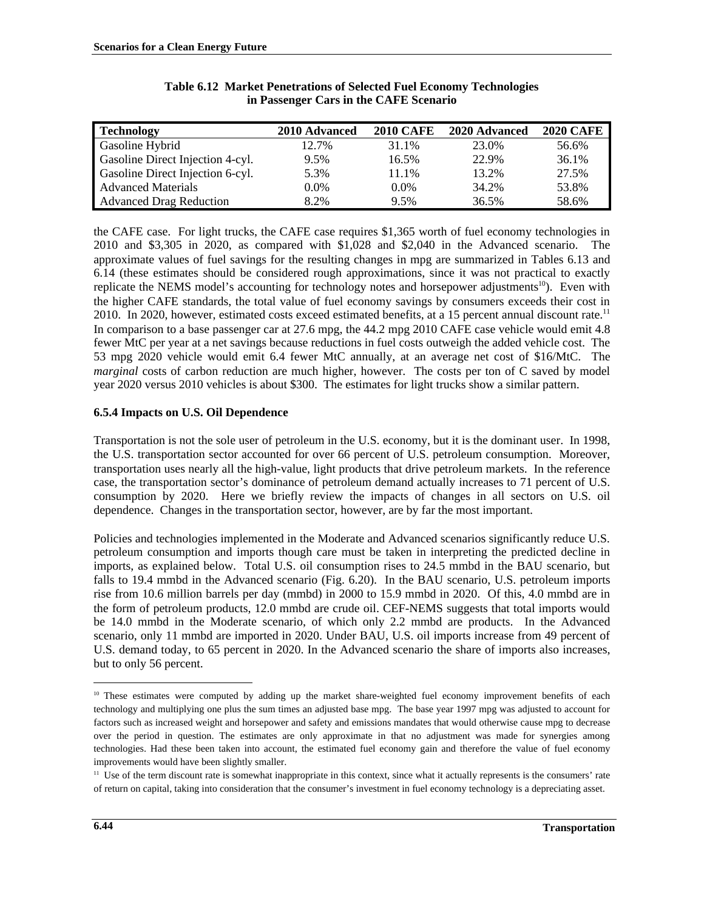**Table 6.12 Market Penetrations of Selected Fuel Economy Technologies in Passenger Cars in the CAFE Scenario**

| Technology | 2010 Advanced | 2010 CAFE | 2020 Advanced | 2020 CAFE |
|---|---|---|---|---|
| Gasoline Hybrid | 12.7% | 31.1% | 23.0% | 56.6% |
| Gasoline Direct Injection 4-cyl. | 9.5% | 16.5% | 22.9% | 36.1% |
| Gasoline Direct Injection 6-cyl. | 5.3% | 11.1% | 13.2% | 27.5% |
| Advanced Materials | 0.0% | 0.0% | 34.2% | 53.8% |
| Advanced Drag Reduction | 8.2% | 9.5% | 36.5% | 58.6% |

the CAFE case. For light trucks, the CAFE case requires $1,365 worth of fuel economy technologies in 2010 and $3,305 in 2020, as compared with $1,028 and $2,040 in the Advanced scenario. The approximate values of fuel savings for the resulting changes in mpg are summarized in Tables 6.13 and 6.14 (these estimates should be considered rough approximations, since it was not practical to exactly replicate the NEMS model's accounting for technology notes and horsepower adjustments[10]). Even with the higher CAFE standards, the total value of fuel economy savings by consumers exceeds their cost in 2010. In 2020, however, estimated costs exceed estimated benefits, at a 15 percent annual discount rate.[11] In comparison to a base passenger car at 27.6 mpg, the 44.2 mpg 2010 CAFE case vehicle would emit 4.8 fewer MtC per year at a net savings because reductions in fuel costs outweigh the added vehicle cost. The 53 mpg 2020 vehicle would emit 6.4 fewer MtC annually, at an average net cost of $16/MtC. The *marginal* costs of carbon reduction are much higher, however. The costs per ton of C saved by model year 2020 versus 2010 vehicles is about $300. The estimates for light trucks show a similar pattern.

### 6.5.4 Impacts on U.S. Oil Dependence

Transportation is not the sole user of petroleum in the U.S. economy, but it is the dominant user. In 1998, the U.S. transportation sector accounted for over 66 percent of U.S. petroleum consumption. Moreover, transportation uses nearly all the high-value, light products that drive petroleum markets. In the reference case, the transportation sector's dominance of petroleum demand actually increases to 71 percent of U.S. consumption by 2020. Here we briefly review the impacts of changes in all sectors on U.S. oil dependence. Changes in the transportation sector, however, are by far the most important.

Policies and technologies implemented in the Moderate and Advanced scenarios significantly reduce U.S. petroleum consumption and imports though care must be taken in interpreting the predicted decline in imports, as explained below. Total U.S. oil consumption rises to 24.5 mmbd in the BAU scenario, but falls to 19.4 mmbd in the Advanced scenario (Fig. 6.20). In the BAU scenario, U.S. petroleum imports rise from 10.6 million barrels per day (mmbd) in 2000 to 15.9 mmbd in 2020. Of this, 4.0 mmbd are in the form of petroleum products, 12.0 mmbd are crude oil. CEF-NEMS suggests that total imports would be 14.0 mmbd in the Moderate scenario, of which only 2.2 mmbd are products. In the Advanced scenario, only 11 mmbd are imported in 2020. Under BAU, U.S. oil imports increase from 49 percent of U.S. demand today, to 65 percent in 2020. In the Advanced scenario the share of imports also increases, but to only 56 percent.

---

[10] These estimates were computed by adding up the market share-weighted fuel economy improvement benefits of each technology and multiplying one plus the sum times an adjusted base mpg. The base year 1997 mpg was adjusted to account for factors such as increased weight and horsepower and safety and emissions mandates that would otherwise cause mpg to decrease over the period in question. The estimates are only approximate in that no adjustment was made for synergies among technologies. Had these been taken into account, the estimated fuel economy gain and therefore the value of fuel economy improvements would have been slightly smaller.

[11] Use of the term discount rate is somewhat inappropriate in this context, since what it actually represents is the consumers' rate of return on capital, taking into consideration that the consumer's investment in fuel economy technology is a depreciating asset.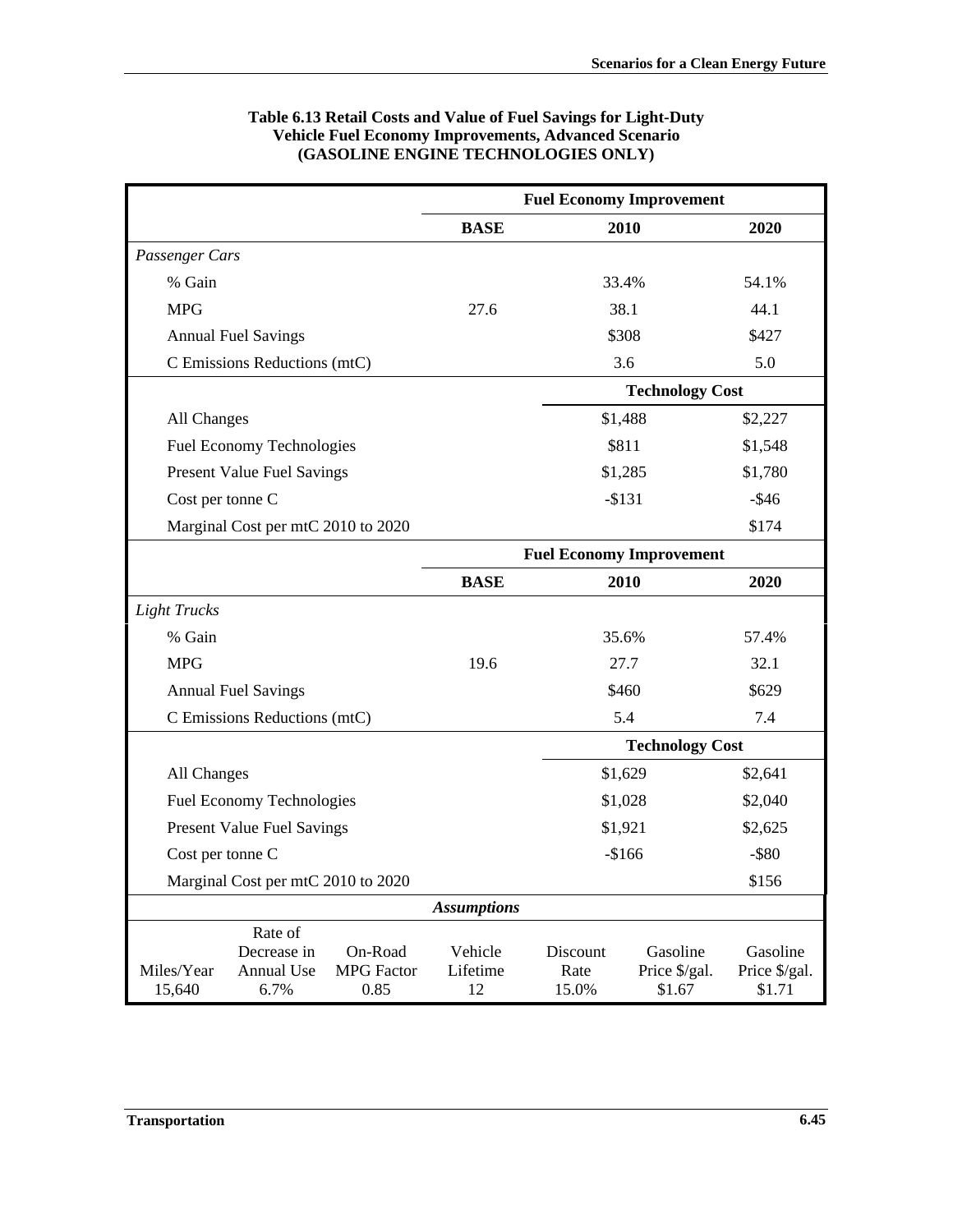**Table 6.13 Retail Costs and Value of Fuel Savings for Light-Duty Vehicle Fuel Economy Improvements, Advanced Scenario (GASOLINE ENGINE TECHNOLOGIES ONLY)**

| | Fuel Economy Improvement | | |
|---|---|---|---|
| | **BASE** | **2010** | **2020** |
| *Passenger Cars* | | | |
| % Gain | | 33.4% | 54.1% |
| MPG | 27.6 | 38.1 | 44.1 |
| Annual Fuel Savings | | $308 | $427 |
| C Emissions Reductions (mtC) | | 3.6 | 5.0 |
| | | **Technology Cost** | |
| All Changes | | $1,488 | $2,227 |
| Fuel Economy Technologies | | $811 | $1,548 |
| Present Value Fuel Savings | | $1,285 | $1,780 |
| Cost per tonne C | | -$131 | -$46 |
| Marginal Cost per mtC 2010 to 2020 | | | $174 |
| | **Fuel Economy Improvement** | | |
| | **BASE** | **2010** | **2020** |
| *Light Trucks* | | | |
| % Gain | | 35.6% | 57.4% |
| MPG | 19.6 | 27.7 | 32.1 |
| Annual Fuel Savings | | $460 | $629 |
| C Emissions Reductions (mtC) | | 5.4 | 7.4 |
| | | **Technology Cost** | |
| All Changes | | $1,629 | $2,641 |
| Fuel Economy Technologies | | $1,028 | $2,040 |
| Present Value Fuel Savings | | $1,921 | $2,625 |
| Cost per tonne C | | -$166 | -$80 |
| Marginal Cost per mtC 2010 to 2020 | | | $156 |

***Assumptions***

| Miles/Year | Rate of Decrease in Annual Use | On-Road MPG Factor | Vehicle Lifetime | Discount Rate | Gasoline Price $/gal. | Gasoline Price $/gal. |
|---|---|---|---|---|---|---|
| 15,640 | 6.7% | 0.85 | 12 | 15.0% | $1.67 | $1.71 |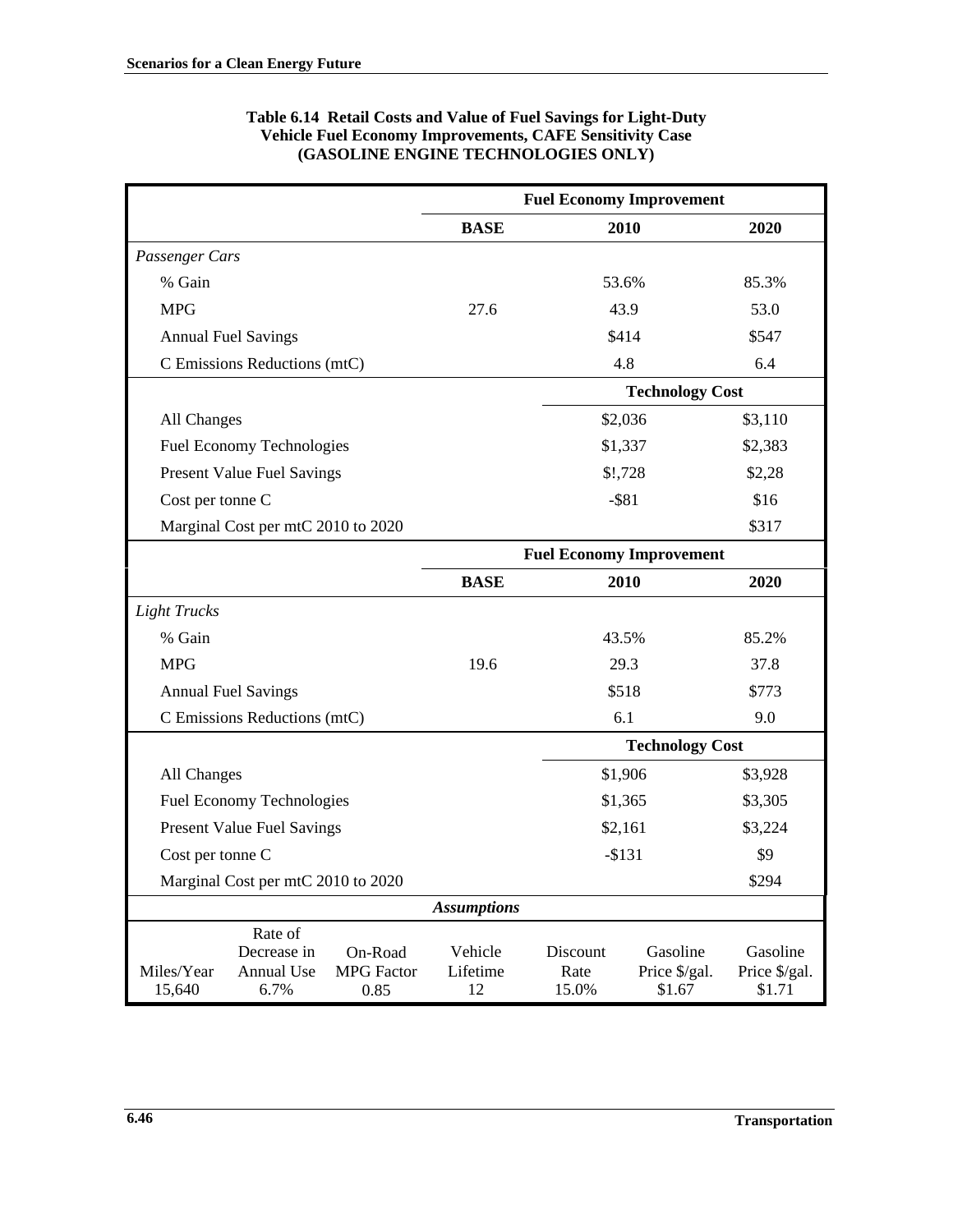**Table 6.14 Retail Costs and Value of Fuel Savings for Light-Duty Vehicle Fuel Economy Improvements, CAFE Sensitivity Case (GASOLINE ENGINE TECHNOLOGIES ONLY)**

| | Fuel Economy Improvement | | |
|---|---|---|---|
| | **BASE** | **2010** | **2020** |
| *Passenger Cars* | | | |
| % Gain | | 53.6% | 85.3% |
| MPG | 27.6 | 43.9 | 53.0 |
| Annual Fuel Savings | | $414 | $547 |
| C Emissions Reductions (mtC) | | 4.8 | 6.4 |
| | | **Technology Cost** | |
| All Changes | | $2,036 | $3,110 |
| Fuel Economy Technologies | | $1,337 | $2,383 |
| Present Value Fuel Savings | | $!,728 | $2,28 |
| Cost per tonne C | | -$81 | $16 |
| Marginal Cost per mtC 2010 to 2020 | | | $317 |
| | **Fuel Economy Improvement** | | |
| | **BASE** | **2010** | **2020** |
| *Light Trucks* | | | |
| % Gain | | 43.5% | 85.2% |
| MPG | 19.6 | 29.3 | 37.8 |
| Annual Fuel Savings | | $518 | $773 |
| C Emissions Reductions (mtC) | | 6.1 | 9.0 |
| | | **Technology Cost** | |
| All Changes | | $1,906 | $3,928 |
| Fuel Economy Technologies | | $1,365 | $3,305 |
| Present Value Fuel Savings | | $2,161 | $3,224 |
| Cost per tonne C | | -$131 | $9 |
| Marginal Cost per mtC 2010 to 2020 | | | $294 |

*Assumptions*

| Miles/Year | Rate of Decrease in Annual Use | On-Road MPG Factor | Vehicle Lifetime | Discount Rate | Gasoline Price $/gal. | Gasoline Price $/gal. |
|---|---|---|---|---|---|---|
| 15,640 | 6.7% | 0.85 | 12 | 15.0% | $1.67 | $1.71 |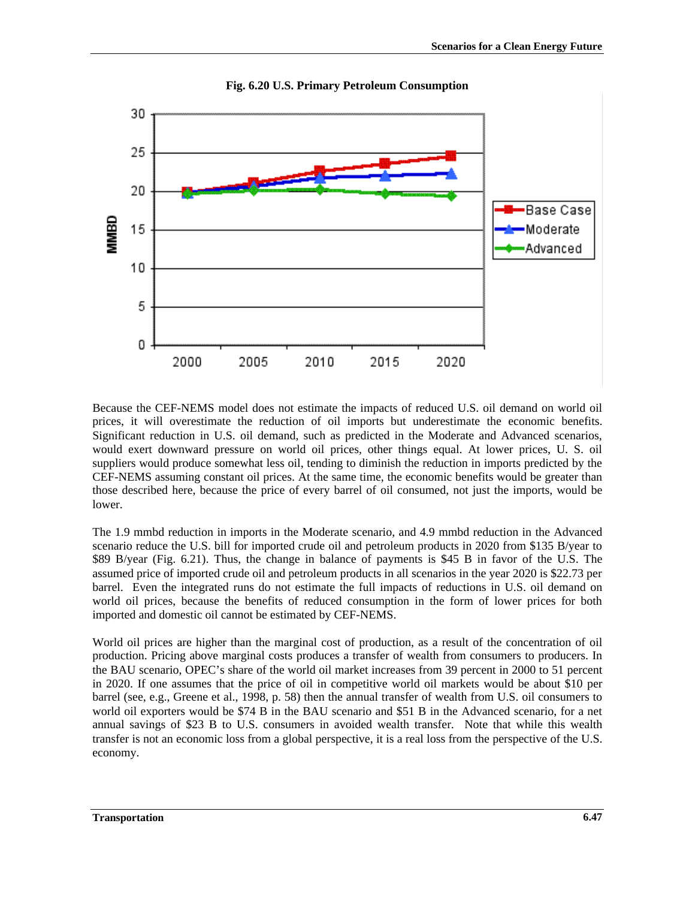**Fig. 6.20 U.S. Primary Petroleum Consumption**

Because the CEF-NEMS model does not estimate the impacts of reduced U.S. oil demand on world oil prices, it will overestimate the reduction of oil imports but underestimate the economic benefits. Significant reduction in U.S. oil demand, such as predicted in the Moderate and Advanced scenarios, would exert downward pressure on world oil prices, other things equal. At lower prices, U. S. oil suppliers would produce somewhat less oil, tending to diminish the reduction in imports predicted by the CEF-NEMS assuming constant oil prices. At the same time, the economic benefits would be greater than those described here, because the price of every barrel of oil consumed, not just the imports, would be lower.

The 1.9 mmbd reduction in imports in the Moderate scenario, and 4.9 mmbd reduction in the Advanced scenario reduce the U.S. bill for imported crude oil and petroleum products in 2020 from $135 B/year to $89 B/year (Fig. 6.21). Thus, the change in balance of payments is $45 B in favor of the U.S. The assumed price of imported crude oil and petroleum products in all scenarios in the year 2020 is $22.73 per barrel. Even the integrated runs do not estimate the full impacts of reductions in U.S. oil demand on world oil prices, because the benefits of reduced consumption in the form of lower prices for both imported and domestic oil cannot be estimated by CEF-NEMS.

World oil prices are higher than the marginal cost of production, as a result of the concentration of oil production. Pricing above marginal costs produces a transfer of wealth from consumers to producers. In the BAU scenario, OPEC's share of the world oil market increases from 39 percent in 2000 to 51 percent in 2020. If one assumes that the price of oil in competitive world oil markets would be about $10 per barrel (see, e.g., Greene et al., 1998, p. 58) then the annual transfer of wealth from U.S. oil consumers to world oil exporters would be $74 B in the BAU scenario and $51 B in the Advanced scenario, for a net annual savings of $23 B to U.S. consumers in avoided wealth transfer. Note that while this wealth transfer is not an economic loss from a global perspective, it is a real loss from the perspective of the U.S. economy.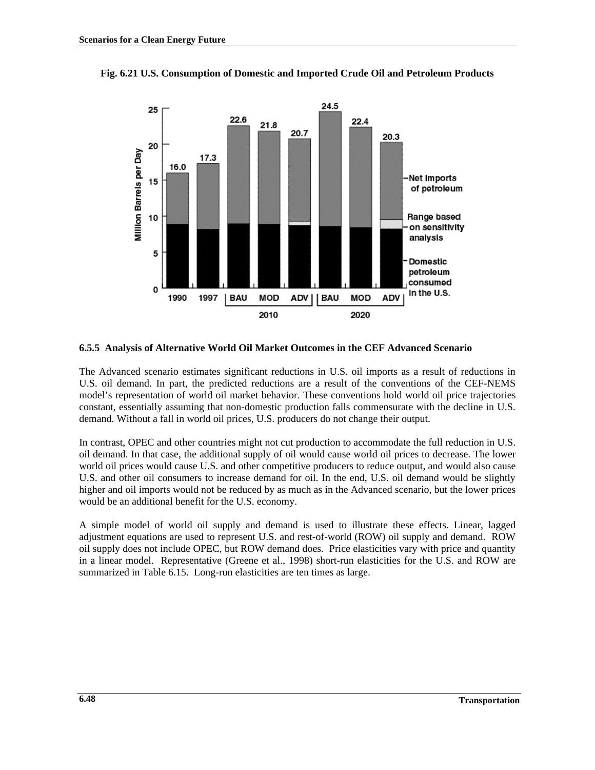**Fig. 6.21 U.S. Consumption of Domestic and Imported Crude Oil and Petroleum Products**

### 6.5.5 Analysis of Alternative World Oil Market Outcomes in the CEF Advanced Scenario

The Advanced scenario estimates significant reductions in U.S. oil imports as a result of reductions in U.S. oil demand. In part, the predicted reductions are a result of the conventions of the CEF-NEMS model's representation of world oil market behavior. These conventions hold world oil price trajectories constant, essentially assuming that non-domestic production falls commensurate with the decline in U.S. demand. Without a fall in world oil prices, U.S. producers do not change their output.

In contrast, OPEC and other countries might not cut production to accommodate the full reduction in U.S. oil demand. In that case, the additional supply of oil would cause world oil prices to decrease. The lower world oil prices would cause U.S. and other competitive producers to reduce output, and would also cause U.S. and other oil consumers to increase demand for oil. In the end, U.S. oil demand would be slightly higher and oil imports would not be reduced by as much as in the Advanced scenario, but the lower prices would be an additional benefit for the U.S. economy.

A simple model of world oil supply and demand is used to illustrate these effects. Linear, lagged adjustment equations are used to represent U.S. and rest-of-world (ROW) oil supply and demand. ROW oil supply does not include OPEC, but ROW demand does. Price elasticities vary with price and quantity in a linear model. Representative (Greene et al., 1998) short-run elasticities for the U.S. and ROW are summarized in Table 6.15. Long-run elasticities are ten times as large.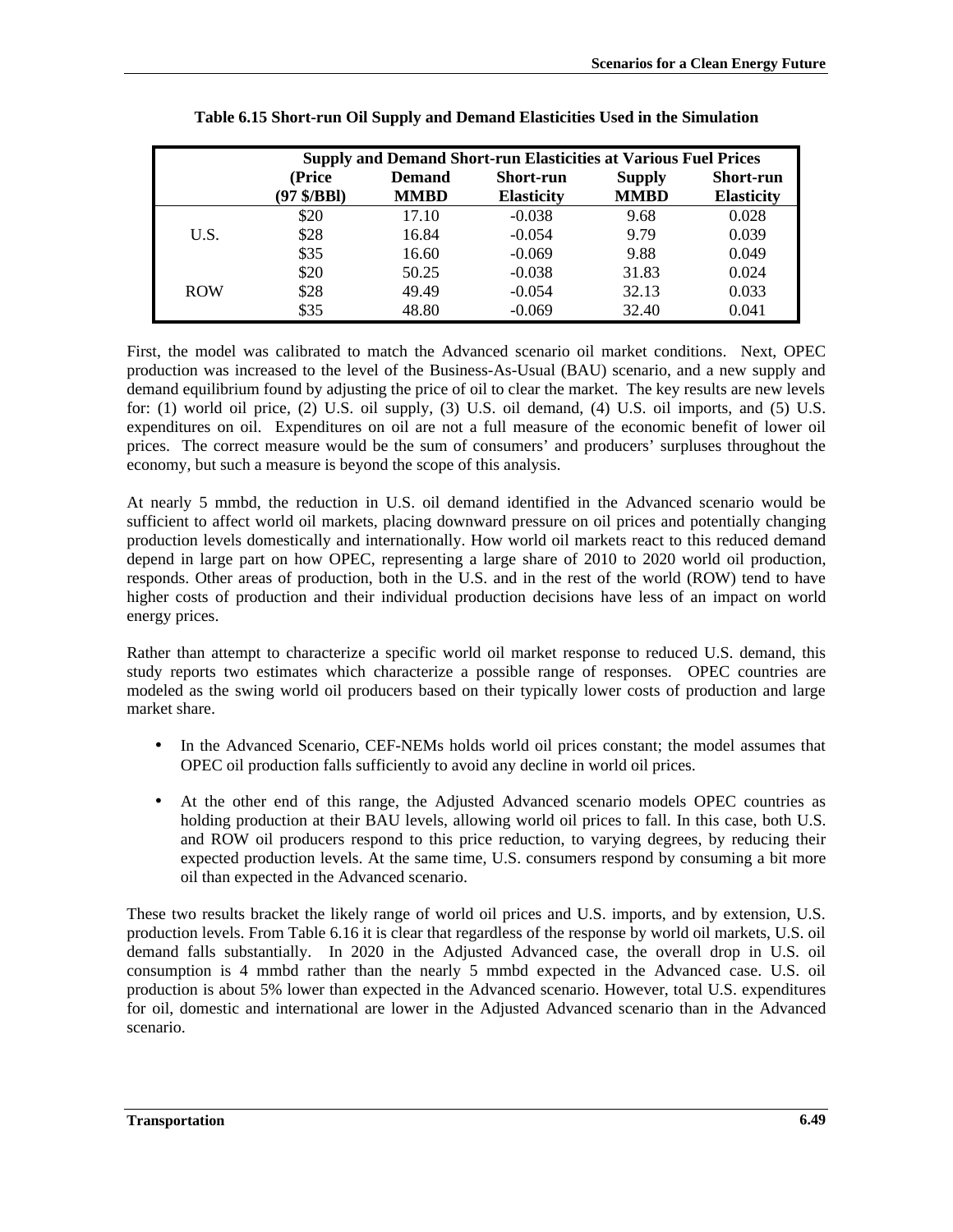**Table 6.15 Short-run Oil Supply and Demand Elasticities Used in the Simulation**

| | Supply and Demand Short-run Elasticities at Various Fuel Prices | | | | |
|---|---|---|---|---|---|
| | (Price (97 $/BBl) | Demand MMBD | Short-run Elasticity | Supply MMBD | Short-run Elasticity |
| U.S. | $20 | 17.10 | -0.038 | 9.68 | 0.028 |
| | $28 | 16.84 | -0.054 | 9.79 | 0.039 |
| | $35 | 16.60 | -0.069 | 9.88 | 0.049 |
| ROW | $20 | 50.25 | -0.038 | 31.83 | 0.024 |
| | $28 | 49.49 | -0.054 | 32.13 | 0.033 |
| | $35 | 48.80 | -0.069 | 32.40 | 0.041 |

First, the model was calibrated to match the Advanced scenario oil market conditions. Next, OPEC production was increased to the level of the Business-As-Usual (BAU) scenario, and a new supply and demand equilibrium found by adjusting the price of oil to clear the market. The key results are new levels for: (1) world oil price, (2) U.S. oil supply, (3) U.S. oil demand, (4) U.S. oil imports, and (5) U.S. expenditures on oil. Expenditures on oil are not a full measure of the economic benefit of lower oil prices. The correct measure would be the sum of consumers' and producers' surpluses throughout the economy, but such a measure is beyond the scope of this analysis.

At nearly 5 mmbd, the reduction in U.S. oil demand identified in the Advanced scenario would be sufficient to affect world oil markets, placing downward pressure on oil prices and potentially changing production levels domestically and internationally. How world oil markets react to this reduced demand depend in large part on how OPEC, representing a large share of 2010 to 2020 world oil production, responds. Other areas of production, both in the U.S. and in the rest of the world (ROW) tend to have higher costs of production and their individual production decisions have less of an impact on world energy prices.

Rather than attempt to characterize a specific world oil market response to reduced U.S. demand, this study reports two estimates which characterize a possible range of responses. OPEC countries are modeled as the swing world oil producers based on their typically lower costs of production and large market share.

- In the Advanced Scenario, CEF-NEMs holds world oil prices constant; the model assumes that OPEC oil production falls sufficiently to avoid any decline in world oil prices.
- At the other end of this range, the Adjusted Advanced scenario models OPEC countries as holding production at their BAU levels, allowing world oil prices to fall. In this case, both U.S. and ROW oil producers respond to this price reduction, to varying degrees, by reducing their expected production levels. At the same time, U.S. consumers respond by consuming a bit more oil than expected in the Advanced scenario.

These two results bracket the likely range of world oil prices and U.S. imports, and by extension, U.S. production levels. From Table 6.16 it is clear that regardless of the response by world oil markets, U.S. oil demand falls substantially. In 2020 in the Adjusted Advanced case, the overall drop in U.S. oil consumption is 4 mmbd rather than the nearly 5 mmbd expected in the Advanced case. U.S. oil production is about 5% lower than expected in the Advanced scenario. However, total U.S. expenditures for oil, domestic and international are lower in the Adjusted Advanced scenario than in the Advanced scenario.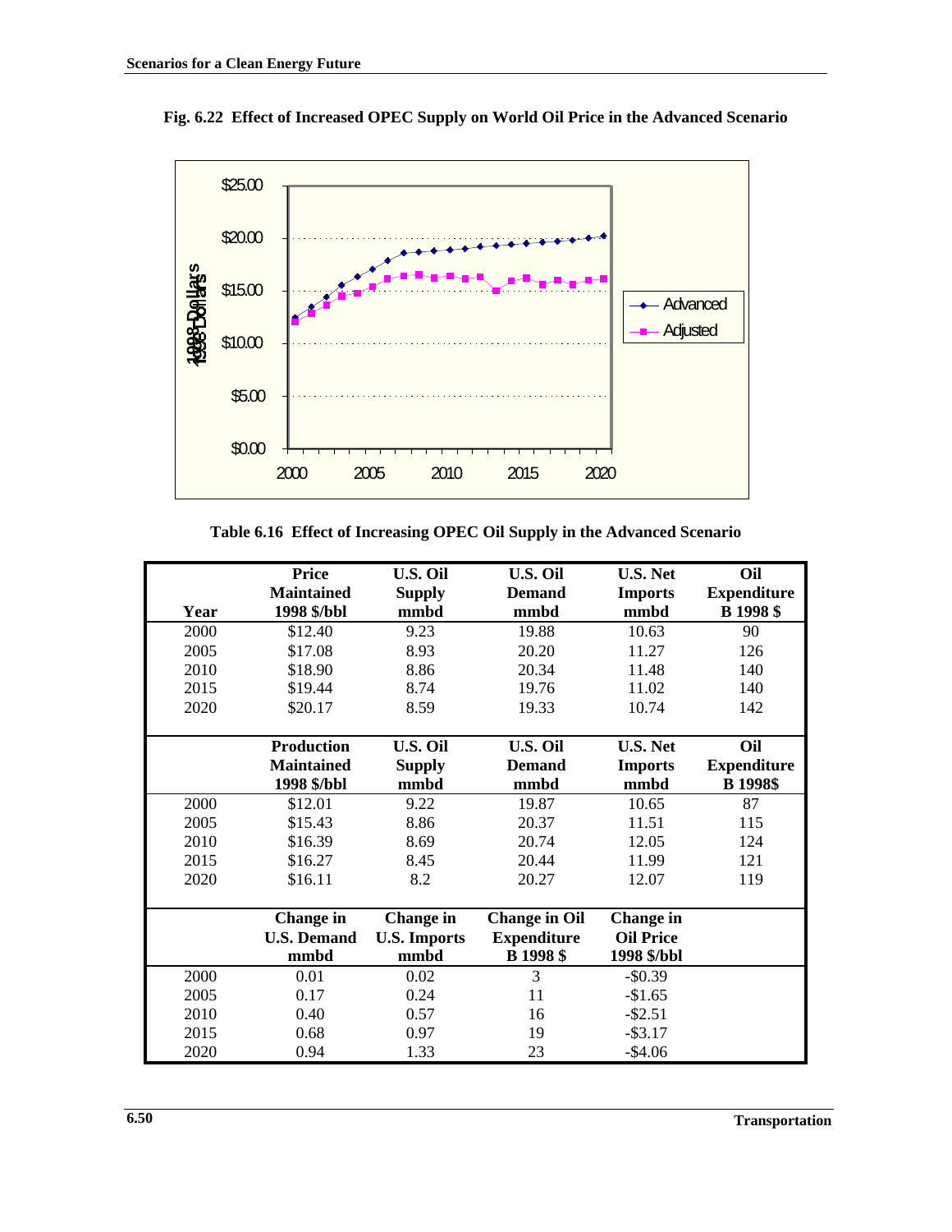**Fig. 6.22 Effect of Increased OPEC Supply on World Oil Price in the Advanced Scenario**

**Table 6.16 Effect of Increasing OPEC Oil Supply in the Advanced Scenario**

| Year | Price Maintained 1998 $/bbl | U.S. Oil Supply mmbd | U.S. Oil Demand mmbd | U.S. Net Imports mmbd | Oil Expenditure B 1998 $ |
|---|---|---|---|---|---|
| 2000 | $12.40 | 9.23 | 19.88 | 10.63 | 90 |
| 2005 | $17.08 | 8.93 | 20.20 | 11.27 | 126 |
| 2010 | $18.90 | 8.86 | 20.34 | 11.48 | 140 |
| 2015 | $19.44 | 8.74 | 19.76 | 11.02 | 140 |
| 2020 | $20.17 | 8.59 | 19.33 | 10.74 | 142 |
| | **Production Maintained 1998 $/bbl** | **U.S. Oil Supply mmbd** | **U.S. Oil Demand mmbd** | **U.S. Net Imports mmbd** | **Oil Expenditure B 1998$** |
| 2000 | $12.01 | 9.22 | 19.87 | 10.65 | 87 |
| 2005 | $15.43 | 8.86 | 20.37 | 11.51 | 115 |
| 2010 | $16.39 | 8.69 | 20.74 | 12.05 | 124 |
| 2015 | $16.27 | 8.45 | 20.44 | 11.99 | 121 |
| 2020 | $16.11 | 8.2 | 20.27 | 12.07 | 119 |
| | **Change in U.S. Demand mmbd** | **Change in U.S. Imports mmbd** | **Change in Oil Expenditure B 1998 $** | **Change in Oil Price 1998 $/bbl** | |
| 2000 | 0.01 | 0.02 | 3 | -$0.39 | |
| 2005 | 0.17 | 0.24 | 11 | -$1.65 | |
| 2010 | 0.40 | 0.57 | 16 | -$2.51 | |
| 2015 | 0.68 | 0.97 | 19 | -$3.17 | |
| 2020 | 0.94 | 1.33 | 23 | -$4.06 | |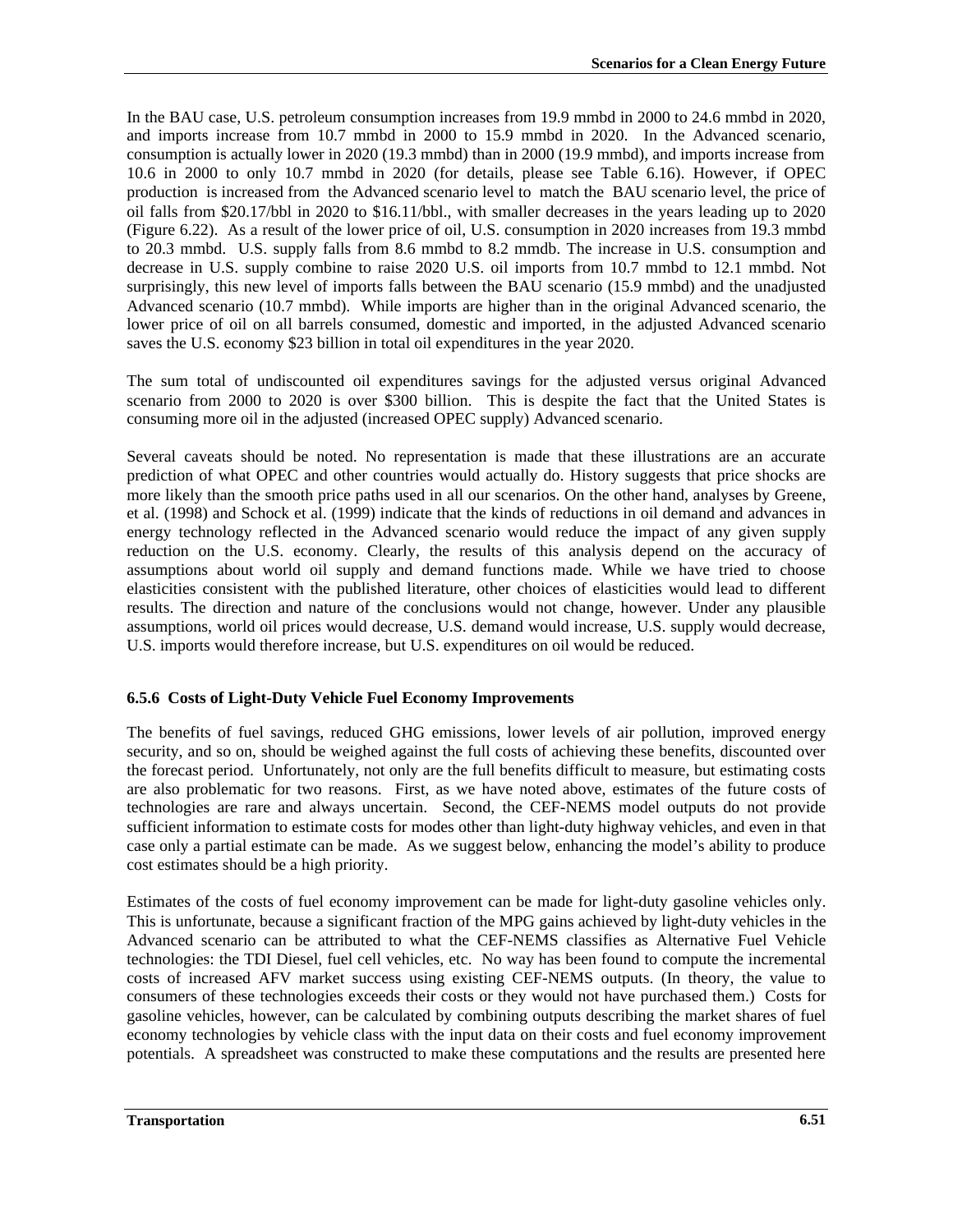In the BAU case, U.S. petroleum consumption increases from 19.9 mmbd in 2000 to 24.6 mmbd in 2020, and imports increase from 10.7 mmbd in 2000 to 15.9 mmbd in 2020. In the Advanced scenario, consumption is actually lower in 2020 (19.3 mmbd) than in 2000 (19.9 mmbd), and imports increase from 10.6 in 2000 to only 10.7 mmbd in 2020 (for details, please see Table 6.16). However, if OPEC production is increased from the Advanced scenario level to match the BAU scenario level, the price of oil falls from $20.17/bbl in 2020 to $16.11/bbl., with smaller decreases in the years leading up to 2020 (Figure 6.22). As a result of the lower price of oil, U.S. consumption in 2020 increases from 19.3 mmbd to 20.3 mmbd. U.S. supply falls from 8.6 mmbd to 8.2 mmdb. The increase in U.S. consumption and decrease in U.S. supply combine to raise 2020 U.S. oil imports from 10.7 mmbd to 12.1 mmbd. Not surprisingly, this new level of imports falls between the BAU scenario (15.9 mmbd) and the unadjusted Advanced scenario (10.7 mmbd). While imports are higher than in the original Advanced scenario, the lower price of oil on all barrels consumed, domestic and imported, in the adjusted Advanced scenario saves the U.S. economy $23 billion in total oil expenditures in the year 2020.

The sum total of undiscounted oil expenditures savings for the adjusted versus original Advanced scenario from 2000 to 2020 is over $300 billion. This is despite the fact that the United States is consuming more oil in the adjusted (increased OPEC supply) Advanced scenario.

Several caveats should be noted. No representation is made that these illustrations are an accurate prediction of what OPEC and other countries would actually do. History suggests that price shocks are more likely than the smooth price paths used in all our scenarios. On the other hand, analyses by Greene, et al. (1998) and Schock et al. (1999) indicate that the kinds of reductions in oil demand and advances in energy technology reflected in the Advanced scenario would reduce the impact of any given supply reduction on the U.S. economy. Clearly, the results of this analysis depend on the accuracy of assumptions about world oil supply and demand functions made. While we have tried to choose elasticities consistent with the published literature, other choices of elasticities would lead to different results. The direction and nature of the conclusions would not change, however. Under any plausible assumptions, world oil prices would decrease, U.S. demand would increase, U.S. supply would decrease, U.S. imports would therefore increase, but U.S. expenditures on oil would be reduced.

### 6.5.6 Costs of Light-Duty Vehicle Fuel Economy Improvements

The benefits of fuel savings, reduced GHG emissions, lower levels of air pollution, improved energy security, and so on, should be weighed against the full costs of achieving these benefits, discounted over the forecast period. Unfortunately, not only are the full benefits difficult to measure, but estimating costs are also problematic for two reasons. First, as we have noted above, estimates of the future costs of technologies are rare and always uncertain. Second, the CEF-NEMS model outputs do not provide sufficient information to estimate costs for modes other than light-duty highway vehicles, and even in that case only a partial estimate can be made. As we suggest below, enhancing the model's ability to produce cost estimates should be a high priority.

Estimates of the costs of fuel economy improvement can be made for light-duty gasoline vehicles only. This is unfortunate, because a significant fraction of the MPG gains achieved by light-duty vehicles in the Advanced scenario can be attributed to what the CEF-NEMS classifies as Alternative Fuel Vehicle technologies: the TDI Diesel, fuel cell vehicles, etc. No way has been found to compute the incremental costs of increased AFV market success using existing CEF-NEMS outputs. (In theory, the value to consumers of these technologies exceeds their costs or they would not have purchased them.) Costs for gasoline vehicles, however, can be calculated by combining outputs describing the market shares of fuel economy technologies by vehicle class with the input data on their costs and fuel economy improvement potentials. A spreadsheet was constructed to make these computations and the results are presented here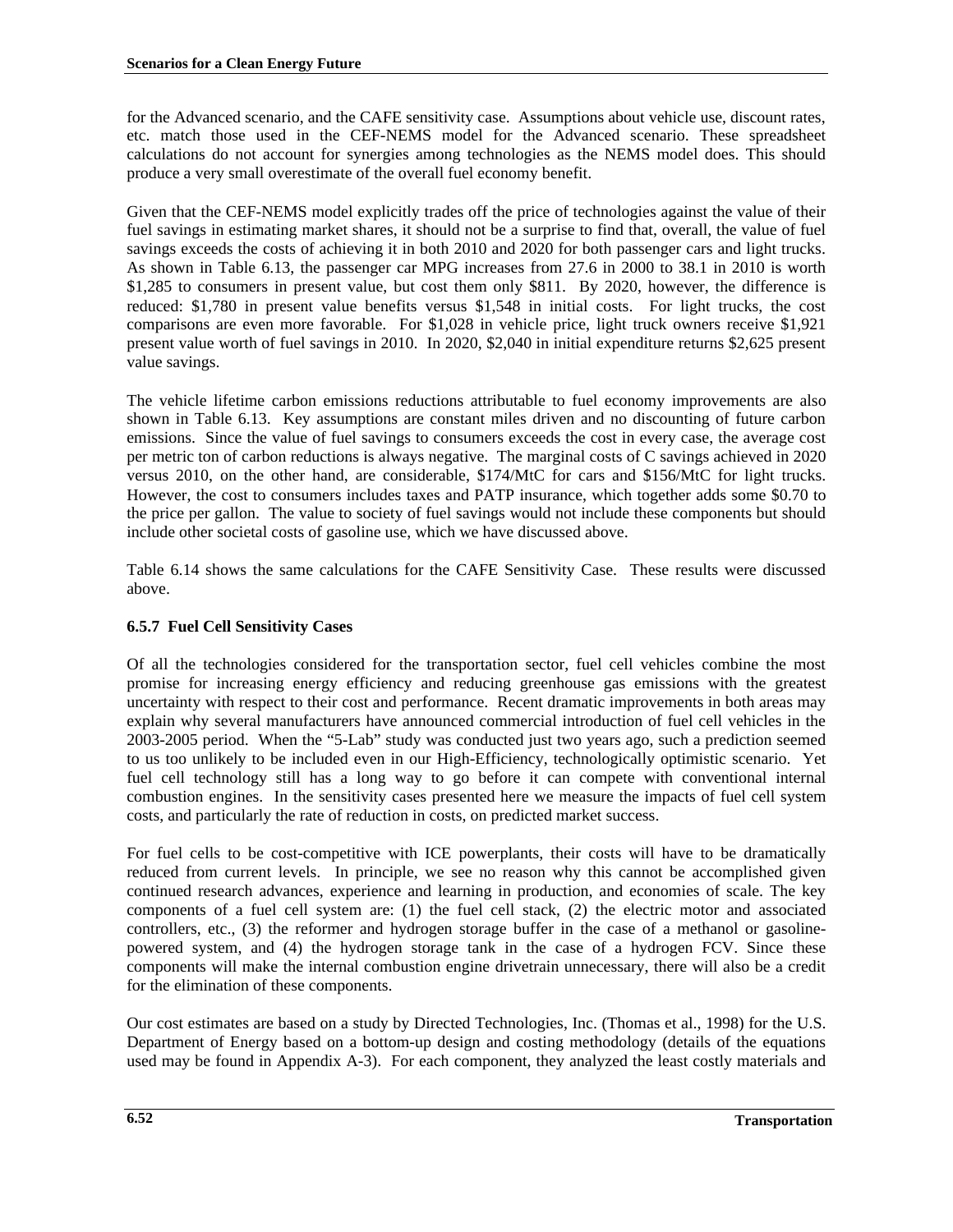for the Advanced scenario, and the CAFE sensitivity case. Assumptions about vehicle use, discount rates, etc. match those used in the CEF-NEMS model for the Advanced scenario. These spreadsheet calculations do not account for synergies among technologies as the NEMS model does. This should produce a very small overestimate of the overall fuel economy benefit.

Given that the CEF-NEMS model explicitly trades off the price of technologies against the value of their fuel savings in estimating market shares, it should not be a surprise to find that, overall, the value of fuel savings exceeds the costs of achieving it in both 2010 and 2020 for both passenger cars and light trucks. As shown in Table 6.13, the passenger car MPG increases from 27.6 in 2000 to 38.1 in 2010 is worth $1,285 to consumers in present value, but cost them only $811. By 2020, however, the difference is reduced: $1,780 in present value benefits versus $1,548 in initial costs. For light trucks, the cost comparisons are even more favorable. For $1,028 in vehicle price, light truck owners receive $1,921 present value worth of fuel savings in 2010. In 2020, $2,040 in initial expenditure returns $2,625 present value savings.

The vehicle lifetime carbon emissions reductions attributable to fuel economy improvements are also shown in Table 6.13. Key assumptions are constant miles driven and no discounting of future carbon emissions. Since the value of fuel savings to consumers exceeds the cost in every case, the average cost per metric ton of carbon reductions is always negative. The marginal costs of C savings achieved in 2020 versus 2010, on the other hand, are considerable, $174/MtC for cars and $156/MtC for light trucks. However, the cost to consumers includes taxes and PATP insurance, which together adds some $0.70 to the price per gallon. The value to society of fuel savings would not include these components but should include other societal costs of gasoline use, which we have discussed above.

Table 6.14 shows the same calculations for the CAFE Sensitivity Case. These results were discussed above.

### 6.5.7 Fuel Cell Sensitivity Cases

Of all the technologies considered for the transportation sector, fuel cell vehicles combine the most promise for increasing energy efficiency and reducing greenhouse gas emissions with the greatest uncertainty with respect to their cost and performance. Recent dramatic improvements in both areas may explain why several manufacturers have announced commercial introduction of fuel cell vehicles in the 2003-2005 period. When the "5-Lab" study was conducted just two years ago, such a prediction seemed to us too unlikely to be included even in our High-Efficiency, technologically optimistic scenario. Yet fuel cell technology still has a long way to go before it can compete with conventional internal combustion engines. In the sensitivity cases presented here we measure the impacts of fuel cell system costs, and particularly the rate of reduction in costs, on predicted market success.

For fuel cells to be cost-competitive with ICE powerplants, their costs will have to be dramatically reduced from current levels. In principle, we see no reason why this cannot be accomplished given continued research advances, experience and learning in production, and economies of scale. The key components of a fuel cell system are: (1) the fuel cell stack, (2) the electric motor and associated controllers, etc., (3) the reformer and hydrogen storage buffer in the case of a methanol or gasoline-powered system, and (4) the hydrogen storage tank in the case of a hydrogen FCV. Since these components will make the internal combustion engine drivetrain unnecessary, there will also be a credit for the elimination of these components.

Our cost estimates are based on a study by Directed Technologies, Inc. (Thomas et al., 1998) for the U.S. Department of Energy based on a bottom-up design and costing methodology (details of the equations used may be found in Appendix A-3). For each component, they analyzed the least costly materials and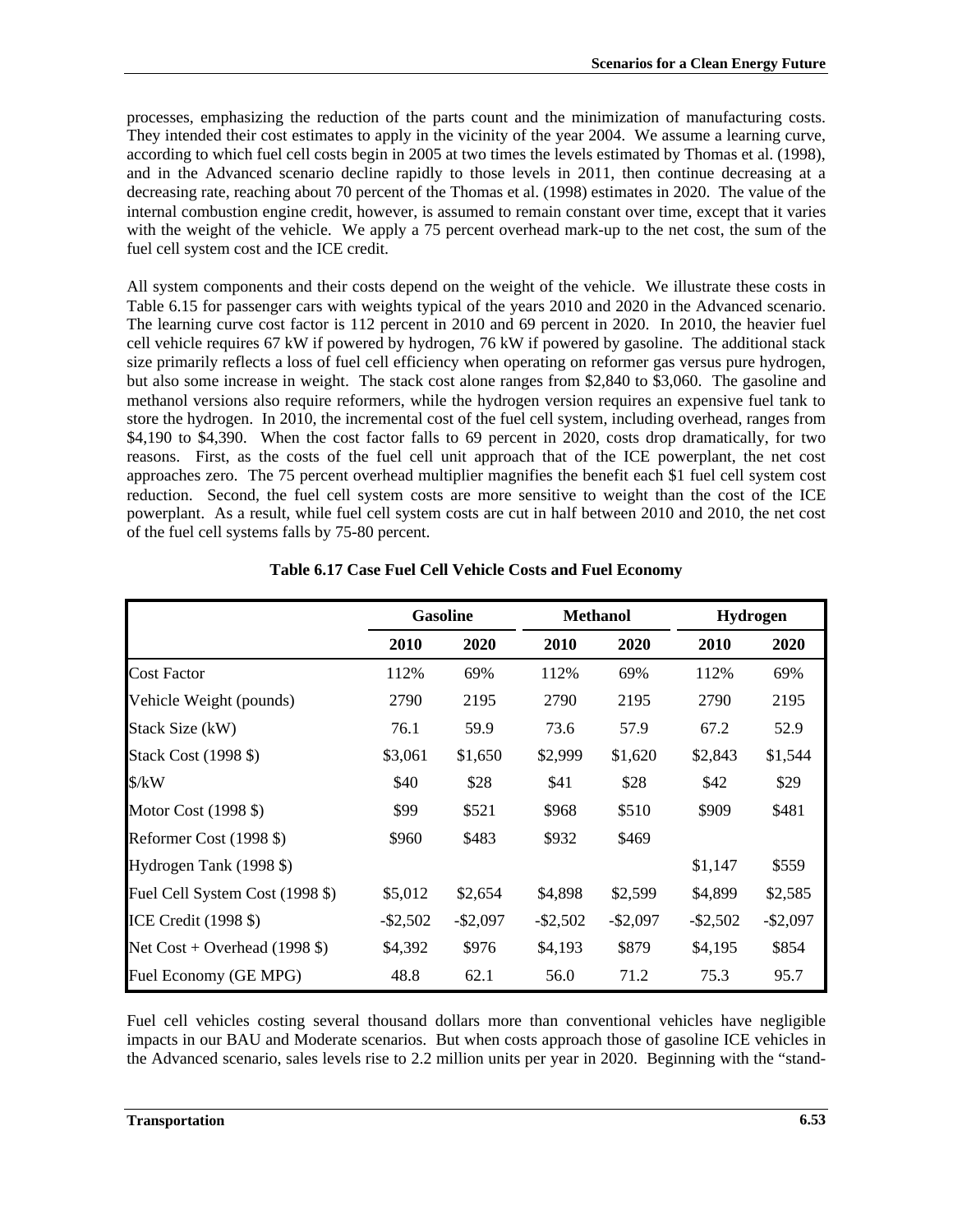processes, emphasizing the reduction of the parts count and the minimization of manufacturing costs. They intended their cost estimates to apply in the vicinity of the year 2004. We assume a learning curve, according to which fuel cell costs begin in 2005 at two times the levels estimated by Thomas et al. (1998), and in the Advanced scenario decline rapidly to those levels in 2011, then continue decreasing at a decreasing rate, reaching about 70 percent of the Thomas et al. (1998) estimates in 2020. The value of the internal combustion engine credit, however, is assumed to remain constant over time, except that it varies with the weight of the vehicle. We apply a 75 percent overhead mark-up to the net cost, the sum of the fuel cell system cost and the ICE credit.

All system components and their costs depend on the weight of the vehicle. We illustrate these costs in Table 6.15 for passenger cars with weights typical of the years 2010 and 2020 in the Advanced scenario. The learning curve cost factor is 112 percent in 2010 and 69 percent in 2020. In 2010, the heavier fuel cell vehicle requires 67 kW if powered by hydrogen, 76 kW if powered by gasoline. The additional stack size primarily reflects a loss of fuel cell efficiency when operating on reformer gas versus pure hydrogen, but also some increase in weight. The stack cost alone ranges from $2,840 to $3,060. The gasoline and methanol versions also require reformers, while the hydrogen version requires an expensive fuel tank to store the hydrogen. In 2010, the incremental cost of the fuel cell system, including overhead, ranges from $4,190 to $4,390. When the cost factor falls to 69 percent in 2020, costs drop dramatically, for two reasons. First, as the costs of the fuel cell unit approach that of the ICE powerplant, the net cost approaches zero. The 75 percent overhead multiplier magnifies the benefit each $1 fuel cell system cost reduction. Second, the fuel cell system costs are more sensitive to weight than the cost of the ICE powerplant. As a result, while fuel cell system costs are cut in half between 2010 and 2010, the net cost of the fuel cell systems falls by 75-80 percent.

**Table 6.17 Case Fuel Cell Vehicle Costs and Fuel Economy**

| | Gasoline | | Methanol | | Hydrogen | |
|---|---|---|---|---|---|---|
| | 2010 | 2020 | 2010 | 2020 | 2010 | 2020 |
| Cost Factor | 112% | 69% | 112% | 69% | 112% | 69% |
| Vehicle Weight (pounds) | 2790 | 2195 | 2790 | 2195 | 2790 | 2195 |
| Stack Size (kW) | 76.1 | 59.9 | 73.6 | 57.9 | 67.2 | 52.9 |
| Stack Cost (1998 $) | $3,061 | $1,650 | $2,999 | $1,620 | $2,843 | $1,544 |
| $/kW | $40 | $28 | $41 | $28 | $42 | $29 |
| Motor Cost (1998 $) | $99 | $521 | $968 | $510 | $909 | $481 |
| Reformer Cost (1998 $) | $960 | $483 | $932 | $469 | | |
| Hydrogen Tank (1998 $) | | | | | $1,147 | $559 |
| Fuel Cell System Cost (1998 $) | $5,012 | $2,654 | $4,898 | $2,599 | $4,899 | $2,585 |
| ICE Credit (1998 $) | -$2,502 | -$2,097 | -$2,502 | -$2,097 | -$2,502 | -$2,097 |
| Net Cost + Overhead (1998 $) | $4,392 | $976 | $4,193 | $879 | $4,195 | $854 |
| Fuel Economy (GE MPG) | 48.8 | 62.1 | 56.0 | 71.2 | 75.3 | 95.7 |

Fuel cell vehicles costing several thousand dollars more than conventional vehicles have negligible impacts in our BAU and Moderate scenarios. But when costs approach those of gasoline ICE vehicles in the Advanced scenario, sales levels rise to 2.2 million units per year in 2020. Beginning with the "stand-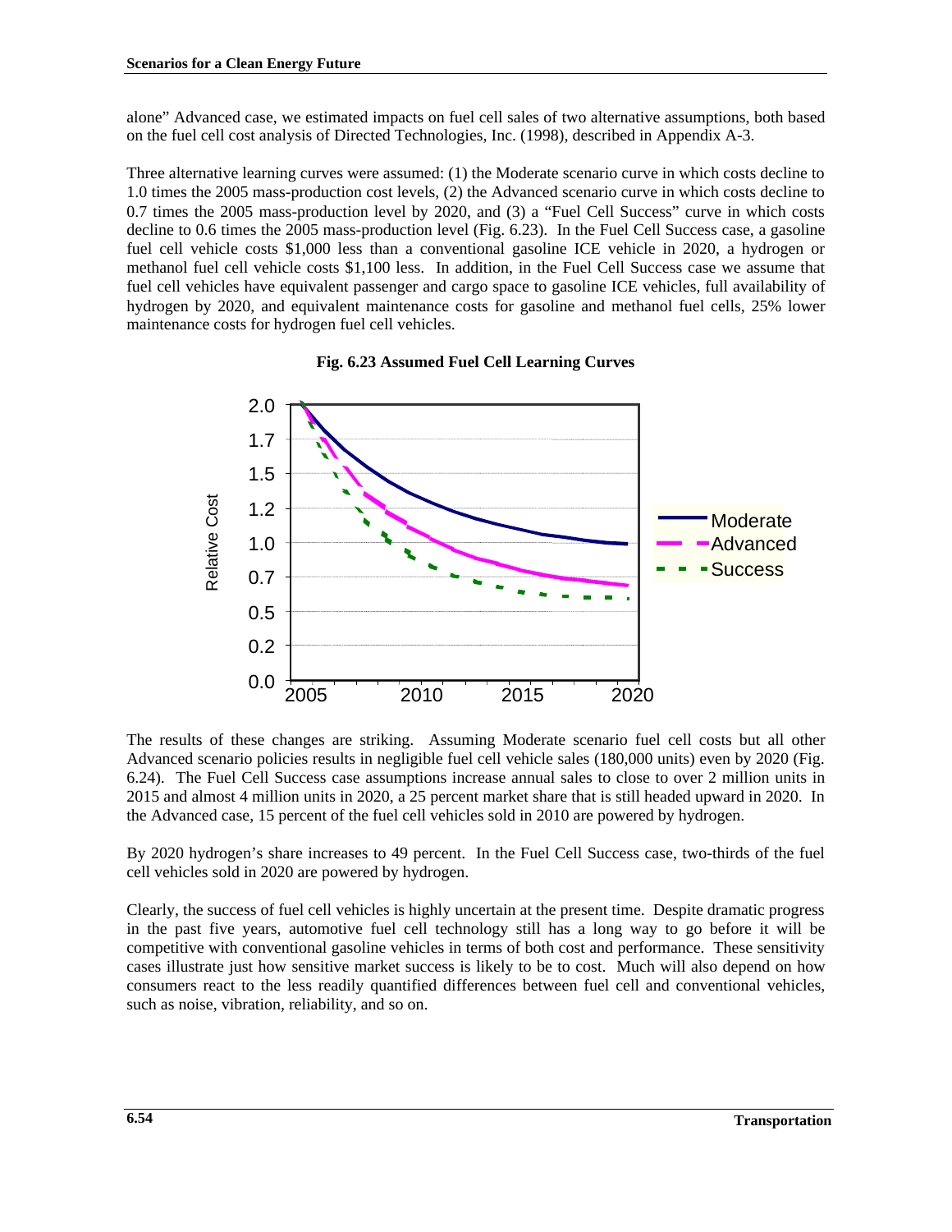alone" Advanced case, we estimated impacts on fuel cell sales of two alternative assumptions, both based on the fuel cell cost analysis of Directed Technologies, Inc. (1998), described in Appendix A-3.

Three alternative learning curves were assumed: (1) the Moderate scenario curve in which costs decline to 1.0 times the 2005 mass-production cost levels, (2) the Advanced scenario curve in which costs decline to 0.7 times the 2005 mass-production level by 2020, and (3) a "Fuel Cell Success" curve in which costs decline to 0.6 times the 2005 mass-production level (Fig. 6.23). In the Fuel Cell Success case, a gasoline fuel cell vehicle costs $1,000 less than a conventional gasoline ICE vehicle in 2020, a hydrogen or methanol fuel cell vehicle costs $1,100 less. In addition, in the Fuel Cell Success case we assume that fuel cell vehicles have equivalent passenger and cargo space to gasoline ICE vehicles, full availability of hydrogen by 2020, and equivalent maintenance costs for gasoline and methanol fuel cells, 25% lower maintenance costs for hydrogen fuel cell vehicles.

**Fig. 6.23 Assumed Fuel Cell Learning Curves**

The results of these changes are striking. Assuming Moderate scenario fuel cell costs but all other Advanced scenario policies results in negligible fuel cell vehicle sales (180,000 units) even by 2020 (Fig. 6.24). The Fuel Cell Success case assumptions increase annual sales to close to over 2 million units in 2015 and almost 4 million units in 2020, a 25 percent market share that is still headed upward in 2020. In the Advanced case, 15 percent of the fuel cell vehicles sold in 2010 are powered by hydrogen.

By 2020 hydrogen's share increases to 49 percent. In the Fuel Cell Success case, two-thirds of the fuel cell vehicles sold in 2020 are powered by hydrogen.

Clearly, the success of fuel cell vehicles is highly uncertain at the present time. Despite dramatic progress in the past five years, automotive fuel cell technology still has a long way to go before it will be competitive with conventional gasoline vehicles in terms of both cost and performance. These sensitivity cases illustrate just how sensitive market success is likely to be to cost. Much will also depend on how consumers react to the less readily quantified differences between fuel cell and conventional vehicles, such as noise, vibration, reliability, and so on.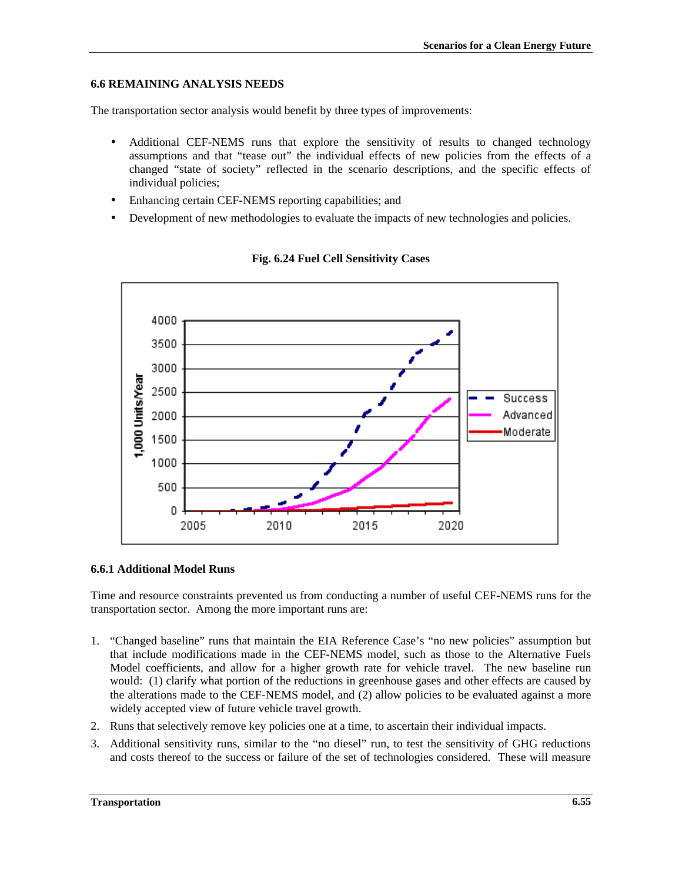### 6.6 REMAINING ANALYSIS NEEDS

The transportation sector analysis would benefit by three types of improvements:

- Additional CEF-NEMS runs that explore the sensitivity of results to changed technology assumptions and that "tease out" the individual effects of new policies from the effects of a changed "state of society" reflected in the scenario descriptions, and the specific effects of individual policies;
- Enhancing certain CEF-NEMS reporting capabilities; and
- Development of new methodologies to evaluate the impacts of new technologies and policies.

**Fig. 6.24 Fuel Cell Sensitivity Cases**

#### 6.6.1 Additional Model Runs

Time and resource constraints prevented us from conducting a number of useful CEF-NEMS runs for the transportation sector. Among the more important runs are:

1. "Changed baseline" runs that maintain the EIA Reference Case's "no new policies" assumption but that include modifications made in the CEF-NEMS model, such as those to the Alternative Fuels Model coefficients, and allow for a higher growth rate for vehicle travel. The new baseline run would: (1) clarify what portion of the reductions in greenhouse gases and other effects are caused by the alterations made to the CEF-NEMS model, and (2) allow policies to be evaluated against a more widely accepted view of future vehicle travel growth.
2. Runs that selectively remove key policies one at a time, to ascertain their individual impacts.
3. Additional sensitivity runs, similar to the "no diesel" run, to test the sensitivity of GHG reductions and costs thereof to the success or failure of the set of technologies considered. These will measure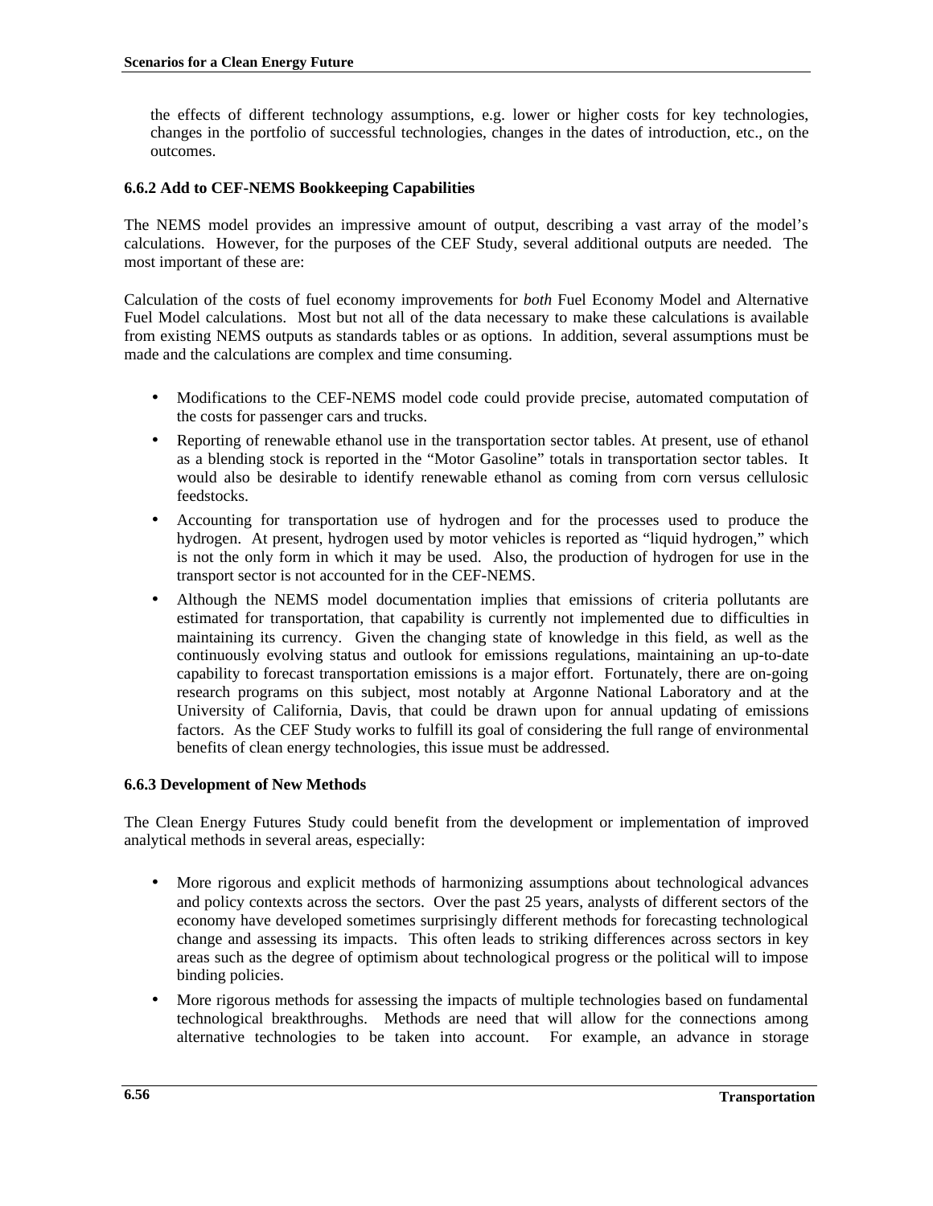the effects of different technology assumptions, e.g. lower or higher costs for key technologies, changes in the portfolio of successful technologies, changes in the dates of introduction, etc., on the outcomes.

### 6.6.2 Add to CEF-NEMS Bookkeeping Capabilities

The NEMS model provides an impressive amount of output, describing a vast array of the model's calculations. However, for the purposes of the CEF Study, several additional outputs are needed. The most important of these are:

Calculation of the costs of fuel economy improvements for *both* Fuel Economy Model and Alternative Fuel Model calculations. Most but not all of the data necessary to make these calculations is available from existing NEMS outputs as standards tables or as options. In addition, several assumptions must be made and the calculations are complex and time consuming.

- Modifications to the CEF-NEMS model code could provide precise, automated computation of the costs for passenger cars and trucks.
- Reporting of renewable ethanol use in the transportation sector tables. At present, use of ethanol as a blending stock is reported in the "Motor Gasoline" totals in transportation sector tables. It would also be desirable to identify renewable ethanol as coming from corn versus cellulosic feedstocks.
- Accounting for transportation use of hydrogen and for the processes used to produce the hydrogen. At present, hydrogen used by motor vehicles is reported as "liquid hydrogen," which is not the only form in which it may be used. Also, the production of hydrogen for use in the transport sector is not accounted for in the CEF-NEMS.
- Although the NEMS model documentation implies that emissions of criteria pollutants are estimated for transportation, that capability is currently not implemented due to difficulties in maintaining its currency. Given the changing state of knowledge in this field, as well as the continuously evolving status and outlook for emissions regulations, maintaining an up-to-date capability to forecast transportation emissions is a major effort. Fortunately, there are on-going research programs on this subject, most notably at Argonne National Laboratory and at the University of California, Davis, that could be drawn upon for annual updating of emissions factors. As the CEF Study works to fulfill its goal of considering the full range of environmental benefits of clean energy technologies, this issue must be addressed.

### 6.6.3 Development of New Methods

The Clean Energy Futures Study could benefit from the development or implementation of improved analytical methods in several areas, especially:

- More rigorous and explicit methods of harmonizing assumptions about technological advances and policy contexts across the sectors. Over the past 25 years, analysts of different sectors of the economy have developed sometimes surprisingly different methods for forecasting technological change and assessing its impacts. This often leads to striking differences across sectors in key areas such as the degree of optimism about technological progress or the political will to impose binding policies.
- More rigorous methods for assessing the impacts of multiple technologies based on fundamental technological breakthroughs. Methods are need that will allow for the connections among alternative technologies to be taken into account. For example, an advance in storage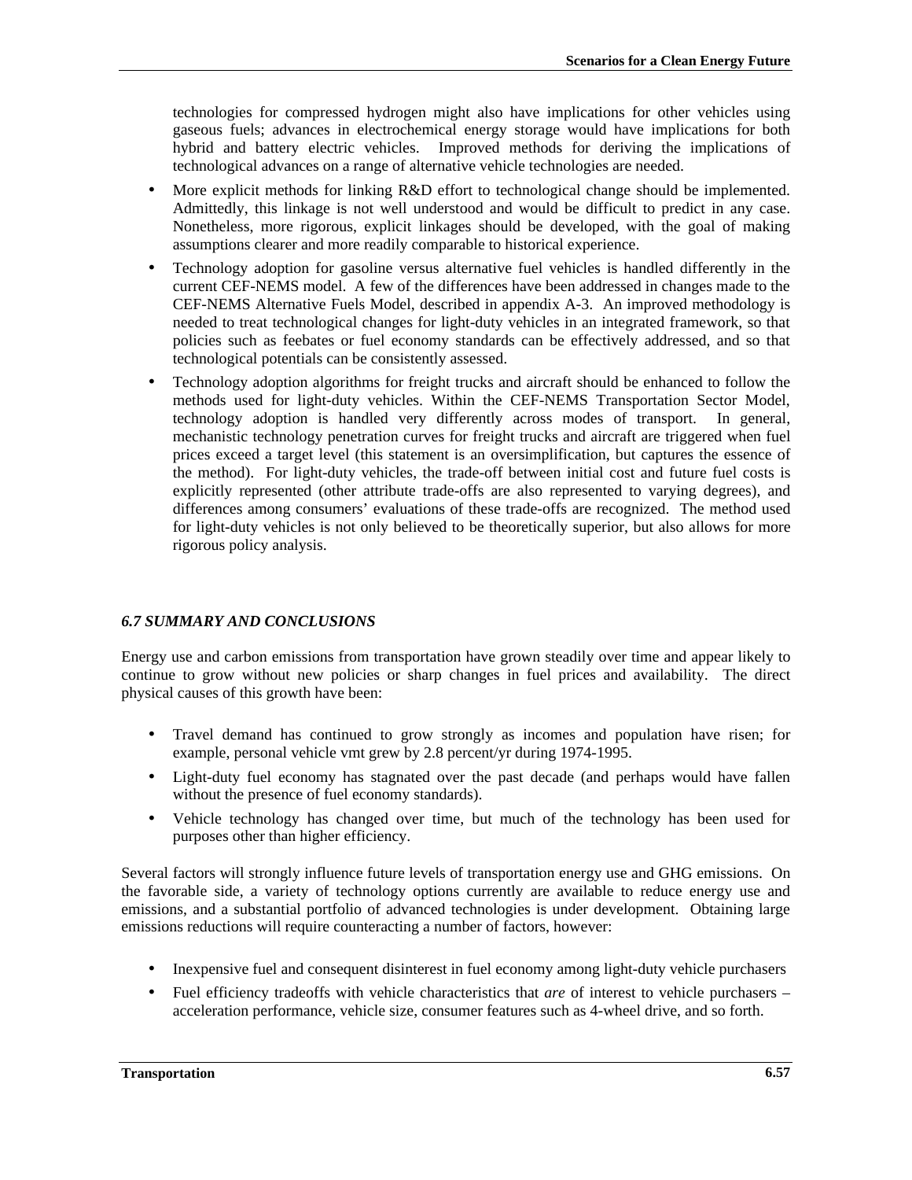technologies for compressed hydrogen might also have implications for other vehicles using gaseous fuels; advances in electrochemical energy storage would have implications for both hybrid and battery electric vehicles. Improved methods for deriving the implications of technological advances on a range of alternative vehicle technologies are needed.

- More explicit methods for linking R&D effort to technological change should be implemented. Admittedly, this linkage is not well understood and would be difficult to predict in any case. Nonetheless, more rigorous, explicit linkages should be developed, with the goal of making assumptions clearer and more readily comparable to historical experience.
- Technology adoption for gasoline versus alternative fuel vehicles is handled differently in the current CEF-NEMS model. A few of the differences have been addressed in changes made to the CEF-NEMS Alternative Fuels Model, described in appendix A-3. An improved methodology is needed to treat technological changes for light-duty vehicles in an integrated framework, so that policies such as feebates or fuel economy standards can be effectively addressed, and so that technological potentials can be consistently assessed.
- Technology adoption algorithms for freight trucks and aircraft should be enhanced to follow the methods used for light-duty vehicles. Within the CEF-NEMS Transportation Sector Model, technology adoption is handled very differently across modes of transport. In general, mechanistic technology penetration curves for freight trucks and aircraft are triggered when fuel prices exceed a target level (this statement is an oversimplification, but captures the essence of the method). For light-duty vehicles, the trade-off between initial cost and future fuel costs is explicitly represented (other attribute trade-offs are also represented to varying degrees), and differences among consumers' evaluations of these trade-offs are recognized. The method used for light-duty vehicles is not only believed to be theoretically superior, but also allows for more rigorous policy analysis.

### *6.7 SUMMARY AND CONCLUSIONS*

Energy use and carbon emissions from transportation have grown steadily over time and appear likely to continue to grow without new policies or sharp changes in fuel prices and availability. The direct physical causes of this growth have been:

- Travel demand has continued to grow strongly as incomes and population have risen; for example, personal vehicle vmt grew by 2.8 percent/yr during 1974-1995.
- Light-duty fuel economy has stagnated over the past decade (and perhaps would have fallen without the presence of fuel economy standards).
- Vehicle technology has changed over time, but much of the technology has been used for purposes other than higher efficiency.

Several factors will strongly influence future levels of transportation energy use and GHG emissions. On the favorable side, a variety of technology options currently are available to reduce energy use and emissions, and a substantial portfolio of advanced technologies is under development. Obtaining large emissions reductions will require counteracting a number of factors, however:

- Inexpensive fuel and consequent disinterest in fuel economy among light-duty vehicle purchasers
- Fuel efficiency tradeoffs with vehicle characteristics that *are* of interest to vehicle purchasers – acceleration performance, vehicle size, consumer features such as 4-wheel drive, and so forth.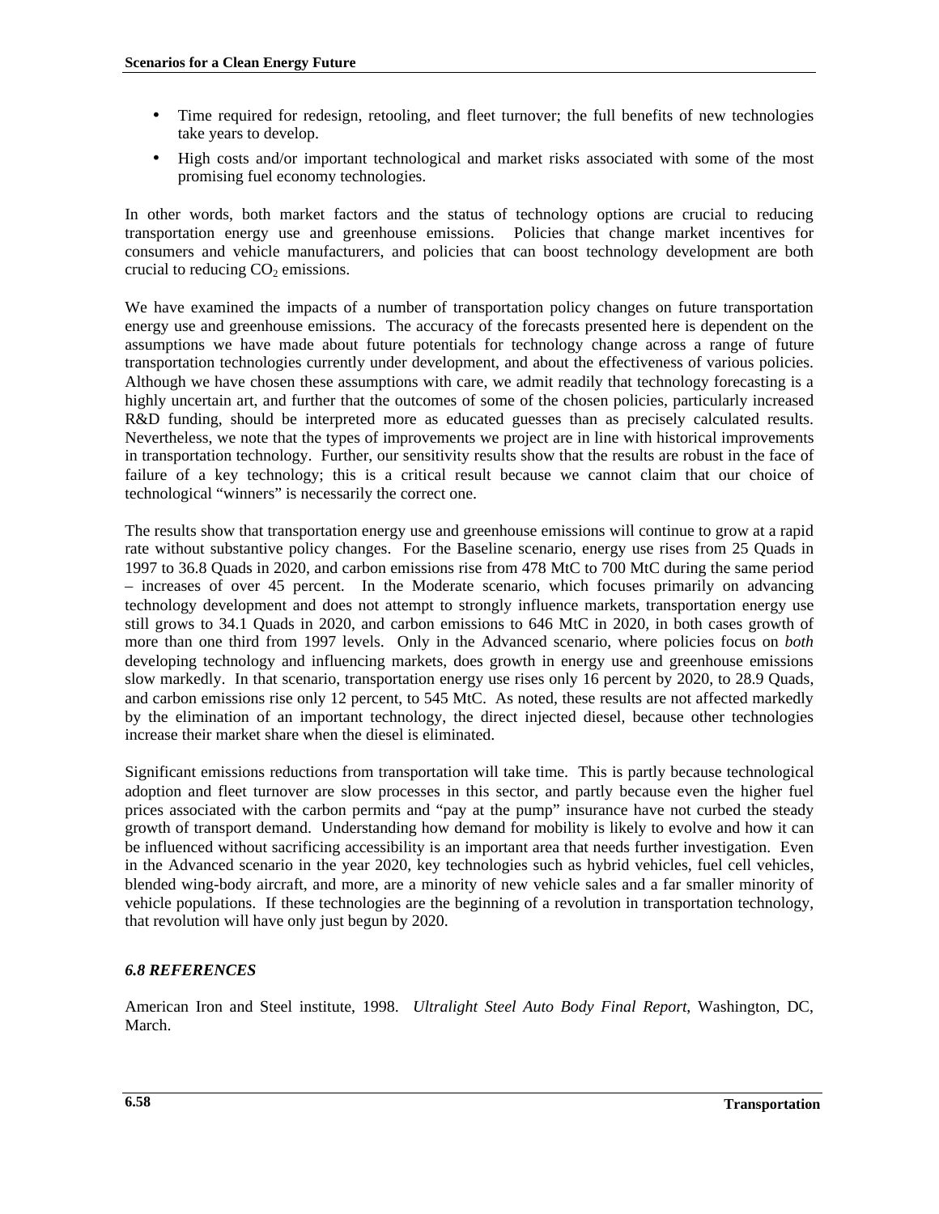- Time required for redesign, retooling, and fleet turnover; the full benefits of new technologies take years to develop.
- High costs and/or important technological and market risks associated with some of the most promising fuel economy technologies.

In other words, both market factors and the status of technology options are crucial to reducing transportation energy use and greenhouse emissions. Policies that change market incentives for consumers and vehicle manufacturers, and policies that can boost technology development are both crucial to reducing $CO_2$ emissions.

We have examined the impacts of a number of transportation policy changes on future transportation energy use and greenhouse emissions. The accuracy of the forecasts presented here is dependent on the assumptions we have made about future potentials for technology change across a range of future transportation technologies currently under development, and about the effectiveness of various policies. Although we have chosen these assumptions with care, we admit readily that technology forecasting is a highly uncertain art, and further that the outcomes of some of the chosen policies, particularly increased R&D funding, should be interpreted more as educated guesses than as precisely calculated results. Nevertheless, we note that the types of improvements we project are in line with historical improvements in transportation technology. Further, our sensitivity results show that the results are robust in the face of failure of a key technology; this is a critical result because we cannot claim that our choice of technological "winners" is necessarily the correct one.

The results show that transportation energy use and greenhouse emissions will continue to grow at a rapid rate without substantive policy changes. For the Baseline scenario, energy use rises from 25 Quads in 1997 to 36.8 Quads in 2020, and carbon emissions rise from 478 MtC to 700 MtC during the same period – increases of over 45 percent. In the Moderate scenario, which focuses primarily on advancing technology development and does not attempt to strongly influence markets, transportation energy use still grows to 34.1 Quads in 2020, and carbon emissions to 646 MtC in 2020, in both cases growth of more than one third from 1997 levels. Only in the Advanced scenario, where policies focus on *both* developing technology and influencing markets, does growth in energy use and greenhouse emissions slow markedly. In that scenario, transportation energy use rises only 16 percent by 2020, to 28.9 Quads, and carbon emissions rise only 12 percent, to 545 MtC. As noted, these results are not affected markedly by the elimination of an important technology, the direct injected diesel, because other technologies increase their market share when the diesel is eliminated.

Significant emissions reductions from transportation will take time. This is partly because technological adoption and fleet turnover are slow processes in this sector, and partly because even the higher fuel prices associated with the carbon permits and "pay at the pump" insurance have not curbed the steady growth of transport demand. Understanding how demand for mobility is likely to evolve and how it can be influenced without sacrificing accessibility is an important area that needs further investigation. Even in the Advanced scenario in the year 2020, key technologies such as hybrid vehicles, fuel cell vehicles, blended wing-body aircraft, and more, are a minority of new vehicle sales and a far smaller minority of vehicle populations. If these technologies are the beginning of a revolution in transportation technology, that revolution will have only just begun by 2020.

### *6.8 REFERENCES*

American Iron and Steel institute, 1998. *Ultralight Steel Auto Body Final Report*, Washington, DC, March.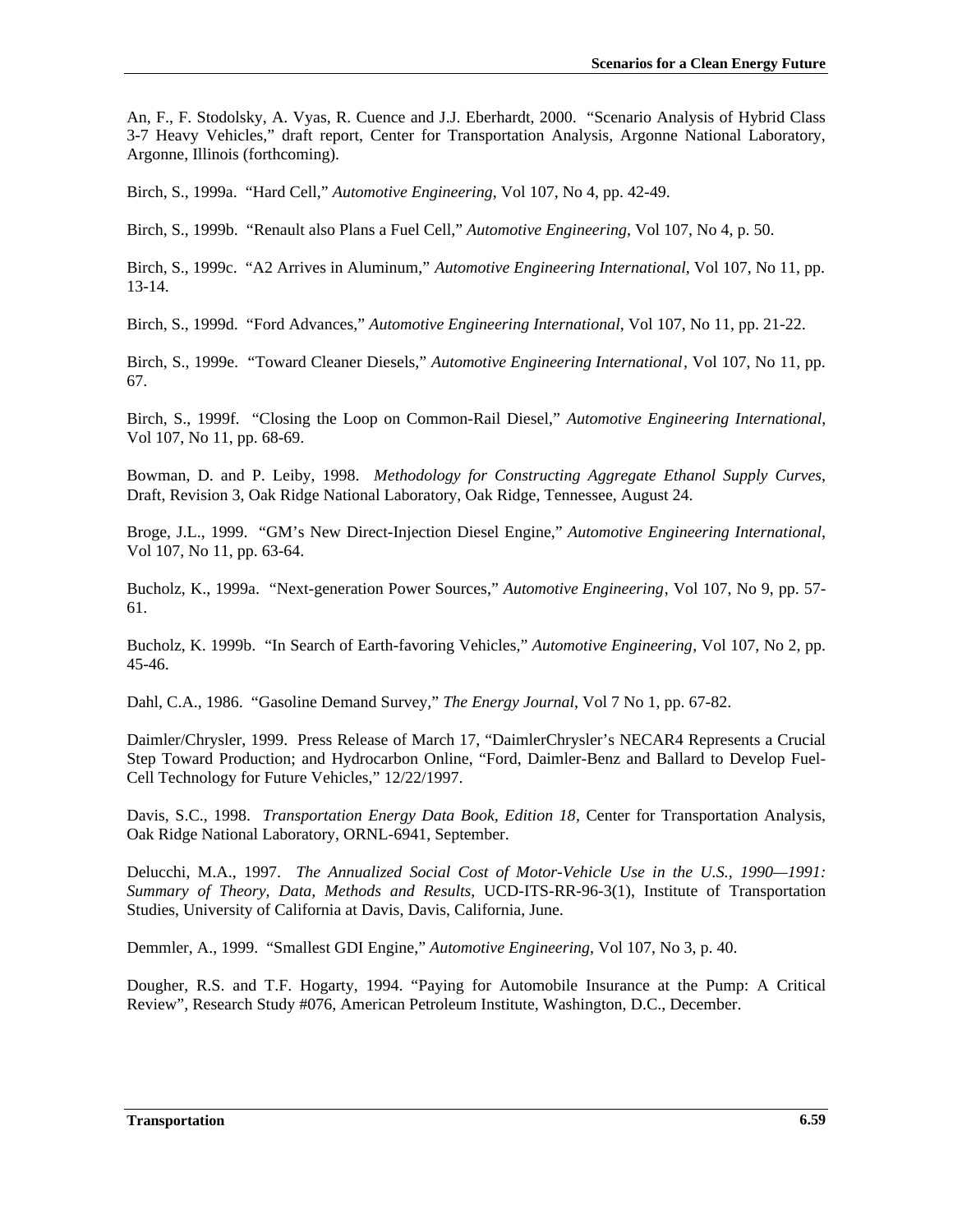An, F., F. Stodolsky, A. Vyas, R. Cuence and J.J. Eberhardt, 2000. "Scenario Analysis of Hybrid Class 3-7 Heavy Vehicles," draft report, Center for Transportation Analysis, Argonne National Laboratory, Argonne, Illinois (forthcoming).

Birch, S., 1999a. "Hard Cell," *Automotive Engineering*, Vol 107, No 4, pp. 42-49.

Birch, S., 1999b. "Renault also Plans a Fuel Cell," *Automotive Engineering*, Vol 107, No 4, p. 50.

Birch, S., 1999c. "A2 Arrives in Aluminum," *Automotive Engineering International*, Vol 107, No 11, pp. 13-14.

Birch, S., 1999d. "Ford Advances," *Automotive Engineering International*, Vol 107, No 11, pp. 21-22.

Birch, S., 1999e. "Toward Cleaner Diesels," *Automotive Engineering International*, Vol 107, No 11, pp. 67.

Birch, S., 1999f. "Closing the Loop on Common-Rail Diesel," *Automotive Engineering International*, Vol 107, No 11, pp. 68-69.

Bowman, D. and P. Leiby, 1998. *Methodology for Constructing Aggregate Ethanol Supply Curves*, Draft, Revision 3, Oak Ridge National Laboratory, Oak Ridge, Tennessee, August 24.

Broge, J.L., 1999. "GM's New Direct-Injection Diesel Engine," *Automotive Engineering International*, Vol 107, No 11, pp. 63-64.

Bucholz, K., 1999a. "Next-generation Power Sources," *Automotive Engineering*, Vol 107, No 9, pp. 57-61.

Bucholz, K. 1999b. "In Search of Earth-favoring Vehicles," *Automotive Engineering*, Vol 107, No 2, pp. 45-46.

Dahl, C.A., 1986. "Gasoline Demand Survey," *The Energy Journal*, Vol 7 No 1, pp. 67-82.

Daimler/Chrysler, 1999. Press Release of March 17, "DaimlerChrysler's NECAR4 Represents a Crucial Step Toward Production; and Hydrocarbon Online, "Ford, Daimler-Benz and Ballard to Develop Fuel-Cell Technology for Future Vehicles," 12/22/1997.

Davis, S.C., 1998. *Transportation Energy Data Book, Edition 18*, Center for Transportation Analysis, Oak Ridge National Laboratory, ORNL-6941, September.

Delucchi, M.A., 1997. *The Annualized Social Cost of Motor-Vehicle Use in the U.S., 1990—1991: Summary of Theory, Data, Methods and Results*, UCD-ITS-RR-96-3(1), Institute of Transportation Studies, University of California at Davis, Davis, California, June.

Demmler, A., 1999. "Smallest GDI Engine," *Automotive Engineering*, Vol 107, No 3, p. 40.

Dougher, R.S. and T.F. Hogarty, 1994. "Paying for Automobile Insurance at the Pump: A Critical Review", Research Study #076, American Petroleum Institute, Washington, D.C., December.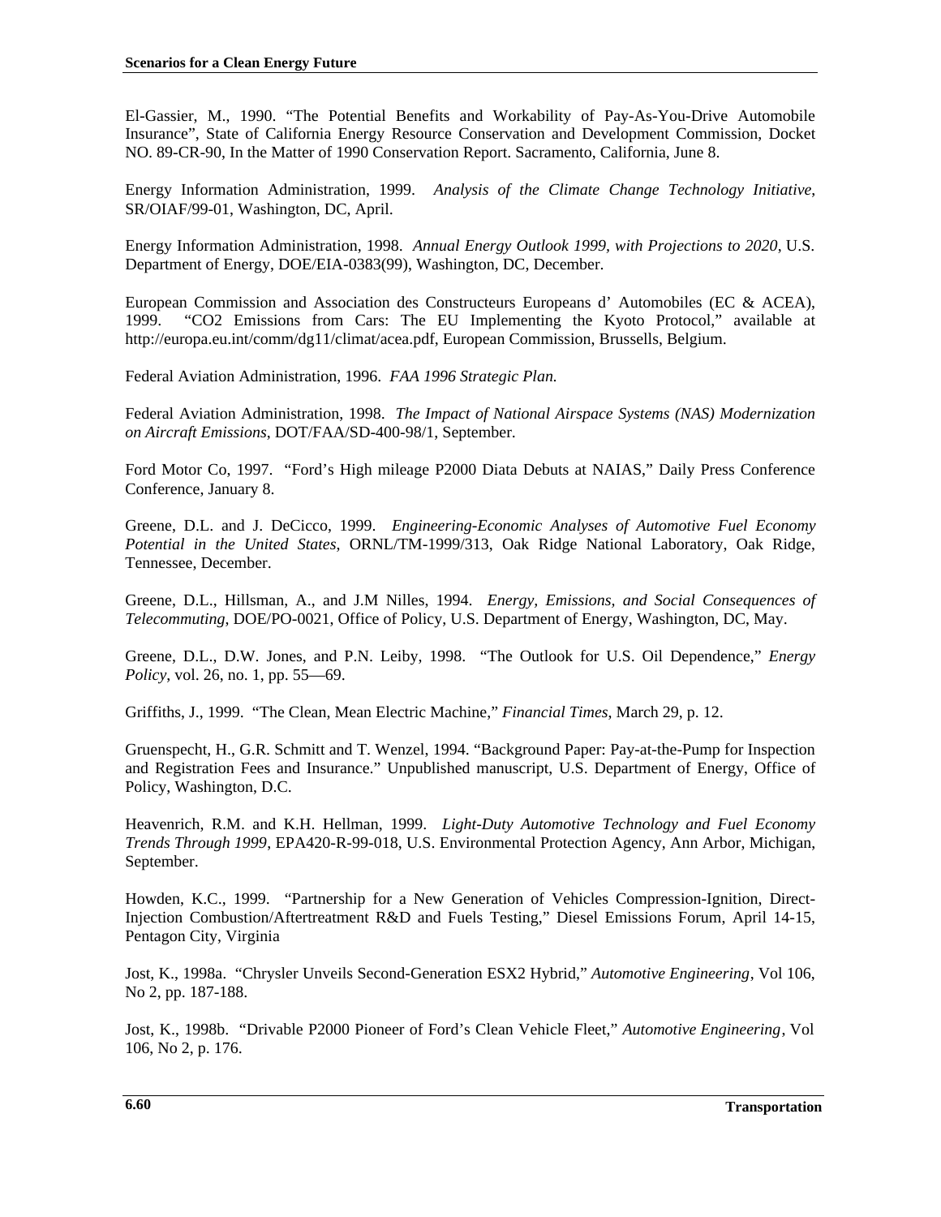El-Gassier, M., 1990. "The Potential Benefits and Workability of Pay-As-You-Drive Automobile Insurance", State of California Energy Resource Conservation and Development Commission, Docket NO. 89-CR-90, In the Matter of 1990 Conservation Report. Sacramento, California, June 8.

Energy Information Administration, 1999. *Analysis of the Climate Change Technology Initiative,* SR/OIAF/99-01, Washington, DC, April.

Energy Information Administration, 1998. *Annual Energy Outlook 1999, with Projections to 2020*, U.S. Department of Energy, DOE/EIA-0383(99), Washington, DC, December.

European Commission and Association des Constructeurs Europeans d' Automobiles (EC & ACEA), 1999. "CO2 Emissions from Cars: The EU Implementing the Kyoto Protocol," available at http://europa.eu.int/comm/dg11/climat/acea.pdf, European Commission, Brussells, Belgium.

Federal Aviation Administration, 1996. *FAA 1996 Strategic Plan.*

Federal Aviation Administration, 1998. *The Impact of National Airspace Systems (NAS) Modernization on Aircraft Emissions*, DOT/FAA/SD-400-98/1, September.

Ford Motor Co, 1997. "Ford's High mileage P2000 Diata Debuts at NAIAS," Daily Press Conference Conference, January 8.

Greene, D.L. and J. DeCicco, 1999. *Engineering-Economic Analyses of Automotive Fuel Economy Potential in the United States*, ORNL/TM-1999/313, Oak Ridge National Laboratory, Oak Ridge, Tennessee, December.

Greene, D.L., Hillsman, A., and J.M Nilles, 1994. *Energy, Emissions, and Social Consequences of Telecommuting*, DOE/PO-0021, Office of Policy, U.S. Department of Energy, Washington, DC, May.

Greene, D.L., D.W. Jones, and P.N. Leiby, 1998. "The Outlook for U.S. Oil Dependence," *Energy Policy*, vol. 26, no. 1, pp. 55—69.

Griffiths, J., 1999. "The Clean, Mean Electric Machine," *Financial Times*, March 29, p. 12.

Gruenspecht, H., G.R. Schmitt and T. Wenzel, 1994. "Background Paper: Pay-at-the-Pump for Inspection and Registration Fees and Insurance." Unpublished manuscript, U.S. Department of Energy, Office of Policy, Washington, D.C.

Heavenrich, R.M. and K.H. Hellman, 1999. *Light-Duty Automotive Technology and Fuel Economy Trends Through 1999*, EPA420-R-99-018, U.S. Environmental Protection Agency, Ann Arbor, Michigan, September.

Howden, K.C., 1999. "Partnership for a New Generation of Vehicles Compression-Ignition, Direct-Injection Combustion/Aftertreatment R&D and Fuels Testing," Diesel Emissions Forum, April 14-15, Pentagon City, Virginia

Jost, K., 1998a. "Chrysler Unveils Second-Generation ESX2 Hybrid," *Automotive Engineering*, Vol 106, No 2, pp. 187-188.

Jost, K., 1998b. "Drivable P2000 Pioneer of Ford's Clean Vehicle Fleet," *Automotive Engineering*, Vol 106, No 2, p. 176.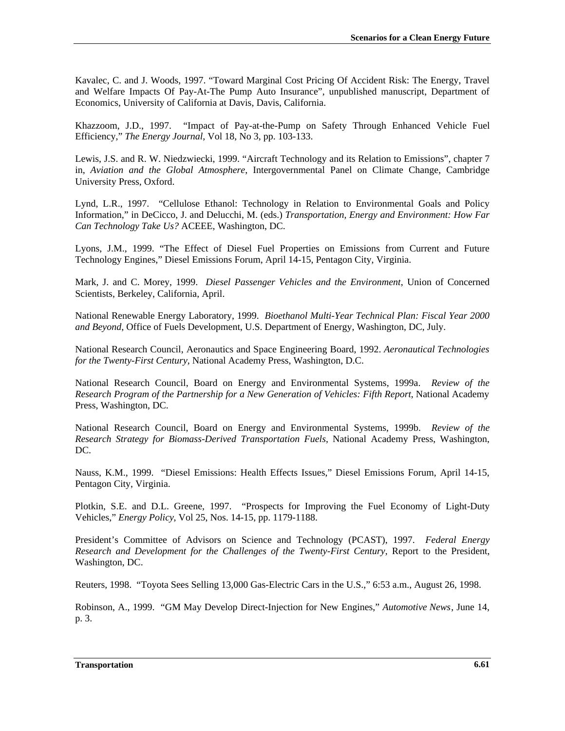Kavalec, C. and J. Woods, 1997. "Toward Marginal Cost Pricing Of Accident Risk: The Energy, Travel and Welfare Impacts Of Pay-At-The Pump Auto Insurance", unpublished manuscript, Department of Economics, University of California at Davis, Davis, California.

Khazzoom, J.D., 1997. "Impact of Pay-at-the-Pump on Safety Through Enhanced Vehicle Fuel Efficiency," *The Energy Journal*, Vol 18, No 3, pp. 103-133.

Lewis, J.S. and R. W. Niedzwiecki, 1999. "Aircraft Technology and its Relation to Emissions", chapter 7 in, *Aviation and the Global Atmosphere*, Intergovernmental Panel on Climate Change, Cambridge University Press, Oxford.

Lynd, L.R., 1997. "Cellulose Ethanol: Technology in Relation to Environmental Goals and Policy Information," in DeCicco, J. and Delucchi, M. (eds.) *Transportation, Energy and Environment: How Far Can Technology Take Us?* ACEEE, Washington, DC.

Lyons, J.M., 1999. "The Effect of Diesel Fuel Properties on Emissions from Current and Future Technology Engines," Diesel Emissions Forum, April 14-15, Pentagon City, Virginia.

Mark, J. and C. Morey, 1999. *Diesel Passenger Vehicles and the Environment*, Union of Concerned Scientists, Berkeley, California, April.

National Renewable Energy Laboratory, 1999. *Bioethanol Multi-Year Technical Plan: Fiscal Year 2000 and Beyond*, Office of Fuels Development, U.S. Department of Energy, Washington, DC, July.

National Research Council, Aeronautics and Space Engineering Board, 1992. *Aeronautical Technologies for the Twenty-First Century*, National Academy Press, Washington, D.C.

National Research Council, Board on Energy and Environmental Systems, 1999a. *Review of the Research Program of the Partnership for a New Generation of Vehicles: Fifth Report*, National Academy Press, Washington, DC.

National Research Council, Board on Energy and Environmental Systems, 1999b. *Review of the Research Strategy for Biomass-Derived Transportation Fuels*, National Academy Press, Washington, DC.

Nauss, K.M., 1999. "Diesel Emissions: Health Effects Issues," Diesel Emissions Forum, April 14-15, Pentagon City, Virginia.

Plotkin, S.E. and D.L. Greene, 1997. "Prospects for Improving the Fuel Economy of Light-Duty Vehicles," *Energy Policy*, Vol 25, Nos. 14-15, pp. 1179-1188.

President's Committee of Advisors on Science and Technology (PCAST), 1997. *Federal Energy Research and Development for the Challenges of the Twenty-First Century*, Report to the President, Washington, DC.

Reuters, 1998. "Toyota Sees Selling 13,000 Gas-Electric Cars in the U.S.," 6:53 a.m., August 26, 1998.

Robinson, A., 1999. "GM May Develop Direct-Injection for New Engines," *Automotive News*, June 14, p. 3.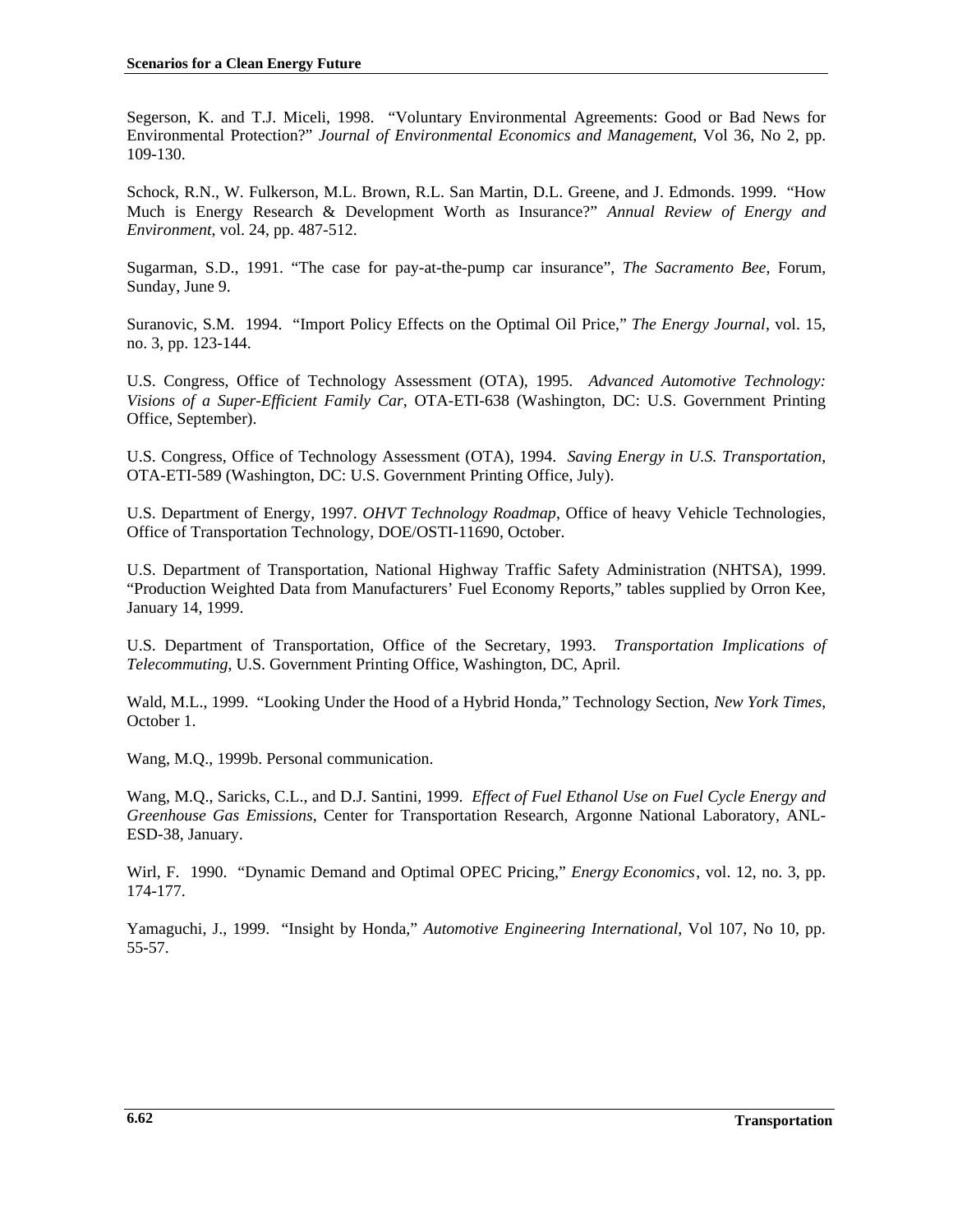Segerson, K. and T.J. Miceli, 1998. "Voluntary Environmental Agreements: Good or Bad News for Environmental Protection?" *Journal of Environmental Economics and Management*, Vol 36, No 2, pp. 109-130.

Schock, R.N., W. Fulkerson, M.L. Brown, R.L. San Martin, D.L. Greene, and J. Edmonds. 1999. "How Much is Energy Research & Development Worth as Insurance?" *Annual Review of Energy and Environment*, vol. 24, pp. 487-512.

Sugarman, S.D., 1991. "The case for pay-at-the-pump car insurance", *The Sacramento Bee*, Forum, Sunday, June 9.

Suranovic, S.M. 1994. "Import Policy Effects on the Optimal Oil Price," *The Energy Journal*, vol. 15, no. 3, pp. 123-144.

U.S. Congress, Office of Technology Assessment (OTA), 1995. *Advanced Automotive Technology: Visions of a Super-Efficient Family Car*, OTA-ETI-638 (Washington, DC: U.S. Government Printing Office, September).

U.S. Congress, Office of Technology Assessment (OTA), 1994. *Saving Energy in U.S. Transportation*, OTA-ETI-589 (Washington, DC: U.S. Government Printing Office, July).

U.S. Department of Energy, 1997. *OHVT Technology Roadmap*, Office of heavy Vehicle Technologies, Office of Transportation Technology, DOE/OSTI-11690, October.

U.S. Department of Transportation, National Highway Traffic Safety Administration (NHTSA), 1999. "Production Weighted Data from Manufacturers' Fuel Economy Reports," tables supplied by Orron Kee, January 14, 1999.

U.S. Department of Transportation, Office of the Secretary, 1993. *Transportation Implications of Telecommuting*, U.S. Government Printing Office, Washington, DC, April.

Wald, M.L., 1999. "Looking Under the Hood of a Hybrid Honda," Technology Section, *New York Times*, October 1.

Wang, M.Q., 1999b. Personal communication.

Wang, M.Q., Saricks, C.L., and D.J. Santini, 1999. *Effect of Fuel Ethanol Use on Fuel Cycle Energy and Greenhouse Gas Emissions*, Center for Transportation Research, Argonne National Laboratory, ANL-ESD-38, January.

Wirl, F. 1990. "Dynamic Demand and Optimal OPEC Pricing," *Energy Economics*, vol. 12, no. 3, pp. 174-177.

Yamaguchi, J., 1999. "Insight by Honda," *Automotive Engineering International*, Vol 107, No 10, pp. 55-57.